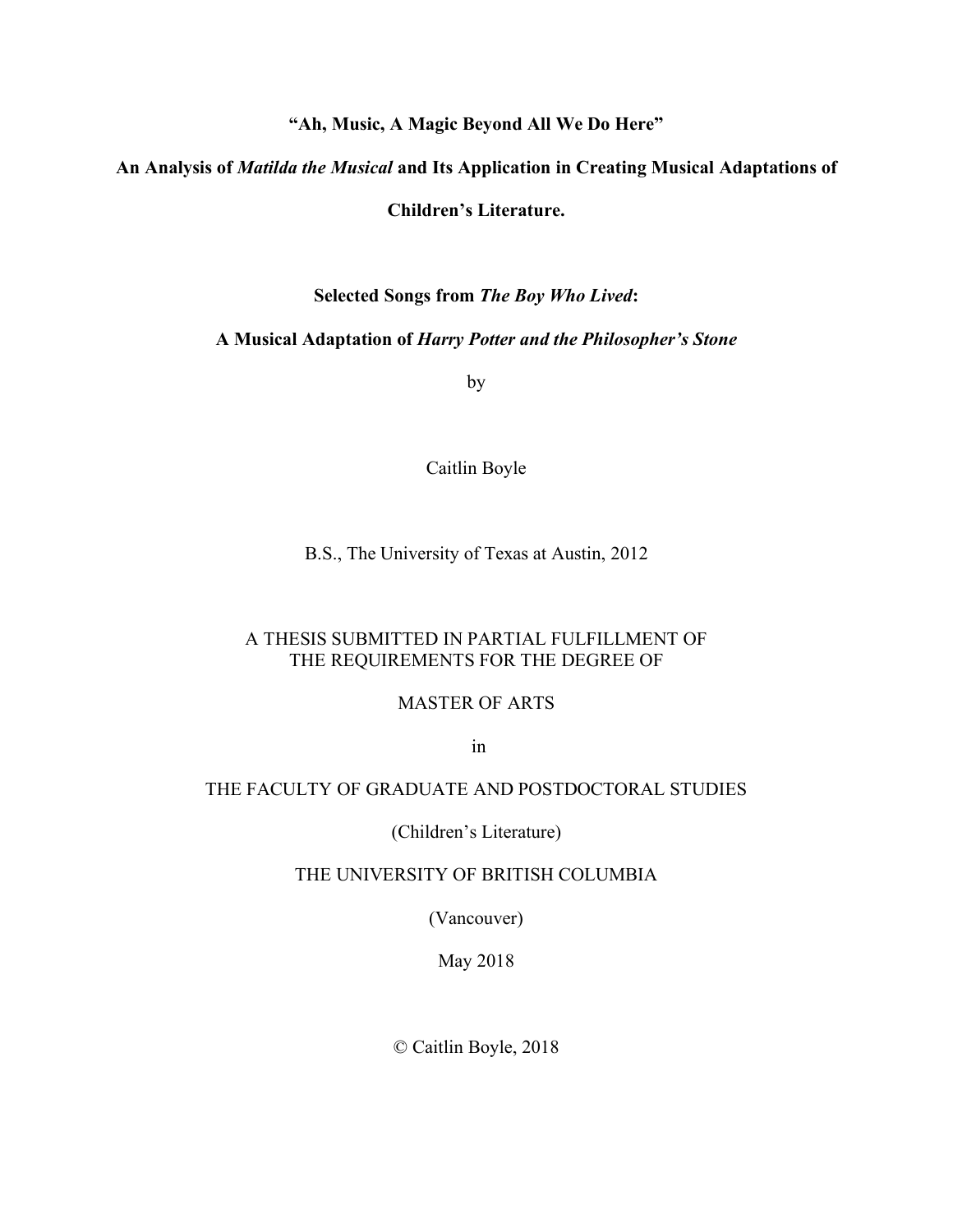**“Ah, Music, A Magic Beyond All We Do Here”**

**An Analysis of *Matilda the Musical* and Its Application in Creating Musical Adaptations of Children’s Literature.**

**Selected Songs from *The Boy Who Lived*:**

**A Musical Adaptation of *Harry Potter and the Philosopher’s Stone***

by

Caitlin Boyle

B.S., The University of Texas at Austin, 2012

A THESIS SUBMITTED IN PARTIAL FULFILLMENT OF
THE REQUIREMENTS FOR THE DEGREE OF

MASTER OF ARTS

in

THE FACULTY OF GRADUATE AND POSTDOCTORAL STUDIES

(Children’s Literature)

THE UNIVERSITY OF BRITISH COLUMBIA

(Vancouver)

May 2018

© Caitlin Boyle, 2018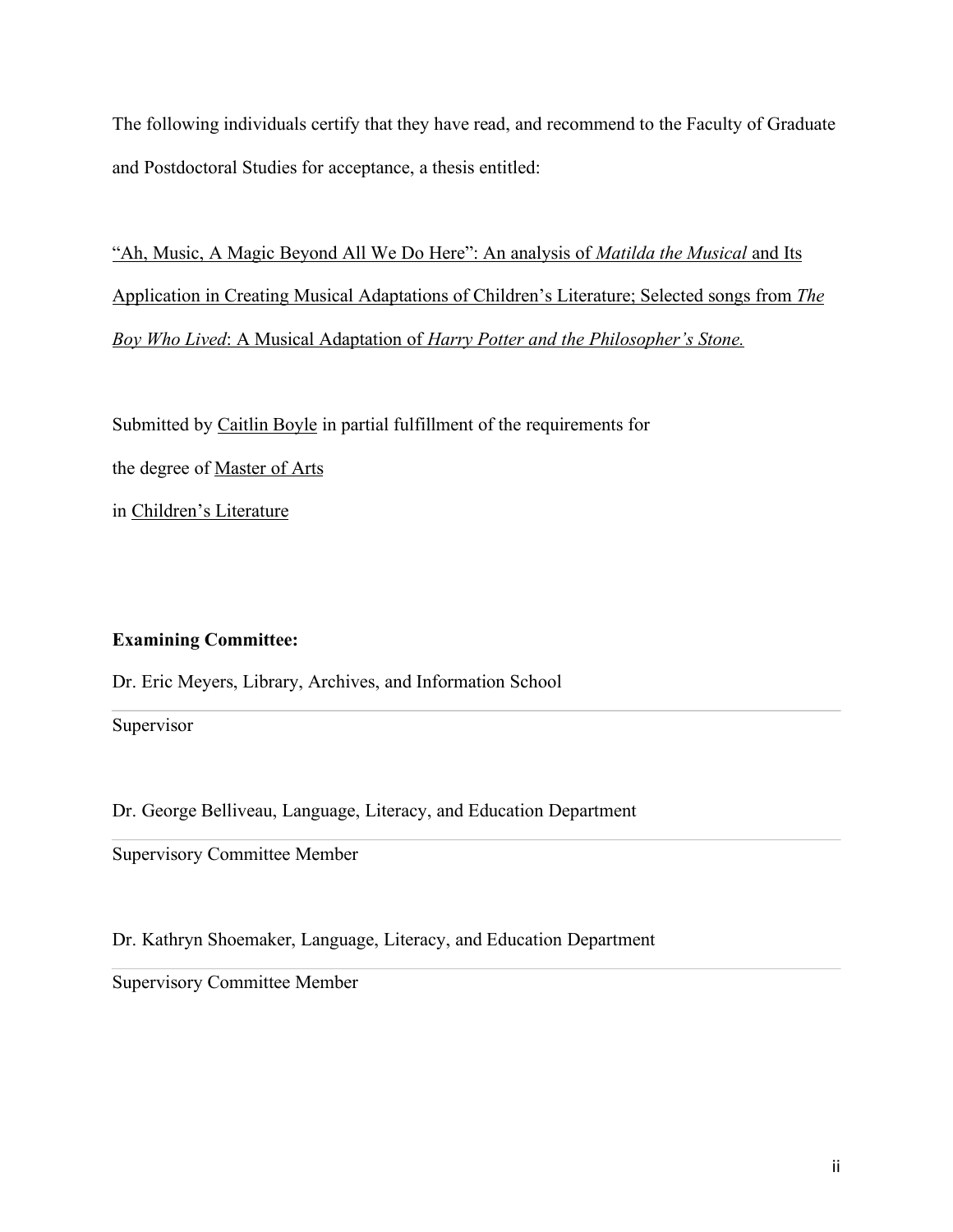The following individuals certify that they have read, and recommend to the Faculty of Graduate and Postdoctoral Studies for acceptance, a thesis entitled:

"Ah, Music, A Magic Beyond All We Do Here": An analysis of *Matilda the Musical* and Its Application in Creating Musical Adaptations of Children's Literature; Selected songs from *The Boy Who Lived*: A Musical Adaptation of *Harry Potter and the Philosopher's Stone.*

Submitted by Caitlin Boyle in partial fulfillment of the requirements for

the degree of Master of Arts

in Children's Literature

**Examining Committee:**

Dr. Eric Meyers, Library, Archives, and Information School

Supervisor

Dr. George Belliveau, Language, Literacy, and Education Department

Supervisory Committee Member

Dr. Kathryn Shoemaker, Language, Literacy, and Education Department

Supervisory Committee Member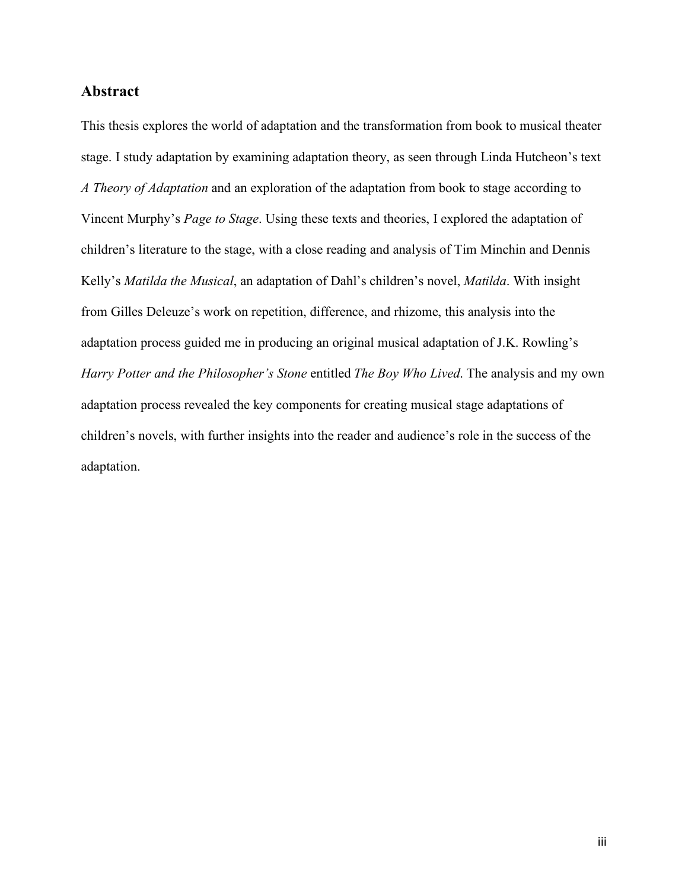## Abstract

This thesis explores the world of adaptation and the transformation from book to musical theater stage. I study adaptation by examining adaptation theory, as seen through Linda Hutcheon's text *A Theory of Adaptation* and an exploration of the adaptation from book to stage according to Vincent Murphy's *Page to Stage*. Using these texts and theories, I explored the adaptation of children's literature to the stage, with a close reading and analysis of Tim Minchin and Dennis Kelly's *Matilda the Musical*, an adaptation of Dahl's children's novel, *Matilda*. With insight from Gilles Deleuze's work on repetition, difference, and rhizome, this analysis into the adaptation process guided me in producing an original musical adaptation of J.K. Rowling's *Harry Potter and the Philosopher's Stone* entitled *The Boy Who Lived*. The analysis and my own adaptation process revealed the key components for creating musical stage adaptations of children's novels, with further insights into the reader and audience's role in the success of the adaptation.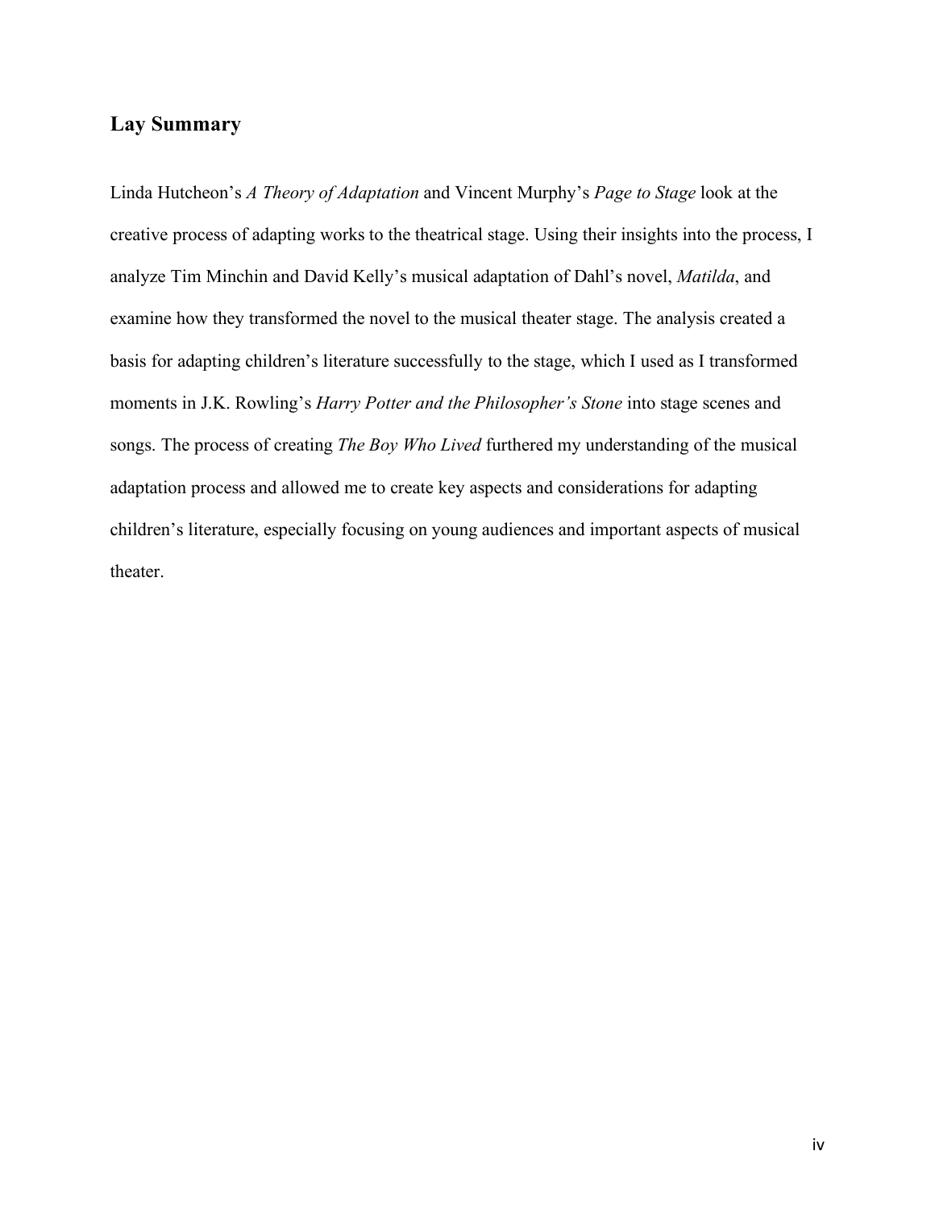## Lay Summary

Linda Hutcheon's *A Theory of Adaptation* and Vincent Murphy's *Page to Stage* look at the creative process of adapting works to the theatrical stage. Using their insights into the process, I analyze Tim Minchin and David Kelly's musical adaptation of Dahl's novel, *Matilda*, and examine how they transformed the novel to the musical theater stage. The analysis created a basis for adapting children's literature successfully to the stage, which I used as I transformed moments in J.K. Rowling's *Harry Potter and the Philosopher's Stone* into stage scenes and songs. The process of creating *The Boy Who Lived* furthered my understanding of the musical adaptation process and allowed me to create key aspects and considerations for adapting children's literature, especially focusing on young audiences and important aspects of musical theater.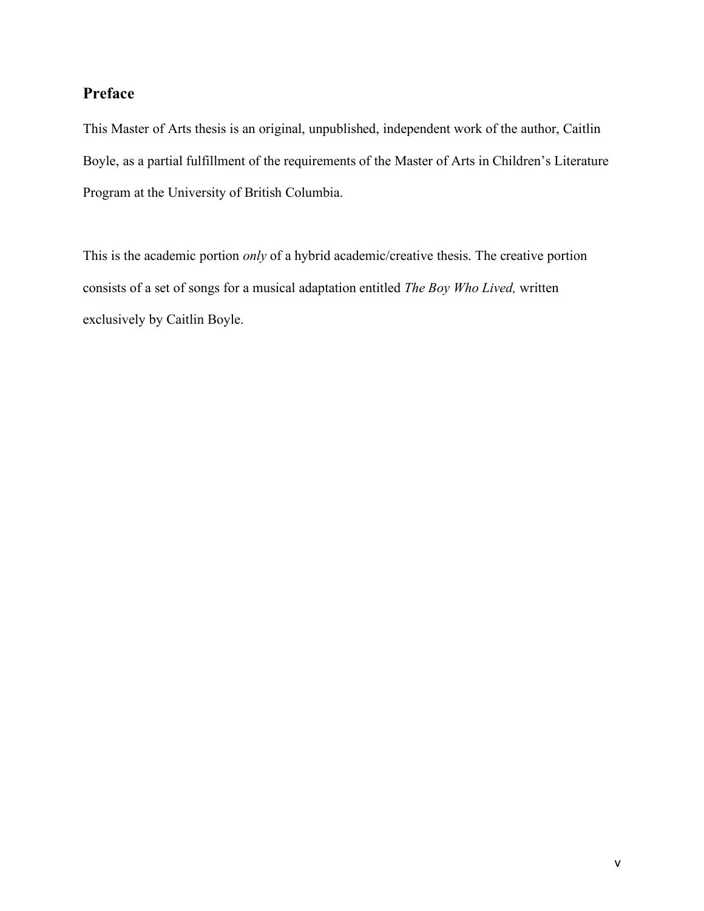## Preface

This Master of Arts thesis is an original, unpublished, independent work of the author, Caitlin Boyle, as a partial fulfillment of the requirements of the Master of Arts in Children's Literature Program at the University of British Columbia.

This is the academic portion *only* of a hybrid academic/creative thesis. The creative portion consists of a set of songs for a musical adaptation entitled *The Boy Who Lived,* written exclusively by Caitlin Boyle.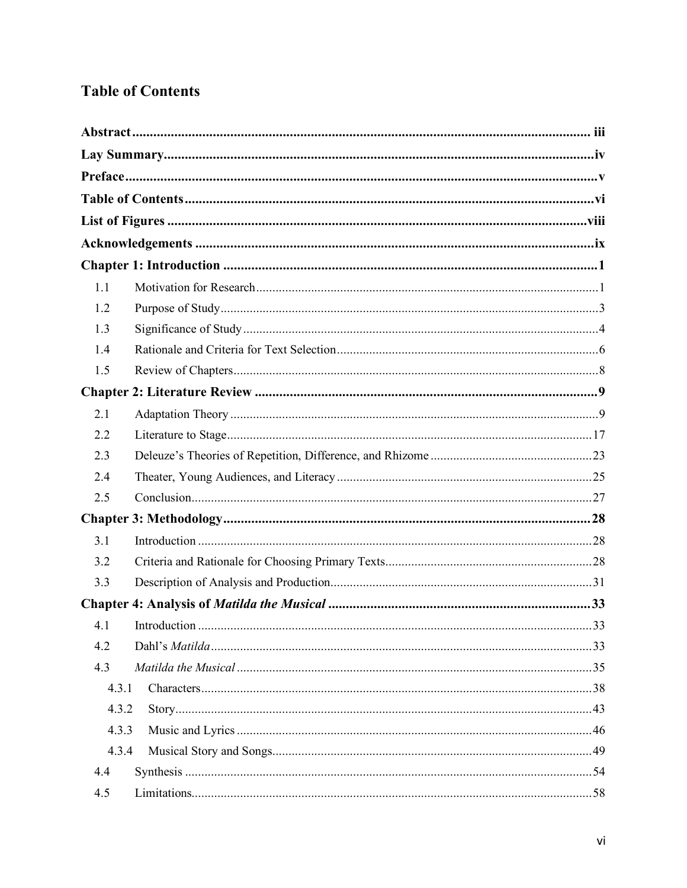## Table of Contents

**Abstract** .......... iii

**Lay Summary** .......... iv

**Preface** .......... v

**Table of Contents** .......... vi

**List of Figures** .......... viii

**Acknowledgements** .......... ix

**Chapter 1: Introduction** .......... 1

- 1.1 Motivation for Research .......... 1
- 1.2 Purpose of Study .......... 3
- 1.3 Significance of Study .......... 4
- 1.4 Rationale and Criteria for Text Selection .......... 6
- 1.5 Review of Chapters .......... 8

**Chapter 2: Literature Review** .......... 9

- 2.1 Adaptation Theory .......... 9
- 2.2 Literature to Stage .......... 17
- 2.3 Deleuze's Theories of Repetition, Difference, and Rhizome .......... 23
- 2.4 Theater, Young Audiences, and Literacy .......... 25
- 2.5 Conclusion .......... 27

**Chapter 3: Methodology** .......... 28

- 3.1 Introduction .......... 28
- 3.2 Criteria and Rationale for Choosing Primary Texts .......... 28
- 3.3 Description of Analysis and Production .......... 31

**Chapter 4: Analysis of *Matilda the Musical*** .......... 33

- 4.1 Introduction .......... 33
- 4.2 Dahl's *Matilda* .......... 33
- 4.3 *Matilda the Musical* .......... 35
  - 4.3.1 Characters .......... 38
  - 4.3.2 Story .......... 43
  - 4.3.3 Music and Lyrics .......... 46
  - 4.3.4 Musical Story and Songs .......... 49
- 4.4 Synthesis .......... 54
- 4.5 Limitations .......... 58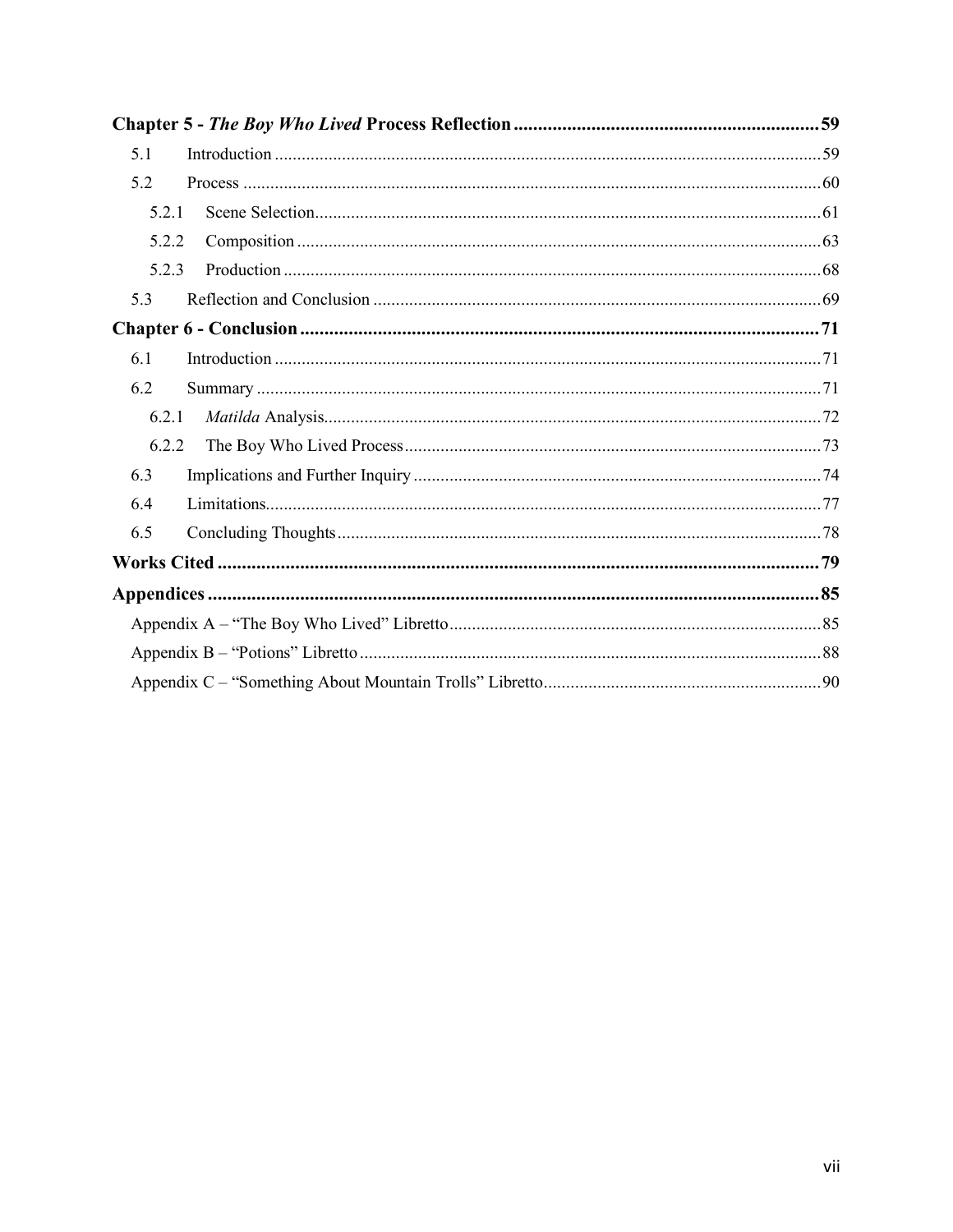**Chapter 5 - *The Boy Who Lived* Process Reflection** ..... 59

- 5.1 Introduction ..... 59
- 5.2 Process ..... 60
  - 5.2.1 Scene Selection ..... 61
  - 5.2.2 Composition ..... 63
  - 5.2.3 Production ..... 68
- 5.3 Reflection and Conclusion ..... 69

**Chapter 6 - Conclusion** ..... 71

- 6.1 Introduction ..... 71
- 6.2 Summary ..... 71
  - 6.2.1 *Matilda* Analysis ..... 72
  - 6.2.2 The Boy Who Lived Process ..... 73
- 6.3 Implications and Further Inquiry ..... 74
- 6.4 Limitations ..... 77
- 6.5 Concluding Thoughts ..... 78

**Works Cited** ..... 79

**Appendices** ..... 85

- Appendix A – "The Boy Who Lived" Libretto ..... 85
- Appendix B – "Potions" Libretto ..... 88
- Appendix C – "Something About Mountain Trolls" Libretto ..... 90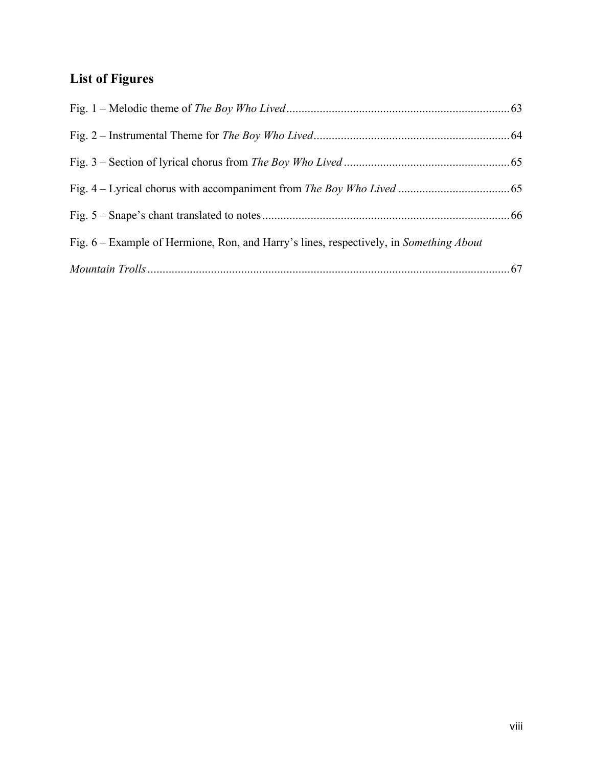## List of Figures

Fig. 1 – Melodic theme of *The Boy Who Lived* .......... 63

Fig. 2 – Instrumental Theme for *The Boy Who Lived* .......... 64

Fig. 3 – Section of lyrical chorus from *The Boy Who Lived* .......... 65

Fig. 4 – Lyrical chorus with accompaniment from *The Boy Who Lived* .......... 65

Fig. 5 – Snape's chant translated to notes .......... 66

Fig. 6 – Example of Hermione, Ron, and Harry's lines, respectively, in *Something About Mountain Trolls* .......... 67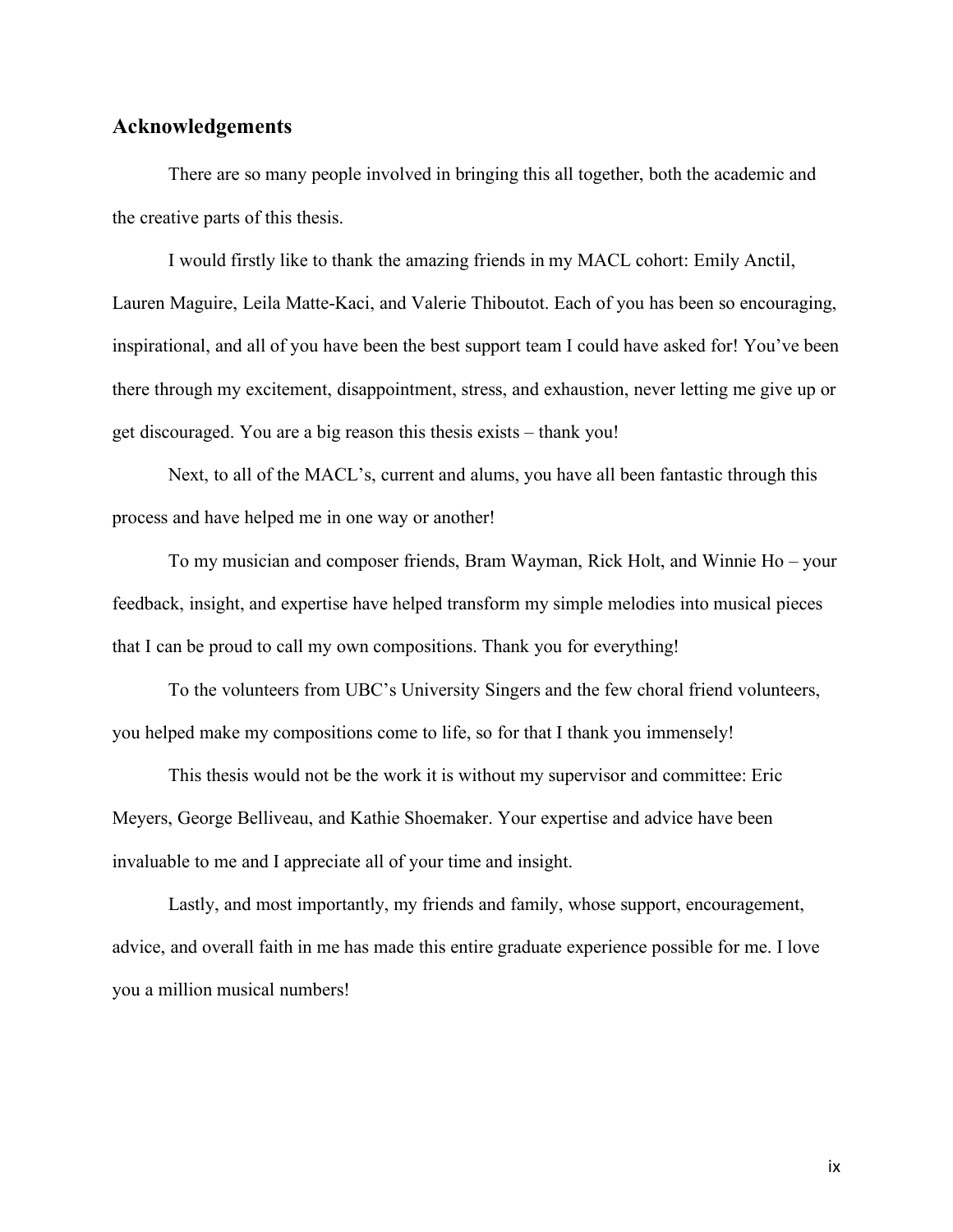## Acknowledgements

There are so many people involved in bringing this all together, both the academic and the creative parts of this thesis.

I would firstly like to thank the amazing friends in my MACL cohort: Emily Anctil, Lauren Maguire, Leila Matte-Kaci, and Valerie Thiboutot. Each of you has been so encouraging, inspirational, and all of you have been the best support team I could have asked for! You've been there through my excitement, disappointment, stress, and exhaustion, never letting me give up or get discouraged. You are a big reason this thesis exists – thank you!

Next, to all of the MACL's, current and alums, you have all been fantastic through this process and have helped me in one way or another!

To my musician and composer friends, Bram Wayman, Rick Holt, and Winnie Ho – your feedback, insight, and expertise have helped transform my simple melodies into musical pieces that I can be proud to call my own compositions. Thank you for everything!

To the volunteers from UBC's University Singers and the few choral friend volunteers, you helped make my compositions come to life, so for that I thank you immensely!

This thesis would not be the work it is without my supervisor and committee: Eric Meyers, George Belliveau, and Kathie Shoemaker. Your expertise and advice have been invaluable to me and I appreciate all of your time and insight.

Lastly, and most importantly, my friends and family, whose support, encouragement, advice, and overall faith in me has made this entire graduate experience possible for me. I love you a million musical numbers!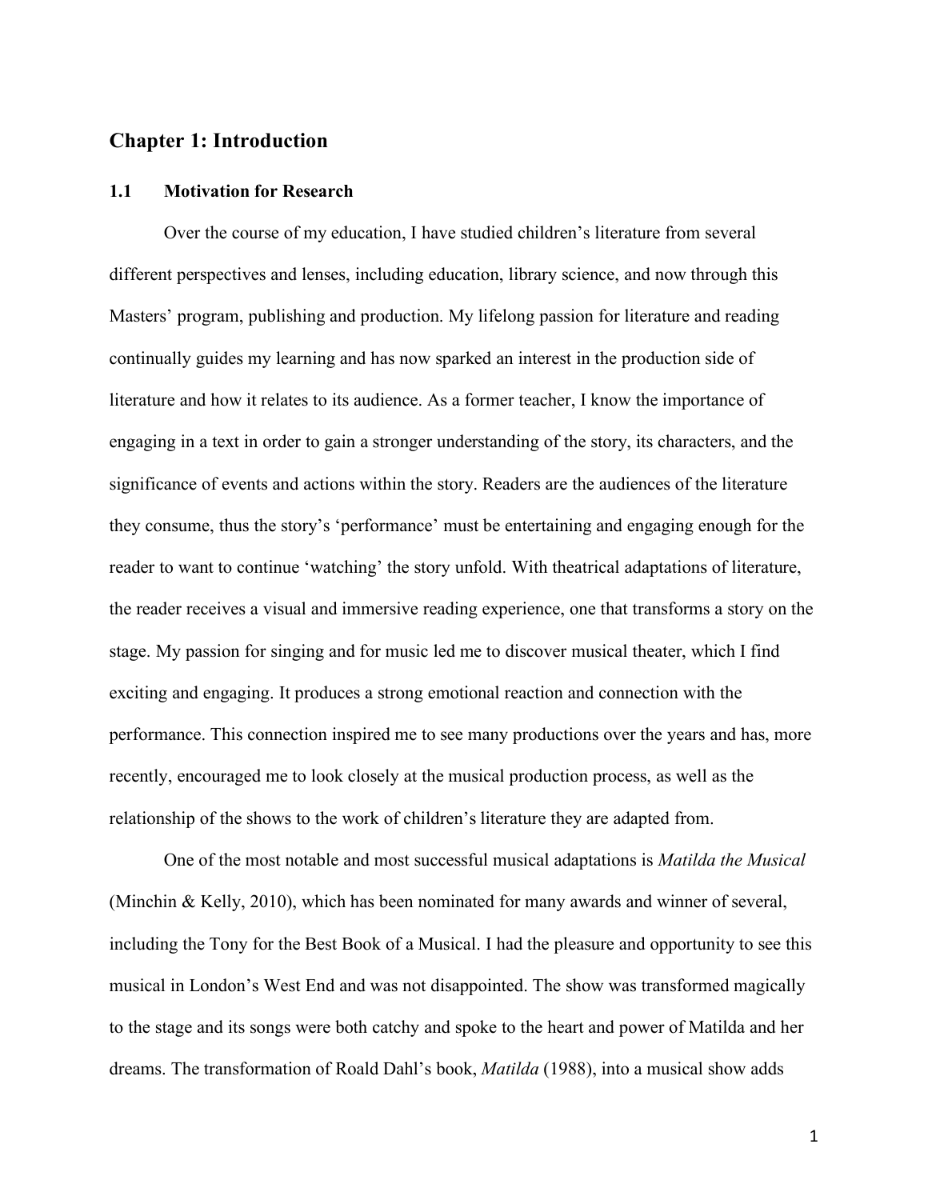## Chapter 1: Introduction

### 1.1 Motivation for Research

Over the course of my education, I have studied children's literature from several different perspectives and lenses, including education, library science, and now through this Masters' program, publishing and production. My lifelong passion for literature and reading continually guides my learning and has now sparked an interest in the production side of literature and how it relates to its audience. As a former teacher, I know the importance of engaging in a text in order to gain a stronger understanding of the story, its characters, and the significance of events and actions within the story. Readers are the audiences of the literature they consume, thus the story's 'performance' must be entertaining and engaging enough for the reader to want to continue 'watching' the story unfold. With theatrical adaptations of literature, the reader receives a visual and immersive reading experience, one that transforms a story on the stage. My passion for singing and for music led me to discover musical theater, which I find exciting and engaging. It produces a strong emotional reaction and connection with the performance. This connection inspired me to see many productions over the years and has, more recently, encouraged me to look closely at the musical production process, as well as the relationship of the shows to the work of children's literature they are adapted from.

One of the most notable and most successful musical adaptations is *Matilda the Musical* (Minchin & Kelly, 2010), which has been nominated for many awards and winner of several, including the Tony for the Best Book of a Musical. I had the pleasure and opportunity to see this musical in London's West End and was not disappointed. The show was transformed magically to the stage and its songs were both catchy and spoke to the heart and power of Matilda and her dreams. The transformation of Roald Dahl's book, *Matilda* (1988), into a musical show adds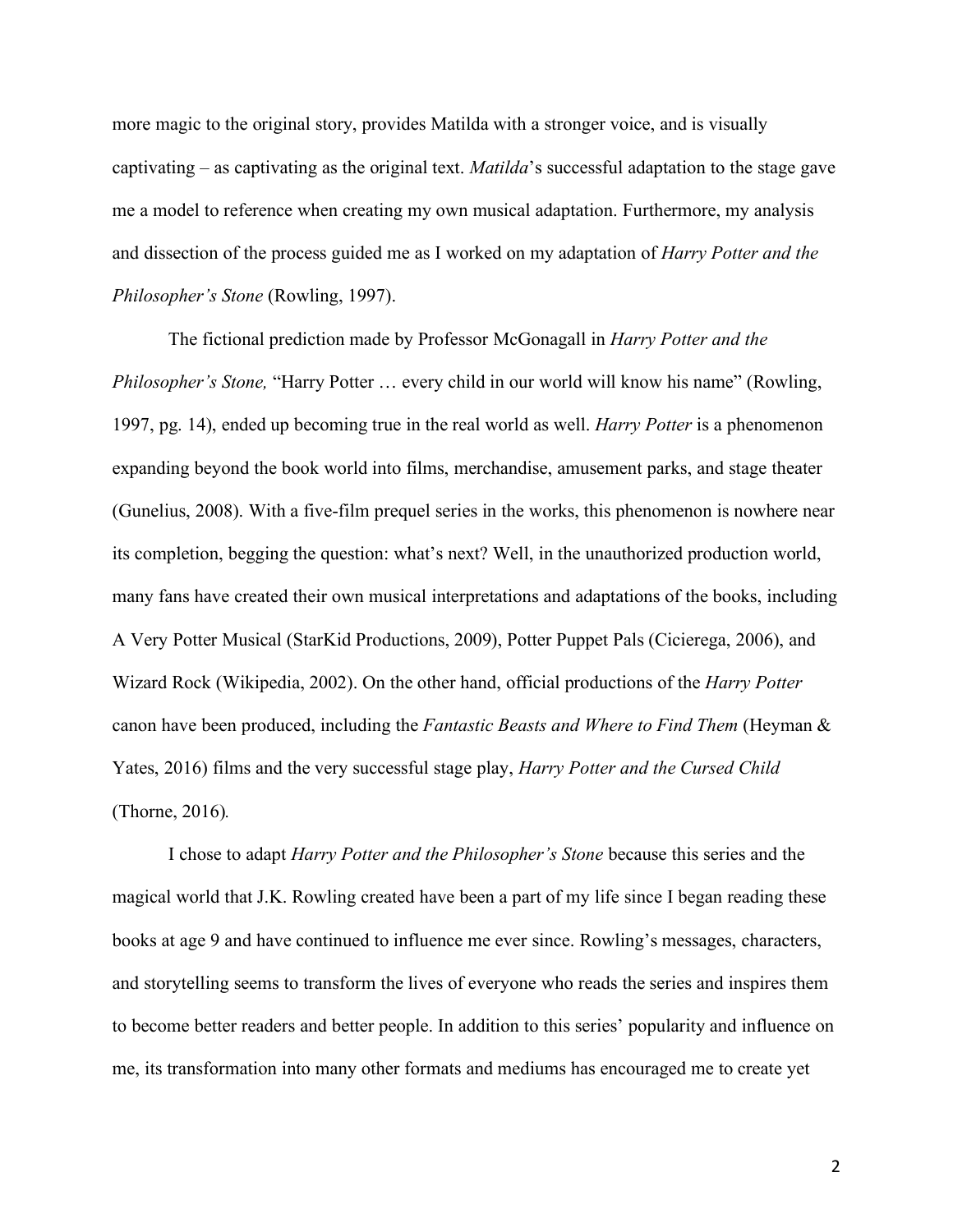more magic to the original story, provides Matilda with a stronger voice, and is visually captivating – as captivating as the original text. *Matilda*'s successful adaptation to the stage gave me a model to reference when creating my own musical adaptation. Furthermore, my analysis and dissection of the process guided me as I worked on my adaptation of *Harry Potter and the Philosopher's Stone* (Rowling, 1997).

The fictional prediction made by Professor McGonagall in *Harry Potter and the Philosopher's Stone,* "Harry Potter … every child in our world will know his name" (Rowling, 1997, pg. 14), ended up becoming true in the real world as well. *Harry Potter* is a phenomenon expanding beyond the book world into films, merchandise, amusement parks, and stage theater (Gunelius, 2008). With a five-film prequel series in the works, this phenomenon is nowhere near its completion, begging the question: what's next? Well, in the unauthorized production world, many fans have created their own musical interpretations and adaptations of the books, including A Very Potter Musical (StarKid Productions, 2009), Potter Puppet Pals (Cicierega, 2006), and Wizard Rock (Wikipedia, 2002). On the other hand, official productions of the *Harry Potter* canon have been produced, including the *Fantastic Beasts and Where to Find Them* (Heyman & Yates, 2016) films and the very successful stage play, *Harry Potter and the Cursed Child* (Thorne, 2016).

I chose to adapt *Harry Potter and the Philosopher's Stone* because this series and the magical world that J.K. Rowling created have been a part of my life since I began reading these books at age 9 and have continued to influence me ever since. Rowling's messages, characters, and storytelling seems to transform the lives of everyone who reads the series and inspires them to become better readers and better people. In addition to this series' popularity and influence on me, its transformation into many other formats and mediums has encouraged me to create yet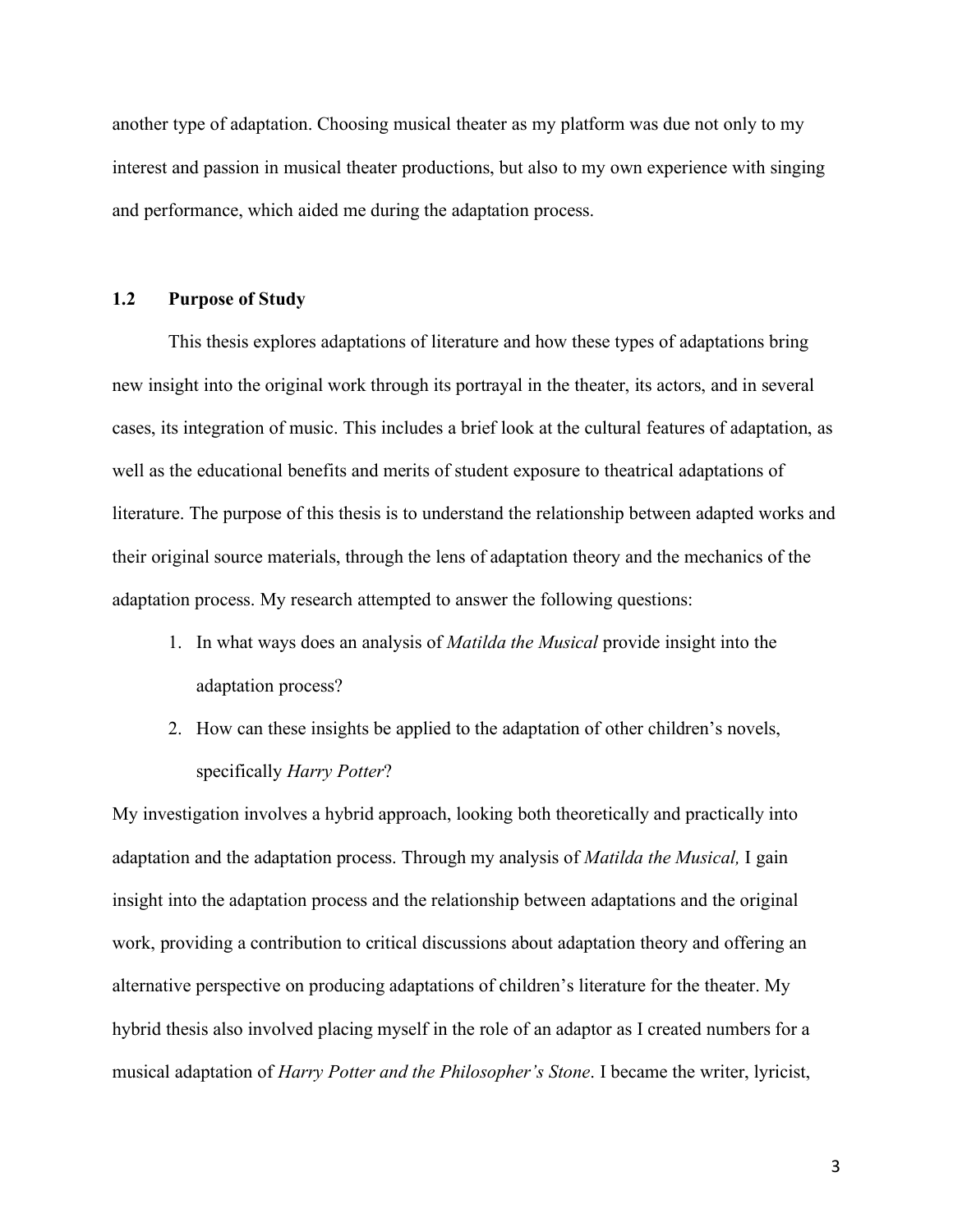another type of adaptation. Choosing musical theater as my platform was due not only to my interest and passion in musical theater productions, but also to my own experience with singing and performance, which aided me during the adaptation process.

## 1.2 Purpose of Study

This thesis explores adaptations of literature and how these types of adaptations bring new insight into the original work through its portrayal in the theater, its actors, and in several cases, its integration of music. This includes a brief look at the cultural features of adaptation, as well as the educational benefits and merits of student exposure to theatrical adaptations of literature. The purpose of this thesis is to understand the relationship between adapted works and their original source materials, through the lens of adaptation theory and the mechanics of the adaptation process. My research attempted to answer the following questions:

1. In what ways does an analysis of *Matilda the Musical* provide insight into the adaptation process?
2. How can these insights be applied to the adaptation of other children's novels, specifically *Harry Potter*?

My investigation involves a hybrid approach, looking both theoretically and practically into adaptation and the adaptation process. Through my analysis of *Matilda the Musical,* I gain insight into the adaptation process and the relationship between adaptations and the original work, providing a contribution to critical discussions about adaptation theory and offering an alternative perspective on producing adaptations of children's literature for the theater. My hybrid thesis also involved placing myself in the role of an adaptor as I created numbers for a musical adaptation of *Harry Potter and the Philosopher's Stone*. I became the writer, lyricist,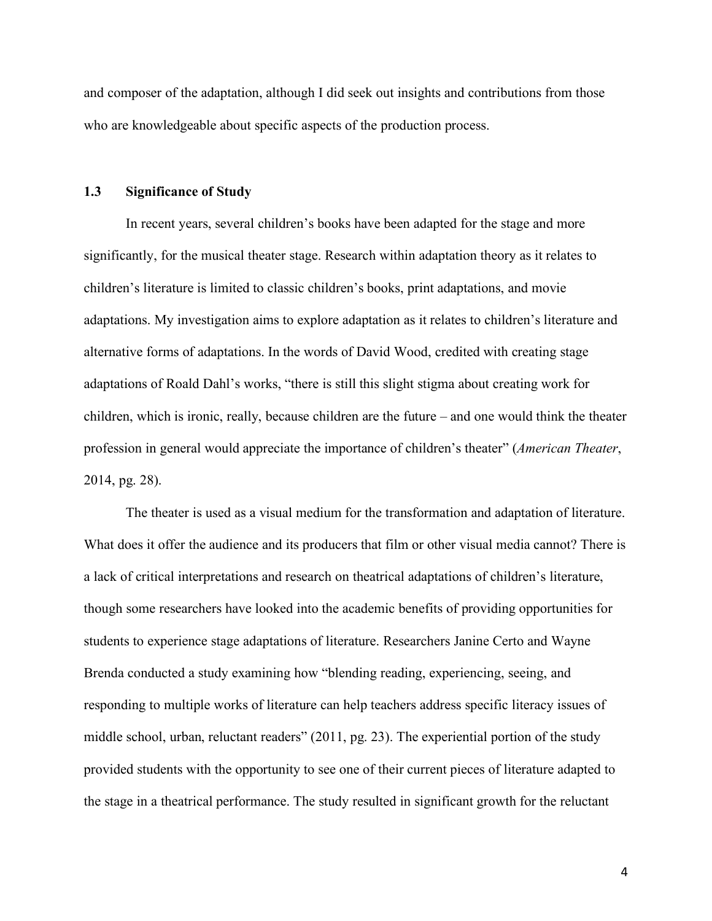and composer of the adaptation, although I did seek out insights and contributions from those who are knowledgeable about specific aspects of the production process.

### 1.3 Significance of Study

In recent years, several children's books have been adapted for the stage and more significantly, for the musical theater stage. Research within adaptation theory as it relates to children's literature is limited to classic children's books, print adaptations, and movie adaptations. My investigation aims to explore adaptation as it relates to children's literature and alternative forms of adaptations. In the words of David Wood, credited with creating stage adaptations of Roald Dahl's works, "there is still this slight stigma about creating work for children, which is ironic, really, because children are the future – and one would think the theater profession in general would appreciate the importance of children's theater" (*American Theater*, 2014, pg. 28).

The theater is used as a visual medium for the transformation and adaptation of literature. What does it offer the audience and its producers that film or other visual media cannot? There is a lack of critical interpretations and research on theatrical adaptations of children's literature, though some researchers have looked into the academic benefits of providing opportunities for students to experience stage adaptations of literature. Researchers Janine Certo and Wayne Brenda conducted a study examining how "blending reading, experiencing, seeing, and responding to multiple works of literature can help teachers address specific literacy issues of middle school, urban, reluctant readers" (2011, pg. 23). The experiential portion of the study provided students with the opportunity to see one of their current pieces of literature adapted to the stage in a theatrical performance. The study resulted in significant growth for the reluctant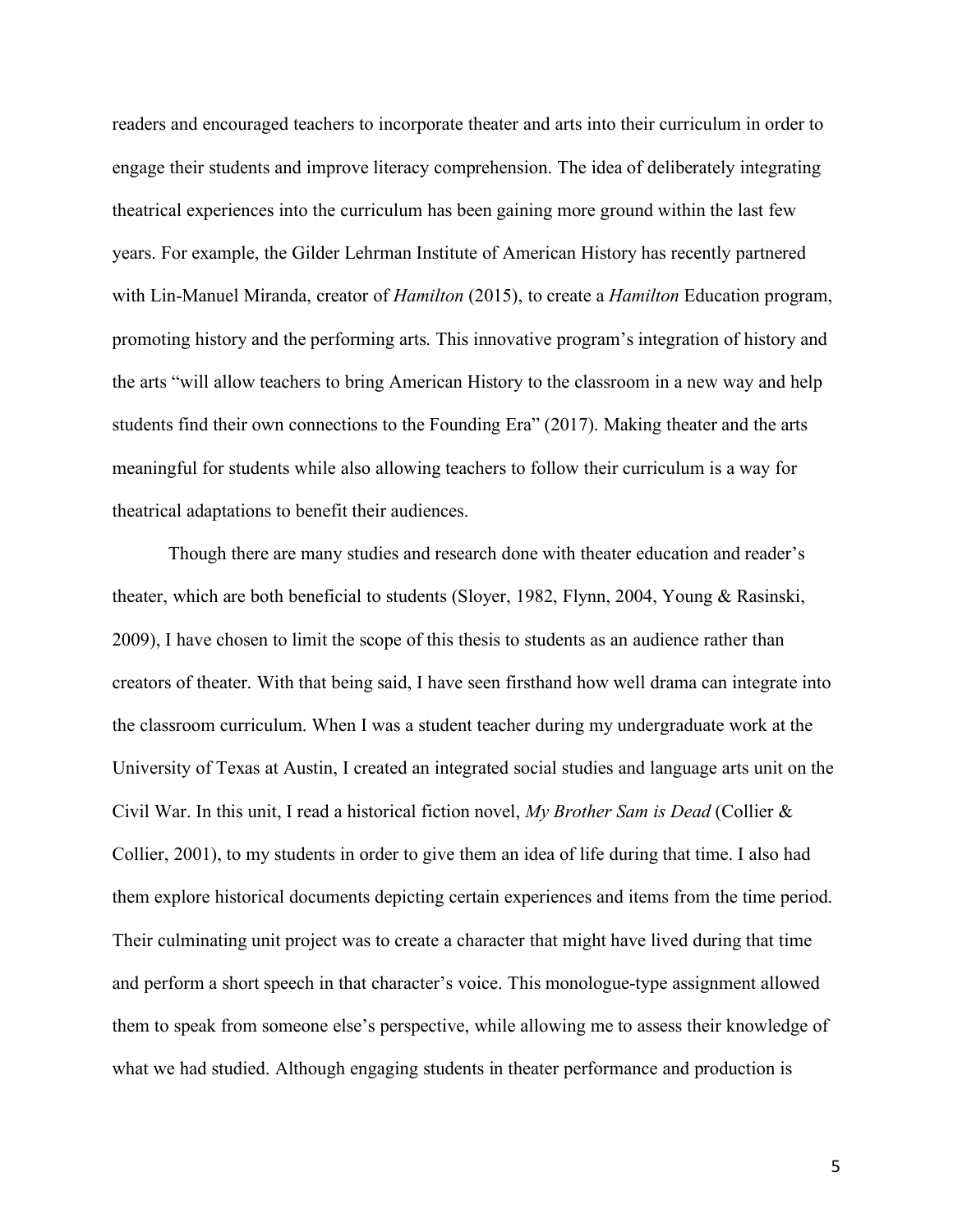readers and encouraged teachers to incorporate theater and arts into their curriculum in order to engage their students and improve literacy comprehension. The idea of deliberately integrating theatrical experiences into the curriculum has been gaining more ground within the last few years. For example, the Gilder Lehrman Institute of American History has recently partnered with Lin-Manuel Miranda, creator of *Hamilton* (2015), to create a *Hamilton* Education program, promoting history and the performing arts. This innovative program's integration of history and the arts "will allow teachers to bring American History to the classroom in a new way and help students find their own connections to the Founding Era" (2017). Making theater and the arts meaningful for students while also allowing teachers to follow their curriculum is a way for theatrical adaptations to benefit their audiences.

Though there are many studies and research done with theater education and reader's theater, which are both beneficial to students (Sloyer, 1982, Flynn, 2004, Young & Rasinski, 2009), I have chosen to limit the scope of this thesis to students as an audience rather than creators of theater. With that being said, I have seen firsthand how well drama can integrate into the classroom curriculum. When I was a student teacher during my undergraduate work at the University of Texas at Austin, I created an integrated social studies and language arts unit on the Civil War. In this unit, I read a historical fiction novel, *My Brother Sam is Dead* (Collier & Collier, 2001), to my students in order to give them an idea of life during that time. I also had them explore historical documents depicting certain experiences and items from the time period. Their culminating unit project was to create a character that might have lived during that time and perform a short speech in that character's voice. This monologue-type assignment allowed them to speak from someone else's perspective, while allowing me to assess their knowledge of what we had studied. Although engaging students in theater performance and production is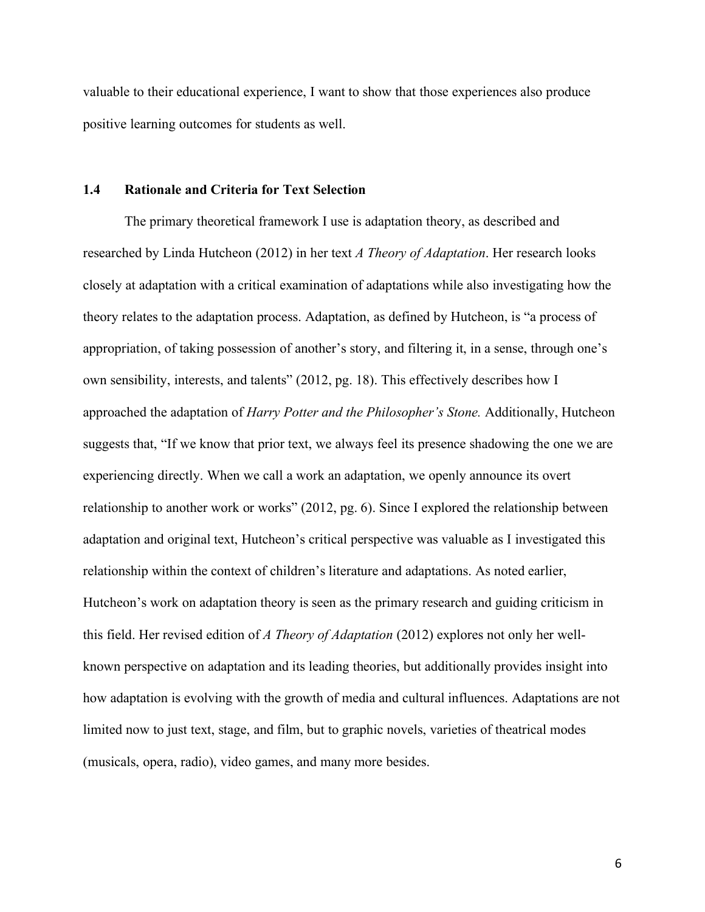valuable to their educational experience, I want to show that those experiences also produce positive learning outcomes for students as well.

### 1.4 Rationale and Criteria for Text Selection

The primary theoretical framework I use is adaptation theory, as described and researched by Linda Hutcheon (2012) in her text *A Theory of Adaptation*. Her research looks closely at adaptation with a critical examination of adaptations while also investigating how the theory relates to the adaptation process. Adaptation, as defined by Hutcheon, is "a process of appropriation, of taking possession of another's story, and filtering it, in a sense, through one's own sensibility, interests, and talents" (2012, pg. 18). This effectively describes how I approached the adaptation of *Harry Potter and the Philosopher's Stone.* Additionally, Hutcheon suggests that, "If we know that prior text, we always feel its presence shadowing the one we are experiencing directly. When we call a work an adaptation, we openly announce its overt relationship to another work or works" (2012, pg. 6). Since I explored the relationship between adaptation and original text, Hutcheon's critical perspective was valuable as I investigated this relationship within the context of children's literature and adaptations. As noted earlier, Hutcheon's work on adaptation theory is seen as the primary research and guiding criticism in this field. Her revised edition of *A Theory of Adaptation* (2012) explores not only her well-known perspective on adaptation and its leading theories, but additionally provides insight into how adaptation is evolving with the growth of media and cultural influences. Adaptations are not limited now to just text, stage, and film, but to graphic novels, varieties of theatrical modes (musicals, opera, radio), video games, and many more besides.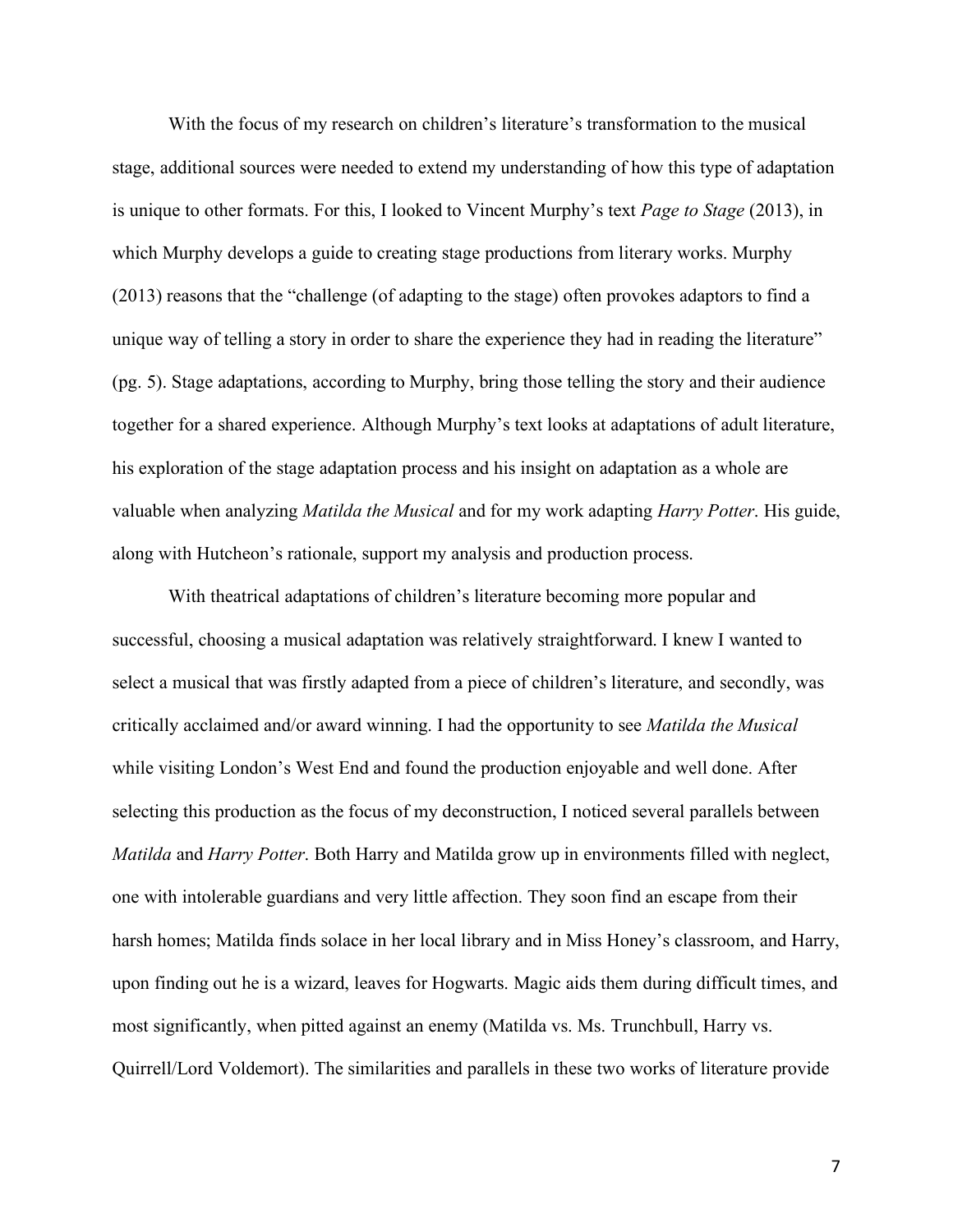With the focus of my research on children's literature's transformation to the musical stage, additional sources were needed to extend my understanding of how this type of adaptation is unique to other formats. For this, I looked to Vincent Murphy's text *Page to Stage* (2013), in which Murphy develops a guide to creating stage productions from literary works. Murphy (2013) reasons that the "challenge (of adapting to the stage) often provokes adaptors to find a unique way of telling a story in order to share the experience they had in reading the literature" (pg. 5). Stage adaptations, according to Murphy, bring those telling the story and their audience together for a shared experience. Although Murphy's text looks at adaptations of adult literature, his exploration of the stage adaptation process and his insight on adaptation as a whole are valuable when analyzing *Matilda the Musical* and for my work adapting *Harry Potter*. His guide, along with Hutcheon's rationale, support my analysis and production process.

With theatrical adaptations of children's literature becoming more popular and successful, choosing a musical adaptation was relatively straightforward. I knew I wanted to select a musical that was firstly adapted from a piece of children's literature, and secondly, was critically acclaimed and/or award winning. I had the opportunity to see *Matilda the Musical* while visiting London's West End and found the production enjoyable and well done. After selecting this production as the focus of my deconstruction, I noticed several parallels between *Matilda* and *Harry Potter*. Both Harry and Matilda grow up in environments filled with neglect, one with intolerable guardians and very little affection. They soon find an escape from their harsh homes; Matilda finds solace in her local library and in Miss Honey's classroom, and Harry, upon finding out he is a wizard, leaves for Hogwarts. Magic aids them during difficult times, and most significantly, when pitted against an enemy (Matilda vs. Ms. Trunchbull, Harry vs. Quirrell/Lord Voldemort). The similarities and parallels in these two works of literature provide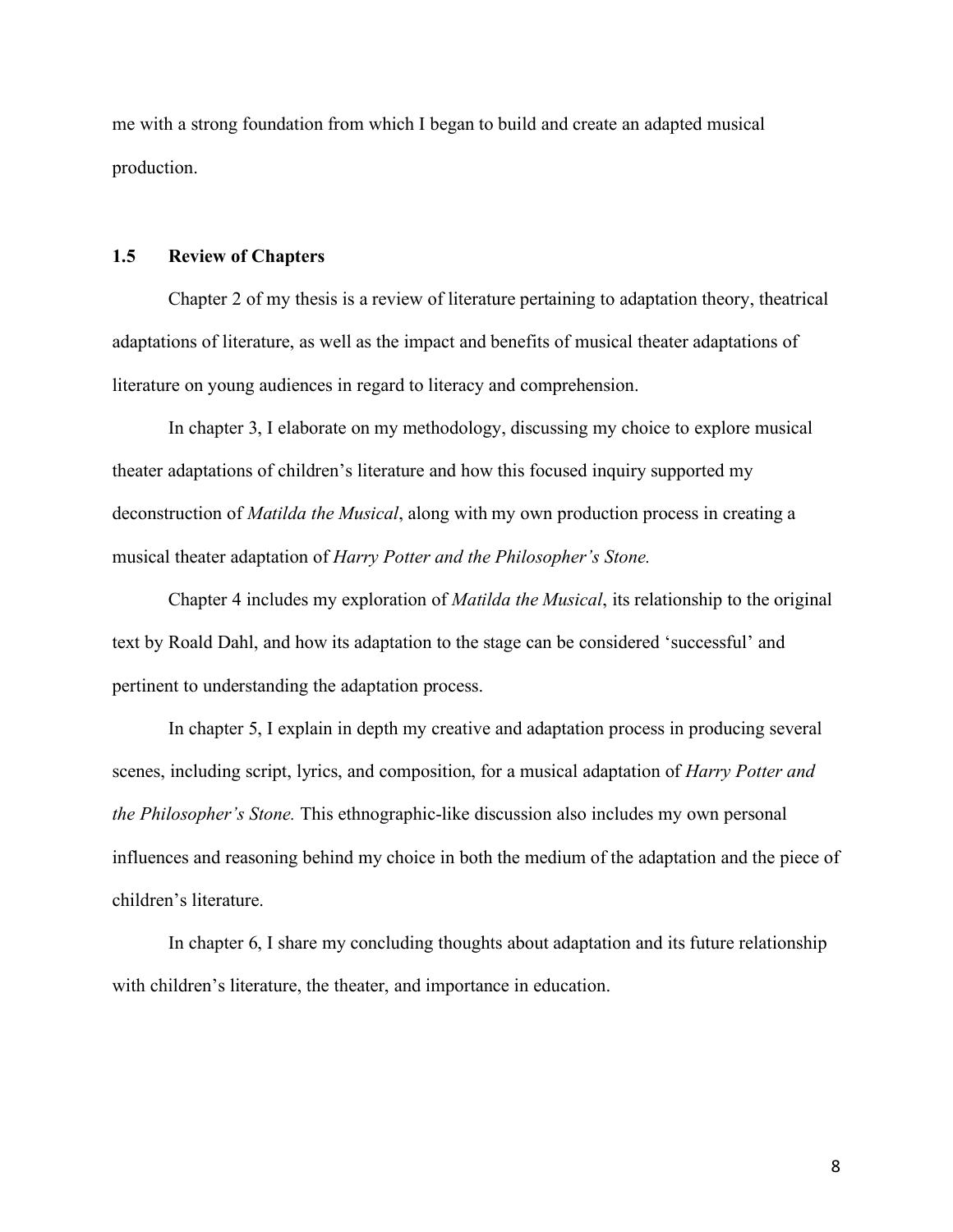me with a strong foundation from which I began to build and create an adapted musical production.

### 1.5 Review of Chapters

Chapter 2 of my thesis is a review of literature pertaining to adaptation theory, theatrical adaptations of literature, as well as the impact and benefits of musical theater adaptations of literature on young audiences in regard to literacy and comprehension.

In chapter 3, I elaborate on my methodology, discussing my choice to explore musical theater adaptations of children's literature and how this focused inquiry supported my deconstruction of *Matilda the Musical*, along with my own production process in creating a musical theater adaptation of *Harry Potter and the Philosopher's Stone.*

Chapter 4 includes my exploration of *Matilda the Musical*, its relationship to the original text by Roald Dahl, and how its adaptation to the stage can be considered 'successful' and pertinent to understanding the adaptation process.

In chapter 5, I explain in depth my creative and adaptation process in producing several scenes, including script, lyrics, and composition, for a musical adaptation of *Harry Potter and the Philosopher's Stone.* This ethnographic-like discussion also includes my own personal influences and reasoning behind my choice in both the medium of the adaptation and the piece of children's literature.

In chapter 6, I share my concluding thoughts about adaptation and its future relationship with children's literature, the theater, and importance in education.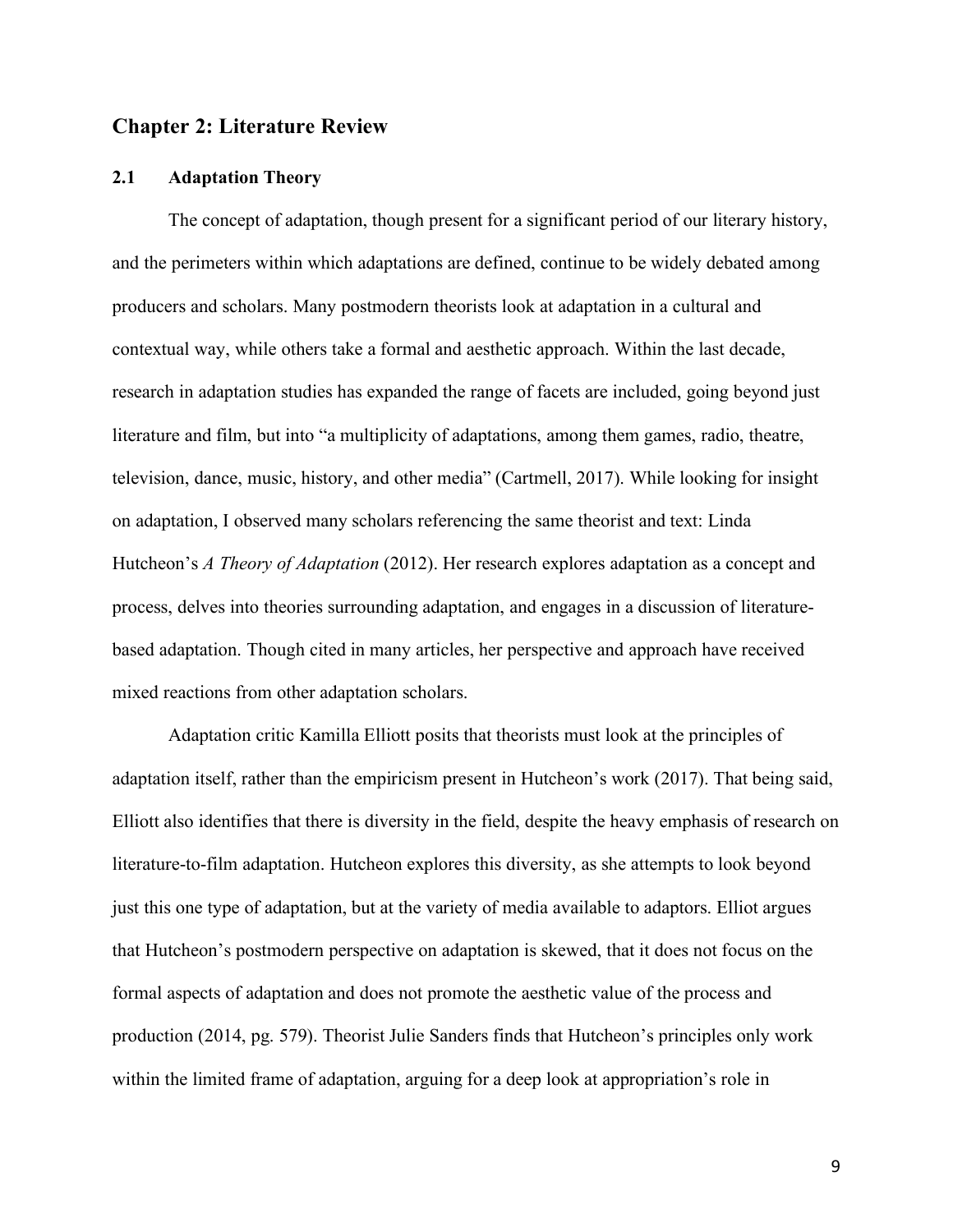# Chapter 2: Literature Review

## 2.1 Adaptation Theory

The concept of adaptation, though present for a significant period of our literary history, and the perimeters within which adaptations are defined, continue to be widely debated among producers and scholars. Many postmodern theorists look at adaptation in a cultural and contextual way, while others take a formal and aesthetic approach. Within the last decade, research in adaptation studies has expanded the range of facets are included, going beyond just literature and film, but into "a multiplicity of adaptations, among them games, radio, theatre, television, dance, music, history, and other media" (Cartmell, 2017). While looking for insight on adaptation, I observed many scholars referencing the same theorist and text: Linda Hutcheon's *A Theory of Adaptation* (2012). Her research explores adaptation as a concept and process, delves into theories surrounding adaptation, and engages in a discussion of literature-based adaptation. Though cited in many articles, her perspective and approach have received mixed reactions from other adaptation scholars.

Adaptation critic Kamilla Elliott posits that theorists must look at the principles of adaptation itself, rather than the empiricism present in Hutcheon's work (2017). That being said, Elliott also identifies that there is diversity in the field, despite the heavy emphasis of research on literature-to-film adaptation. Hutcheon explores this diversity, as she attempts to look beyond just this one type of adaptation, but at the variety of media available to adaptors. Elliot argues that Hutcheon's postmodern perspective on adaptation is skewed, that it does not focus on the formal aspects of adaptation and does not promote the aesthetic value of the process and production (2014, pg. 579). Theorist Julie Sanders finds that Hutcheon's principles only work within the limited frame of adaptation, arguing for a deep look at appropriation's role in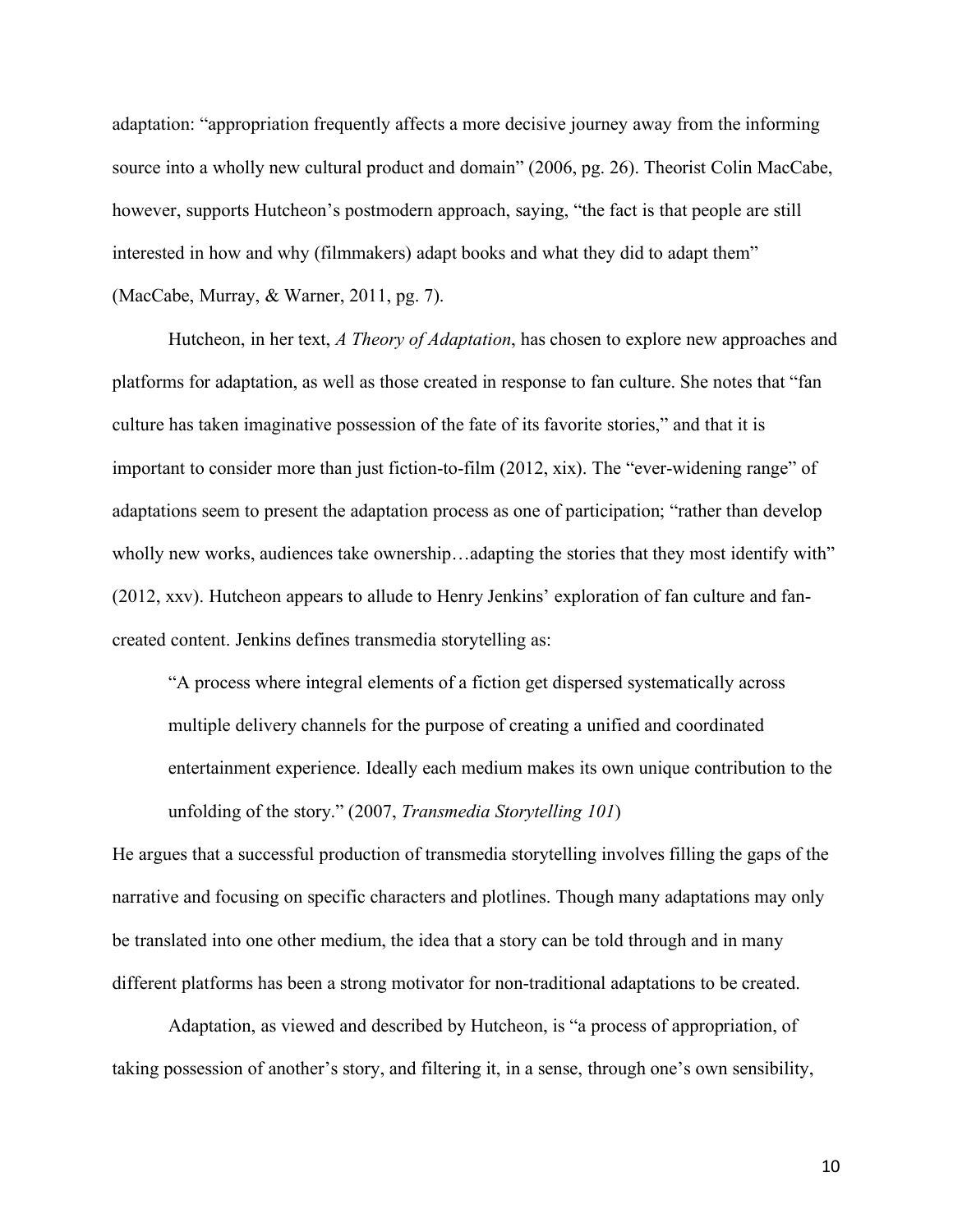adaptation: "appropriation frequently affects a more decisive journey away from the informing source into a wholly new cultural product and domain" (2006, pg. 26). Theorist Colin MacCabe, however, supports Hutcheon's postmodern approach, saying, "the fact is that people are still interested in how and why (filmmakers) adapt books and what they did to adapt them" (MacCabe, Murray, & Warner, 2011, pg. 7).

Hutcheon, in her text, *A Theory of Adaptation*, has chosen to explore new approaches and platforms for adaptation, as well as those created in response to fan culture. She notes that "fan culture has taken imaginative possession of the fate of its favorite stories," and that it is important to consider more than just fiction-to-film (2012, xix). The "ever-widening range" of adaptations seem to present the adaptation process as one of participation; "rather than develop wholly new works, audiences take ownership…adapting the stories that they most identify with" (2012, xxv). Hutcheon appears to allude to Henry Jenkins' exploration of fan culture and fan-created content. Jenkins defines transmedia storytelling as:

> "A process where integral elements of a fiction get dispersed systematically across multiple delivery channels for the purpose of creating a unified and coordinated entertainment experience. Ideally each medium makes its own unique contribution to the unfolding of the story." (2007, *Transmedia Storytelling 101*)

He argues that a successful production of transmedia storytelling involves filling the gaps of the narrative and focusing on specific characters and plotlines. Though many adaptations may only be translated into one other medium, the idea that a story can be told through and in many different platforms has been a strong motivator for non-traditional adaptations to be created.

Adaptation, as viewed and described by Hutcheon, is "a process of appropriation, of taking possession of another's story, and filtering it, in a sense, through one's own sensibility,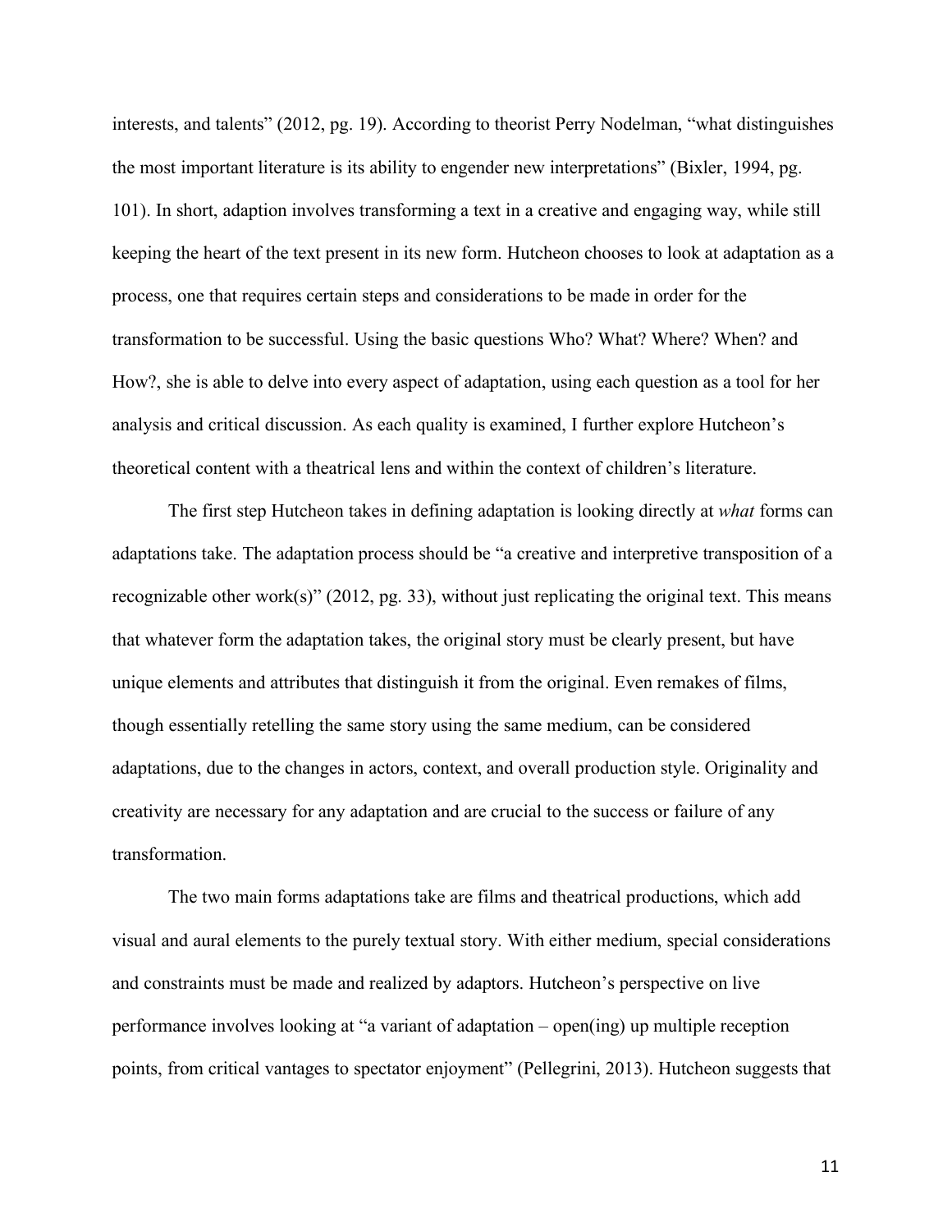interests, and talents" (2012, pg. 19). According to theorist Perry Nodelman, "what distinguishes the most important literature is its ability to engender new interpretations" (Bixler, 1994, pg. 101). In short, adaption involves transforming a text in a creative and engaging way, while still keeping the heart of the text present in its new form. Hutcheon chooses to look at adaptation as a process, one that requires certain steps and considerations to be made in order for the transformation to be successful. Using the basic questions Who? What? Where? When? and How?, she is able to delve into every aspect of adaptation, using each question as a tool for her analysis and critical discussion. As each quality is examined, I further explore Hutcheon's theoretical content with a theatrical lens and within the context of children's literature.

The first step Hutcheon takes in defining adaptation is looking directly at *what* forms can adaptations take. The adaptation process should be "a creative and interpretive transposition of a recognizable other work(s)" (2012, pg. 33), without just replicating the original text. This means that whatever form the adaptation takes, the original story must be clearly present, but have unique elements and attributes that distinguish it from the original. Even remakes of films, though essentially retelling the same story using the same medium, can be considered adaptations, due to the changes in actors, context, and overall production style. Originality and creativity are necessary for any adaptation and are crucial to the success or failure of any transformation.

The two main forms adaptations take are films and theatrical productions, which add visual and aural elements to the purely textual story. With either medium, special considerations and constraints must be made and realized by adaptors. Hutcheon's perspective on live performance involves looking at "a variant of adaptation – open(ing) up multiple reception points, from critical vantages to spectator enjoyment" (Pellegrini, 2013). Hutcheon suggests that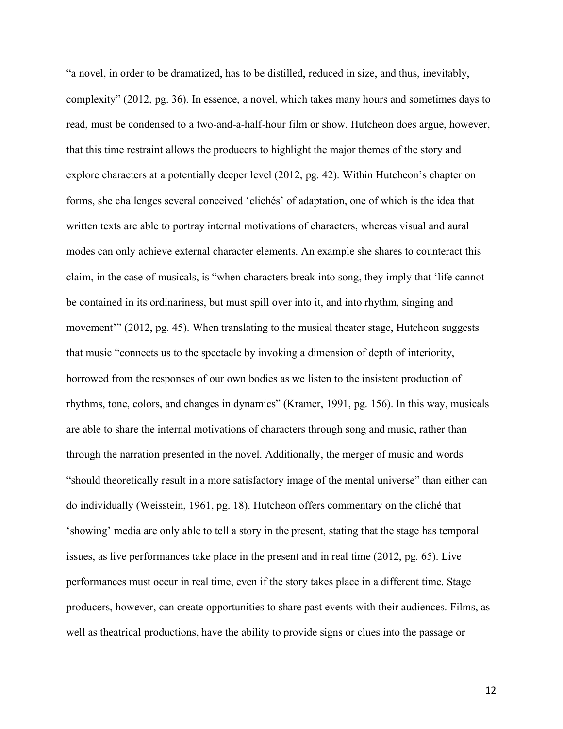"a novel, in order to be dramatized, has to be distilled, reduced in size, and thus, inevitably, complexity" (2012, pg. 36). In essence, a novel, which takes many hours and sometimes days to read, must be condensed to a two-and-a-half-hour film or show. Hutcheon does argue, however, that this time restraint allows the producers to highlight the major themes of the story and explore characters at a potentially deeper level (2012, pg. 42). Within Hutcheon's chapter on forms, she challenges several conceived 'clichés' of adaptation, one of which is the idea that written texts are able to portray internal motivations of characters, whereas visual and aural modes can only achieve external character elements. An example she shares to counteract this claim, in the case of musicals, is "when characters break into song, they imply that 'life cannot be contained in its ordinariness, but must spill over into it, and into rhythm, singing and movement'" (2012, pg. 45). When translating to the musical theater stage, Hutcheon suggests that music "connects us to the spectacle by invoking a dimension of depth of interiority, borrowed from the responses of our own bodies as we listen to the insistent production of rhythms, tone, colors, and changes in dynamics" (Kramer, 1991, pg. 156). In this way, musicals are able to share the internal motivations of characters through song and music, rather than through the narration presented in the novel. Additionally, the merger of music and words "should theoretically result in a more satisfactory image of the mental universe" than either can do individually (Weisstein, 1961, pg. 18). Hutcheon offers commentary on the cliché that 'showing' media are only able to tell a story in the present, stating that the stage has temporal issues, as live performances take place in the present and in real time (2012, pg. 65). Live performances must occur in real time, even if the story takes place in a different time. Stage producers, however, can create opportunities to share past events with their audiences. Films, as well as theatrical productions, have the ability to provide signs or clues into the passage or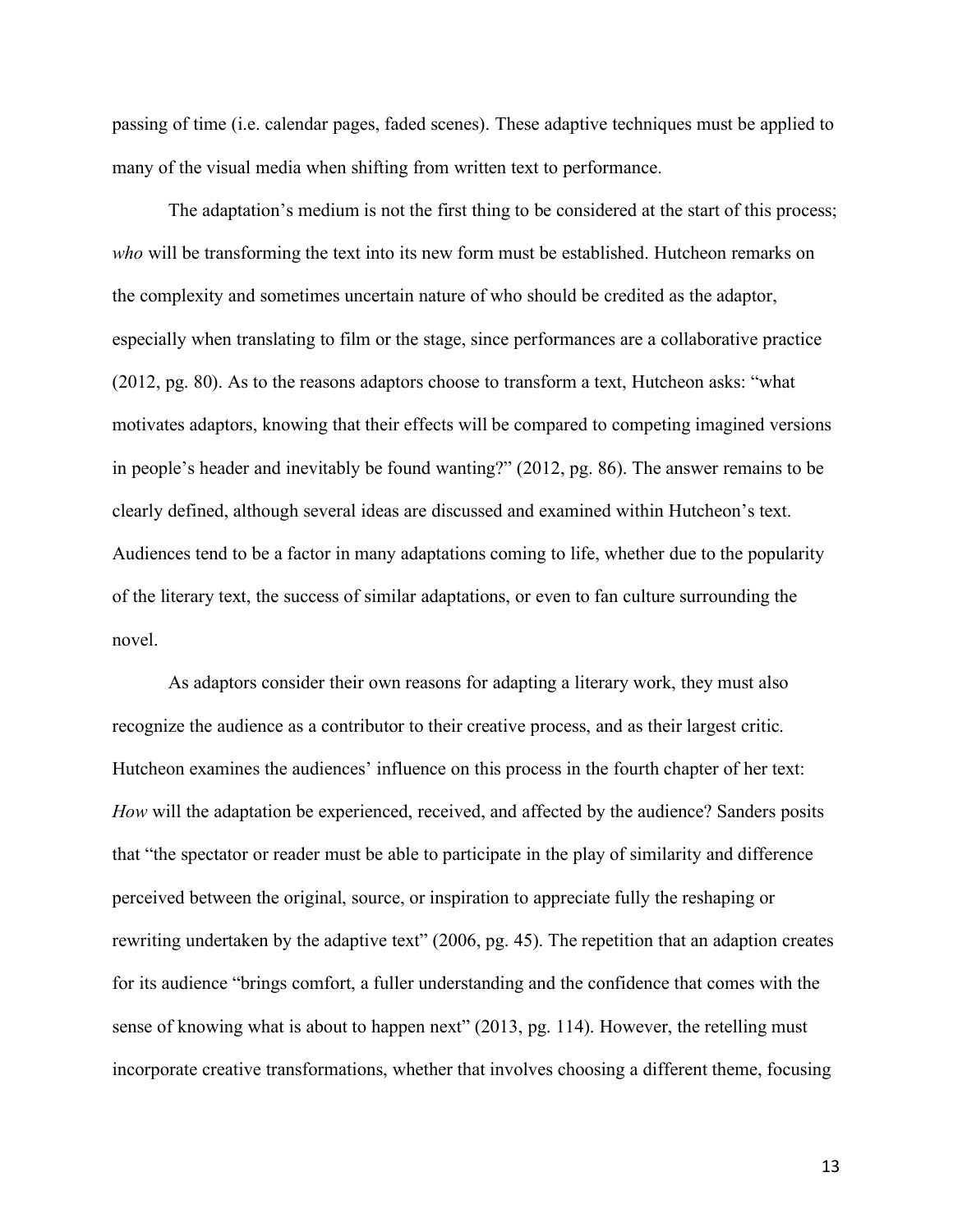passing of time (i.e. calendar pages, faded scenes). These adaptive techniques must be applied to many of the visual media when shifting from written text to performance.

The adaptation's medium is not the first thing to be considered at the start of this process; *who* will be transforming the text into its new form must be established. Hutcheon remarks on the complexity and sometimes uncertain nature of who should be credited as the adaptor, especially when translating to film or the stage, since performances are a collaborative practice (2012, pg. 80). As to the reasons adaptors choose to transform a text, Hutcheon asks: "what motivates adaptors, knowing that their effects will be compared to competing imagined versions in people's header and inevitably be found wanting?" (2012, pg. 86). The answer remains to be clearly defined, although several ideas are discussed and examined within Hutcheon's text. Audiences tend to be a factor in many adaptations coming to life, whether due to the popularity of the literary text, the success of similar adaptations, or even to fan culture surrounding the novel.

As adaptors consider their own reasons for adapting a literary work, they must also recognize the audience as a contributor to their creative process, and as their largest critic. Hutcheon examines the audiences' influence on this process in the fourth chapter of her text: *How* will the adaptation be experienced, received, and affected by the audience? Sanders posits that "the spectator or reader must be able to participate in the play of similarity and difference perceived between the original, source, or inspiration to appreciate fully the reshaping or rewriting undertaken by the adaptive text" (2006, pg. 45). The repetition that an adaption creates for its audience "brings comfort, a fuller understanding and the confidence that comes with the sense of knowing what is about to happen next" (2013, pg. 114). However, the retelling must incorporate creative transformations, whether that involves choosing a different theme, focusing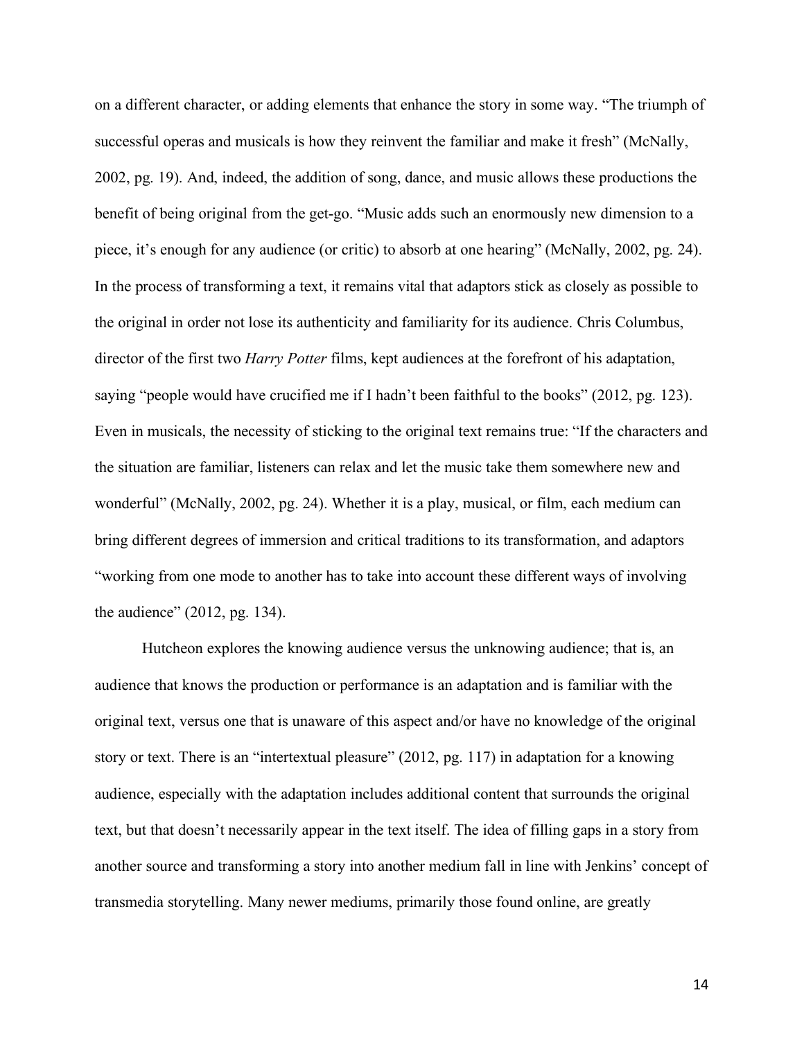on a different character, or adding elements that enhance the story in some way. "The triumph of successful operas and musicals is how they reinvent the familiar and make it fresh" (McNally, 2002, pg. 19). And, indeed, the addition of song, dance, and music allows these productions the benefit of being original from the get-go. "Music adds such an enormously new dimension to a piece, it's enough for any audience (or critic) to absorb at one hearing" (McNally, 2002, pg. 24). In the process of transforming a text, it remains vital that adaptors stick as closely as possible to the original in order not lose its authenticity and familiarity for its audience. Chris Columbus, director of the first two *Harry Potter* films, kept audiences at the forefront of his adaptation, saying "people would have crucified me if I hadn't been faithful to the books" (2012, pg. 123). Even in musicals, the necessity of sticking to the original text remains true: "If the characters and the situation are familiar, listeners can relax and let the music take them somewhere new and wonderful" (McNally, 2002, pg. 24). Whether it is a play, musical, or film, each medium can bring different degrees of immersion and critical traditions to its transformation, and adaptors "working from one mode to another has to take into account these different ways of involving the audience" (2012, pg. 134).

Hutcheon explores the knowing audience versus the unknowing audience; that is, an audience that knows the production or performance is an adaptation and is familiar with the original text, versus one that is unaware of this aspect and/or have no knowledge of the original story or text. There is an "intertextual pleasure" (2012, pg. 117) in adaptation for a knowing audience, especially with the adaptation includes additional content that surrounds the original text, but that doesn't necessarily appear in the text itself. The idea of filling gaps in a story from another source and transforming a story into another medium fall in line with Jenkins' concept of transmedia storytelling. Many newer mediums, primarily those found online, are greatly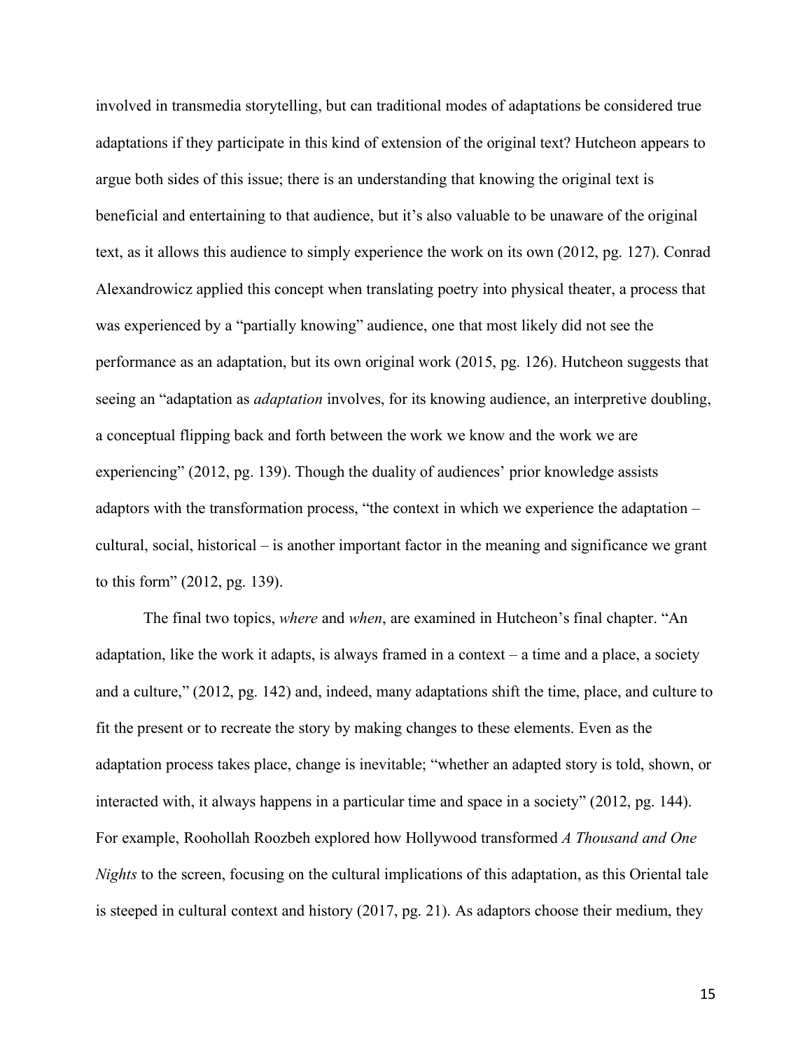involved in transmedia storytelling, but can traditional modes of adaptations be considered true adaptations if they participate in this kind of extension of the original text? Hutcheon appears to argue both sides of this issue; there is an understanding that knowing the original text is beneficial and entertaining to that audience, but it's also valuable to be unaware of the original text, as it allows this audience to simply experience the work on its own (2012, pg. 127). Conrad Alexandrowicz applied this concept when translating poetry into physical theater, a process that was experienced by a "partially knowing" audience, one that most likely did not see the performance as an adaptation, but its own original work (2015, pg. 126). Hutcheon suggests that seeing an "adaptation as *adaptation* involves, for its knowing audience, an interpretive doubling, a conceptual flipping back and forth between the work we know and the work we are experiencing" (2012, pg. 139). Though the duality of audiences' prior knowledge assists adaptors with the transformation process, "the context in which we experience the adaptation – cultural, social, historical – is another important factor in the meaning and significance we grant to this form" (2012, pg. 139).

The final two topics, *where* and *when*, are examined in Hutcheon's final chapter. "An adaptation, like the work it adapts, is always framed in a context – a time and a place, a society and a culture," (2012, pg. 142) and, indeed, many adaptations shift the time, place, and culture to fit the present or to recreate the story by making changes to these elements. Even as the adaptation process takes place, change is inevitable; "whether an adapted story is told, shown, or interacted with, it always happens in a particular time and space in a society" (2012, pg. 144). For example, Roohollah Roozbeh explored how Hollywood transformed *A Thousand and One Nights* to the screen, focusing on the cultural implications of this adaptation, as this Oriental tale is steeped in cultural context and history (2017, pg. 21). As adaptors choose their medium, they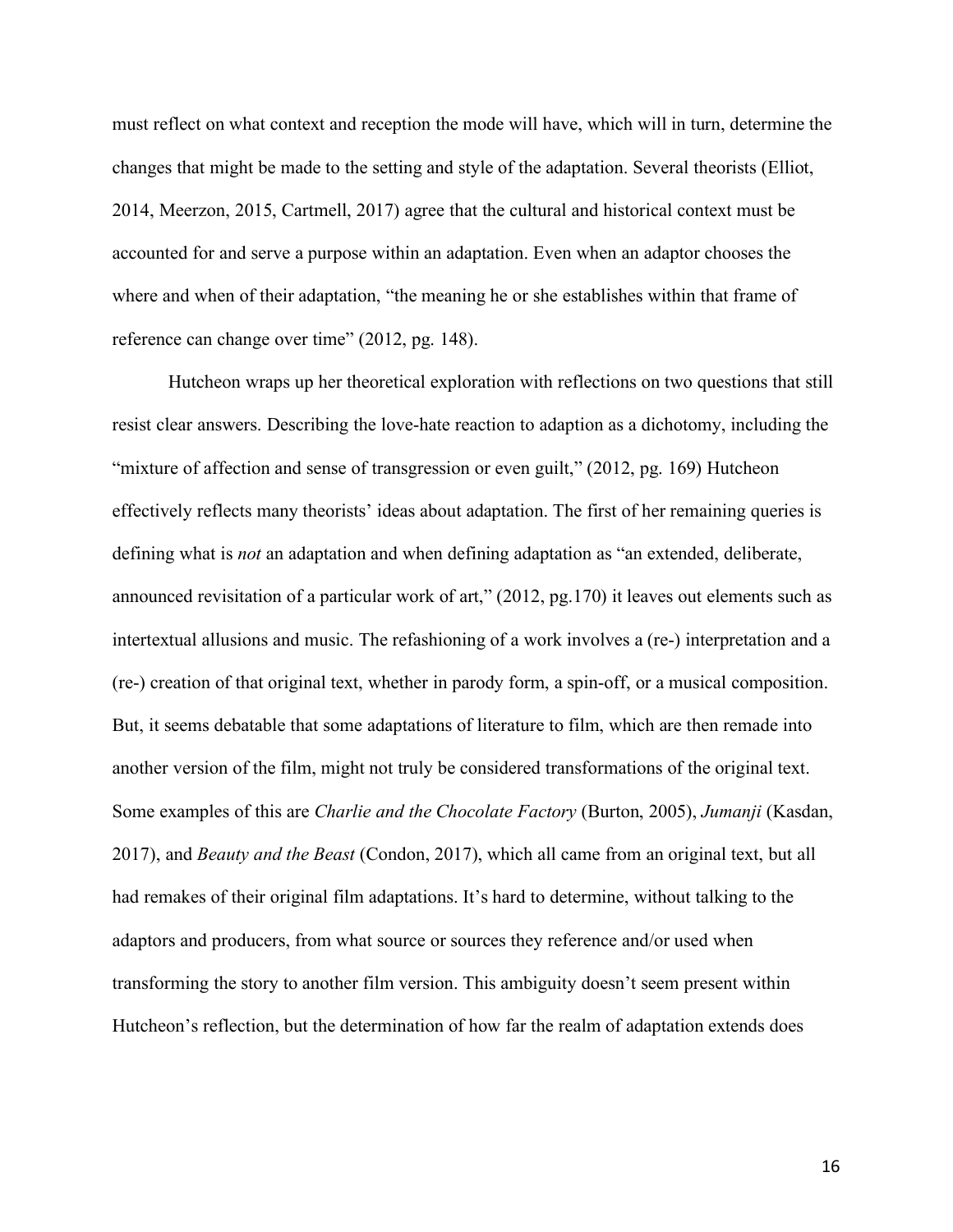must reflect on what context and reception the mode will have, which will in turn, determine the changes that might be made to the setting and style of the adaptation. Several theorists (Elliot, 2014, Meerzon, 2015, Cartmell, 2017) agree that the cultural and historical context must be accounted for and serve a purpose within an adaptation. Even when an adaptor chooses the where and when of their adaptation, "the meaning he or she establishes within that frame of reference can change over time" (2012, pg. 148).

Hutcheon wraps up her theoretical exploration with reflections on two questions that still resist clear answers. Describing the love-hate reaction to adaption as a dichotomy, including the "mixture of affection and sense of transgression or even guilt," (2012, pg. 169) Hutcheon effectively reflects many theorists' ideas about adaptation. The first of her remaining queries is defining what is *not* an adaptation and when defining adaptation as "an extended, deliberate, announced revisitation of a particular work of art," (2012, pg.170) it leaves out elements such as intertextual allusions and music. The refashioning of a work involves a (re-) interpretation and a (re-) creation of that original text, whether in parody form, a spin-off, or a musical composition. But, it seems debatable that some adaptations of literature to film, which are then remade into another version of the film, might not truly be considered transformations of the original text. Some examples of this are *Charlie and the Chocolate Factory* (Burton, 2005), *Jumanji* (Kasdan, 2017), and *Beauty and the Beast* (Condon, 2017), which all came from an original text, but all had remakes of their original film adaptations. It's hard to determine, without talking to the adaptors and producers, from what source or sources they reference and/or used when transforming the story to another film version. This ambiguity doesn't seem present within Hutcheon's reflection, but the determination of how far the realm of adaptation extends does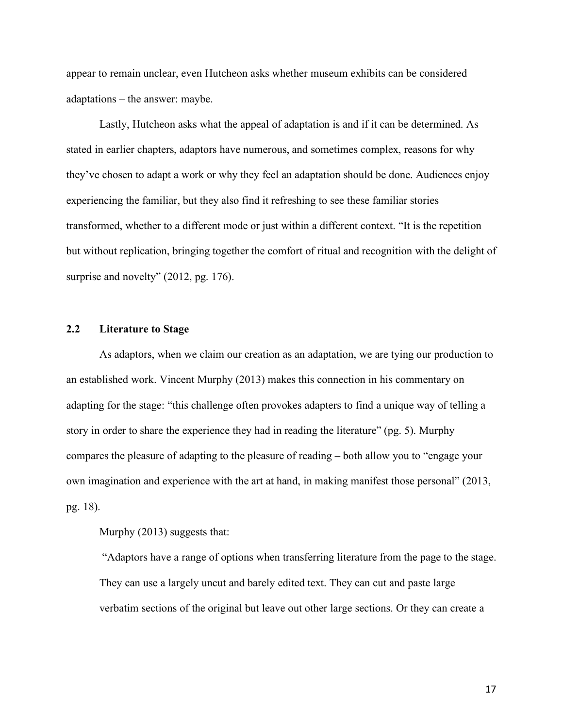appear to remain unclear, even Hutcheon asks whether museum exhibits can be considered adaptations – the answer: maybe.

Lastly, Hutcheon asks what the appeal of adaptation is and if it can be determined. As stated in earlier chapters, adaptors have numerous, and sometimes complex, reasons for why they've chosen to adapt a work or why they feel an adaptation should be done. Audiences enjoy experiencing the familiar, but they also find it refreshing to see these familiar stories transformed, whether to a different mode or just within a different context. "It is the repetition but without replication, bringing together the comfort of ritual and recognition with the delight of surprise and novelty" (2012, pg. 176).

## 2.2 Literature to Stage

As adaptors, when we claim our creation as an adaptation, we are tying our production to an established work. Vincent Murphy (2013) makes this connection in his commentary on adapting for the stage: "this challenge often provokes adapters to find a unique way of telling a story in order to share the experience they had in reading the literature" (pg. 5). Murphy compares the pleasure of adapting to the pleasure of reading – both allow you to "engage your own imagination and experience with the art at hand, in making manifest those personal" (2013, pg. 18).

Murphy (2013) suggests that:

> "Adaptors have a range of options when transferring literature from the page to the stage. They can use a largely uncut and barely edited text. They can cut and paste large verbatim sections of the original but leave out other large sections. Or they can create a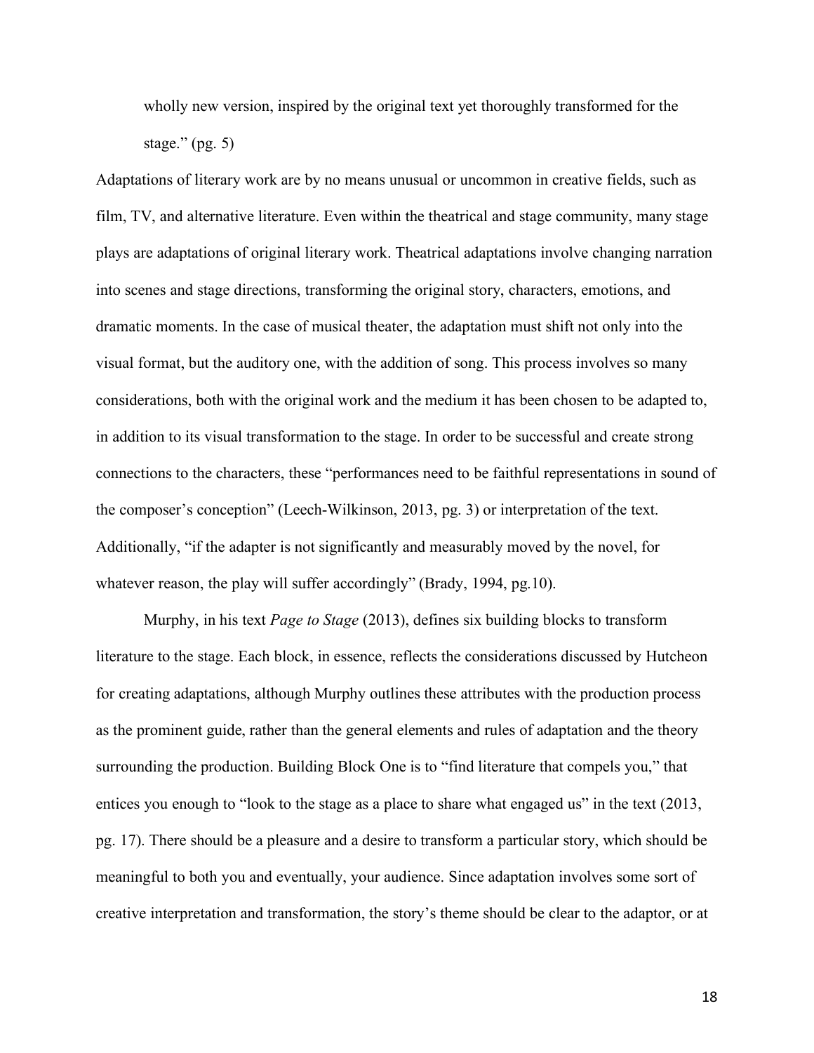wholly new version, inspired by the original text yet thoroughly transformed for the stage." (pg. 5)

Adaptations of literary work are by no means unusual or uncommon in creative fields, such as film, TV, and alternative literature. Even within the theatrical and stage community, many stage plays are adaptations of original literary work. Theatrical adaptations involve changing narration into scenes and stage directions, transforming the original story, characters, emotions, and dramatic moments. In the case of musical theater, the adaptation must shift not only into the visual format, but the auditory one, with the addition of song. This process involves so many considerations, both with the original work and the medium it has been chosen to be adapted to, in addition to its visual transformation to the stage. In order to be successful and create strong connections to the characters, these "performances need to be faithful representations in sound of the composer's conception" (Leech-Wilkinson, 2013, pg. 3) or interpretation of the text. Additionally, "if the adapter is not significantly and measurably moved by the novel, for whatever reason, the play will suffer accordingly" (Brady, 1994, pg.10).

Murphy, in his text *Page to Stage* (2013), defines six building blocks to transform literature to the stage. Each block, in essence, reflects the considerations discussed by Hutcheon for creating adaptations, although Murphy outlines these attributes with the production process as the prominent guide, rather than the general elements and rules of adaptation and the theory surrounding the production. Building Block One is to "find literature that compels you," that entices you enough to "look to the stage as a place to share what engaged us" in the text (2013, pg. 17). There should be a pleasure and a desire to transform a particular story, which should be meaningful to both you and eventually, your audience. Since adaptation involves some sort of creative interpretation and transformation, the story's theme should be clear to the adaptor, or at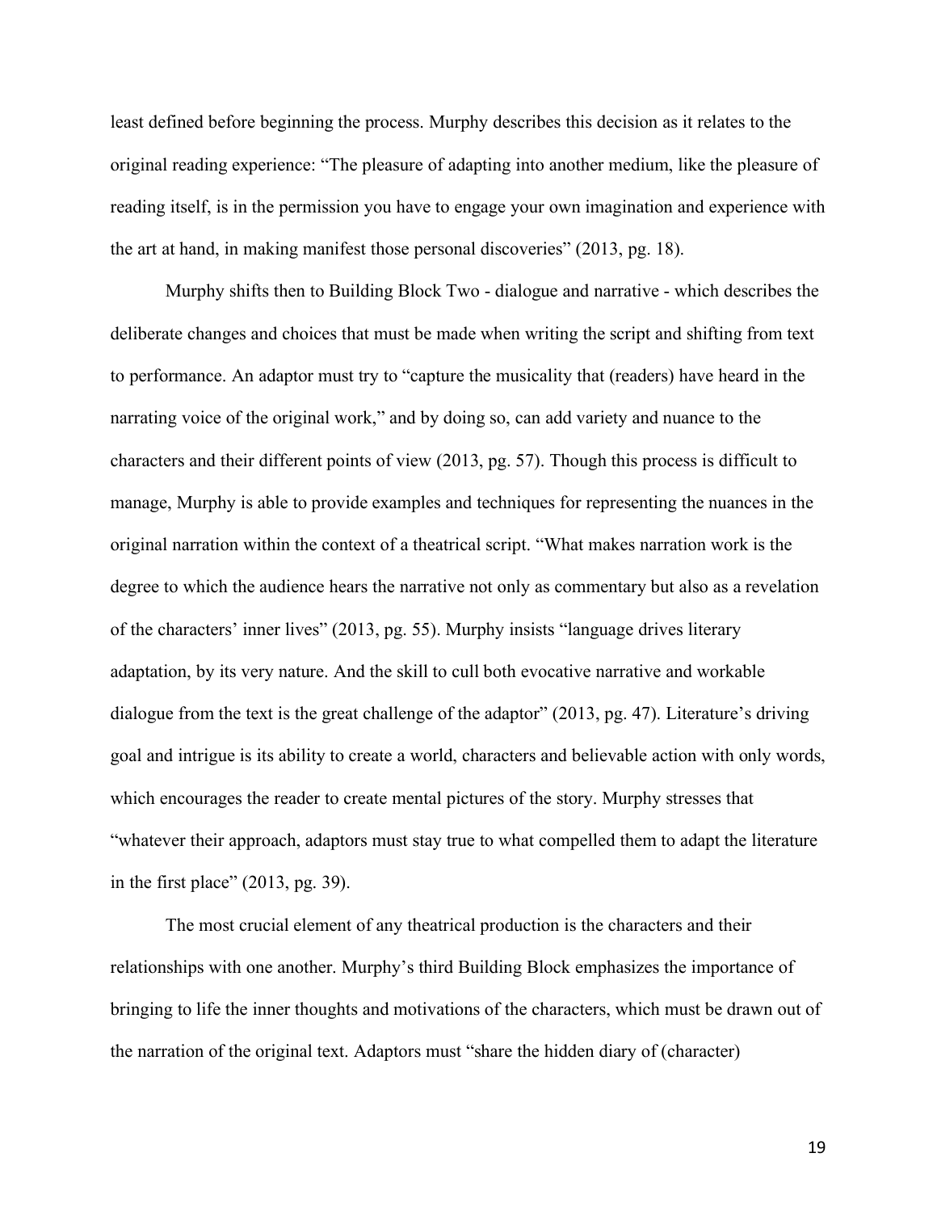least defined before beginning the process. Murphy describes this decision as it relates to the original reading experience: "The pleasure of adapting into another medium, like the pleasure of reading itself, is in the permission you have to engage your own imagination and experience with the art at hand, in making manifest those personal discoveries" (2013, pg. 18).

Murphy shifts then to Building Block Two - dialogue and narrative - which describes the deliberate changes and choices that must be made when writing the script and shifting from text to performance. An adaptor must try to "capture the musicality that (readers) have heard in the narrating voice of the original work," and by doing so, can add variety and nuance to the characters and their different points of view (2013, pg. 57). Though this process is difficult to manage, Murphy is able to provide examples and techniques for representing the nuances in the original narration within the context of a theatrical script. "What makes narration work is the degree to which the audience hears the narrative not only as commentary but also as a revelation of the characters' inner lives" (2013, pg. 55). Murphy insists "language drives literary adaptation, by its very nature. And the skill to cull both evocative narrative and workable dialogue from the text is the great challenge of the adaptor" (2013, pg. 47). Literature's driving goal and intrigue is its ability to create a world, characters and believable action with only words, which encourages the reader to create mental pictures of the story. Murphy stresses that "whatever their approach, adaptors must stay true to what compelled them to adapt the literature in the first place" (2013, pg. 39).

The most crucial element of any theatrical production is the characters and their relationships with one another. Murphy's third Building Block emphasizes the importance of bringing to life the inner thoughts and motivations of the characters, which must be drawn out of the narration of the original text. Adaptors must "share the hidden diary of (character)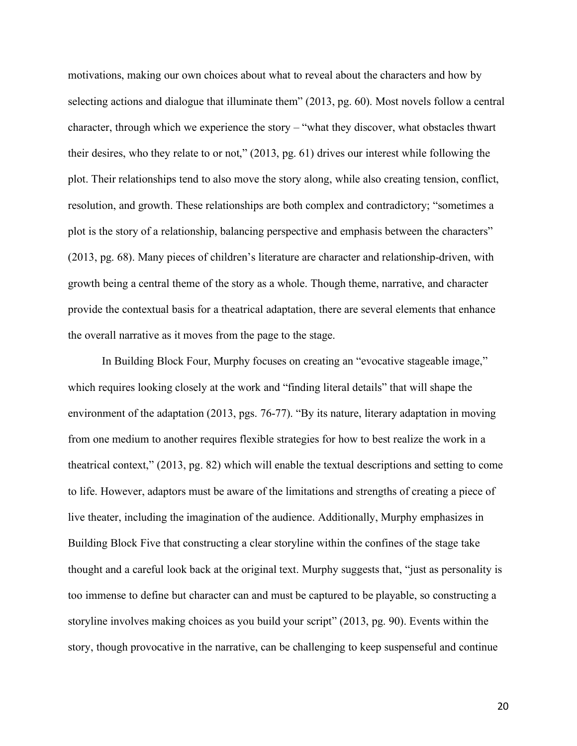motivations, making our own choices about what to reveal about the characters and how by selecting actions and dialogue that illuminate them" (2013, pg. 60). Most novels follow a central character, through which we experience the story – "what they discover, what obstacles thwart their desires, who they relate to or not," (2013, pg. 61) drives our interest while following the plot. Their relationships tend to also move the story along, while also creating tension, conflict, resolution, and growth. These relationships are both complex and contradictory; "sometimes a plot is the story of a relationship, balancing perspective and emphasis between the characters" (2013, pg. 68). Many pieces of children's literature are character and relationship-driven, with growth being a central theme of the story as a whole. Though theme, narrative, and character provide the contextual basis for a theatrical adaptation, there are several elements that enhance the overall narrative as it moves from the page to the stage.

In Building Block Four, Murphy focuses on creating an "evocative stageable image," which requires looking closely at the work and "finding literal details" that will shape the environment of the adaptation (2013, pgs. 76-77). "By its nature, literary adaptation in moving from one medium to another requires flexible strategies for how to best realize the work in a theatrical context," (2013, pg. 82) which will enable the textual descriptions and setting to come to life. However, adaptors must be aware of the limitations and strengths of creating a piece of live theater, including the imagination of the audience. Additionally, Murphy emphasizes in Building Block Five that constructing a clear storyline within the confines of the stage take thought and a careful look back at the original text. Murphy suggests that, "just as personality is too immense to define but character can and must be captured to be playable, so constructing a storyline involves making choices as you build your script" (2013, pg. 90). Events within the story, though provocative in the narrative, can be challenging to keep suspenseful and continue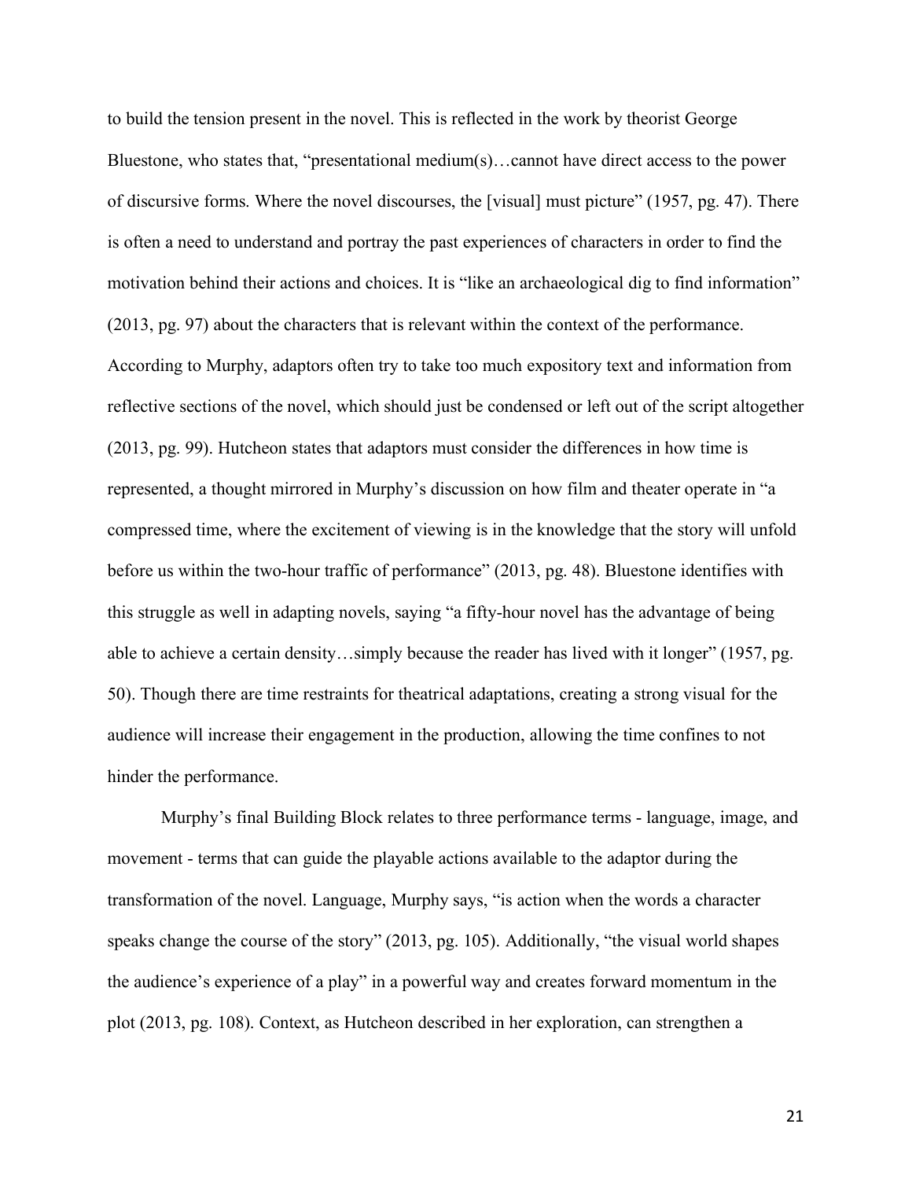to build the tension present in the novel. This is reflected in the work by theorist George Bluestone, who states that, "presentational medium(s)…cannot have direct access to the power of discursive forms. Where the novel discourses, the [visual] must picture" (1957, pg. 47). There is often a need to understand and portray the past experiences of characters in order to find the motivation behind their actions and choices. It is "like an archaeological dig to find information" (2013, pg. 97) about the characters that is relevant within the context of the performance. According to Murphy, adaptors often try to take too much expository text and information from reflective sections of the novel, which should just be condensed or left out of the script altogether (2013, pg. 99). Hutcheon states that adaptors must consider the differences in how time is represented, a thought mirrored in Murphy's discussion on how film and theater operate in "a compressed time, where the excitement of viewing is in the knowledge that the story will unfold before us within the two-hour traffic of performance" (2013, pg. 48). Bluestone identifies with this struggle as well in adapting novels, saying "a fifty-hour novel has the advantage of being able to achieve a certain density…simply because the reader has lived with it longer" (1957, pg. 50). Though there are time restraints for theatrical adaptations, creating a strong visual for the audience will increase their engagement in the production, allowing the time confines to not hinder the performance.

Murphy's final Building Block relates to three performance terms - language, image, and movement - terms that can guide the playable actions available to the adaptor during the transformation of the novel. Language, Murphy says, "is action when the words a character speaks change the course of the story" (2013, pg. 105). Additionally, "the visual world shapes the audience's experience of a play" in a powerful way and creates forward momentum in the plot (2013, pg. 108). Context, as Hutcheon described in her exploration, can strengthen a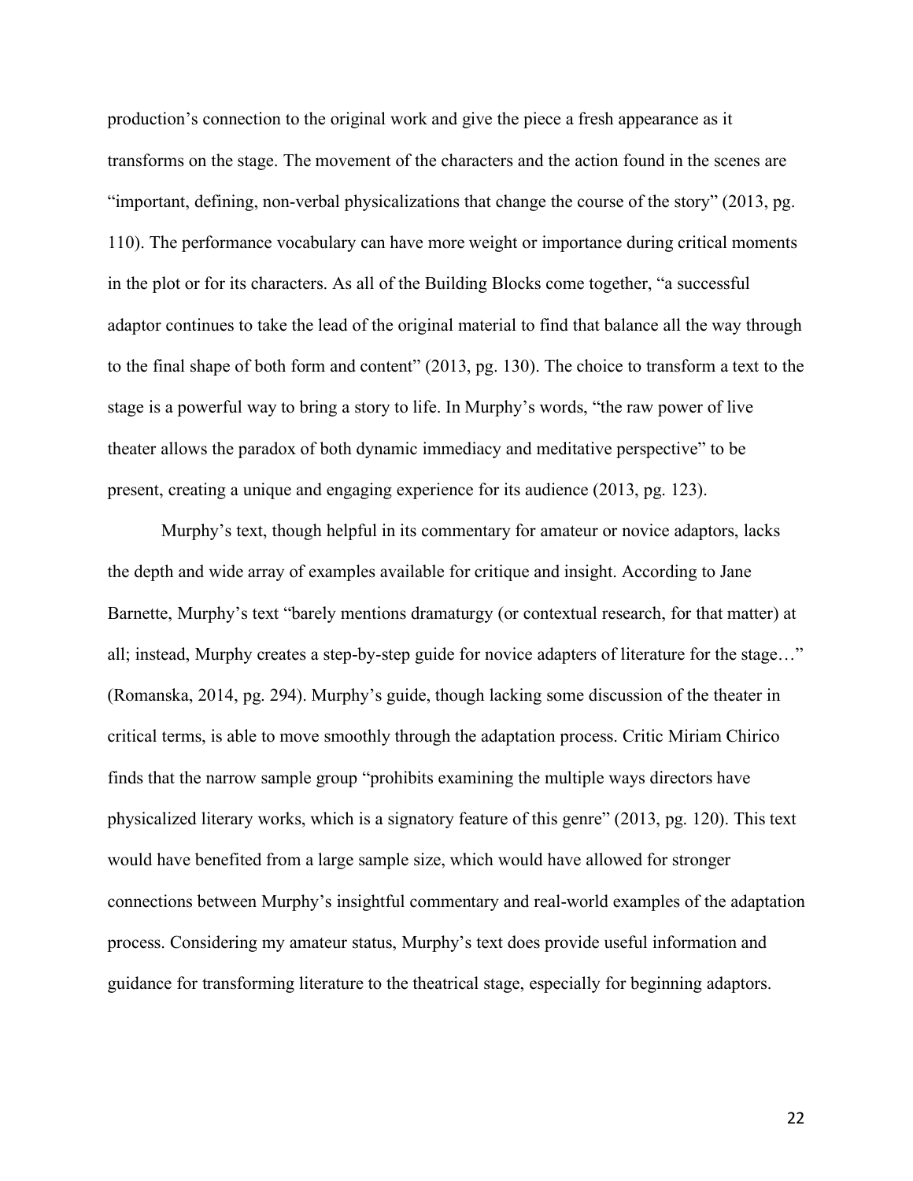production's connection to the original work and give the piece a fresh appearance as it transforms on the stage. The movement of the characters and the action found in the scenes are "important, defining, non-verbal physicalizations that change the course of the story" (2013, pg. 110). The performance vocabulary can have more weight or importance during critical moments in the plot or for its characters. As all of the Building Blocks come together, "a successful adaptor continues to take the lead of the original material to find that balance all the way through to the final shape of both form and content" (2013, pg. 130). The choice to transform a text to the stage is a powerful way to bring a story to life. In Murphy's words, "the raw power of live theater allows the paradox of both dynamic immediacy and meditative perspective" to be present, creating a unique and engaging experience for its audience (2013, pg. 123).

Murphy's text, though helpful in its commentary for amateur or novice adaptors, lacks the depth and wide array of examples available for critique and insight. According to Jane Barnette, Murphy's text "barely mentions dramaturgy (or contextual research, for that matter) at all; instead, Murphy creates a step-by-step guide for novice adapters of literature for the stage…" (Romanska, 2014, pg. 294). Murphy's guide, though lacking some discussion of the theater in critical terms, is able to move smoothly through the adaptation process. Critic Miriam Chirico finds that the narrow sample group "prohibits examining the multiple ways directors have physicalized literary works, which is a signatory feature of this genre" (2013, pg. 120). This text would have benefited from a large sample size, which would have allowed for stronger connections between Murphy's insightful commentary and real-world examples of the adaptation process. Considering my amateur status, Murphy's text does provide useful information and guidance for transforming literature to the theatrical stage, especially for beginning adaptors.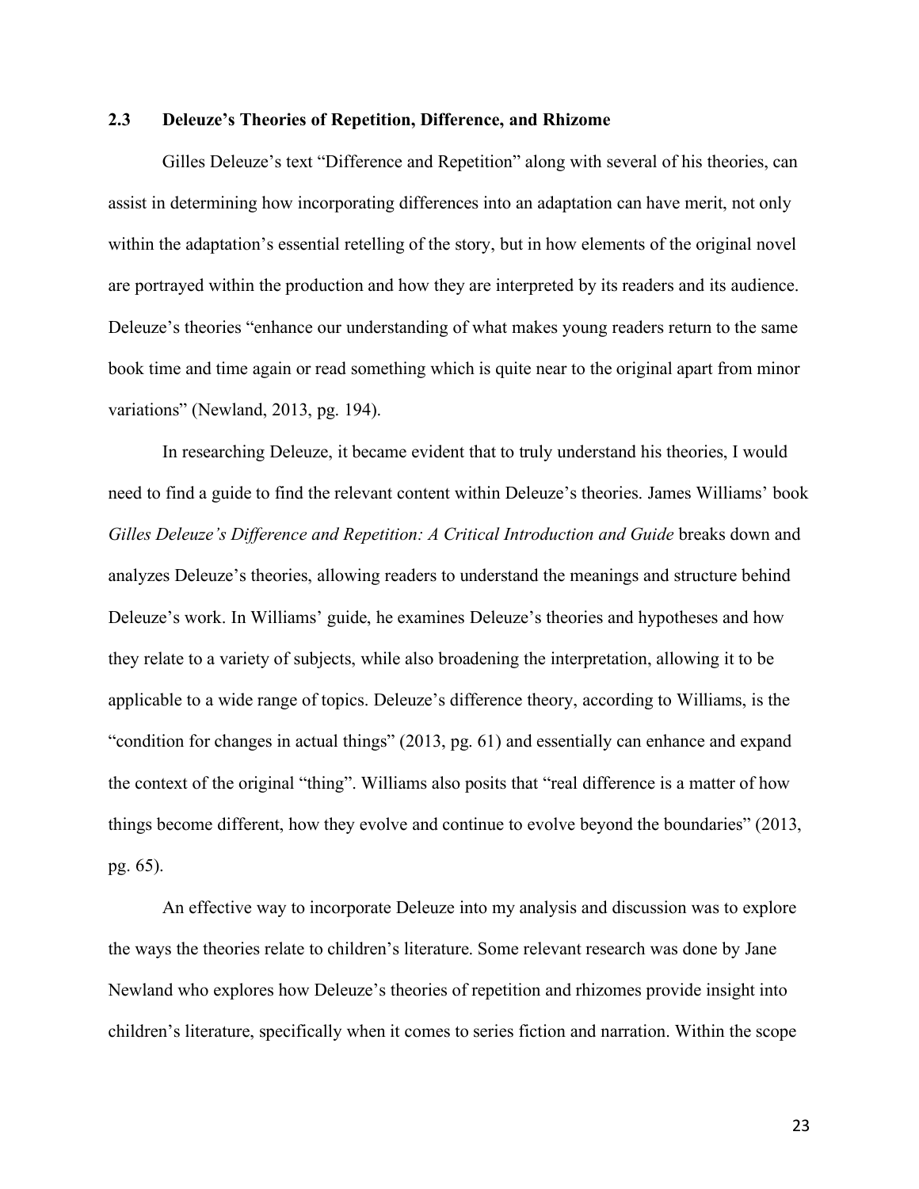### 2.3 Deleuze's Theories of Repetition, Difference, and Rhizome

Gilles Deleuze's text "Difference and Repetition" along with several of his theories, can assist in determining how incorporating differences into an adaptation can have merit, not only within the adaptation's essential retelling of the story, but in how elements of the original novel are portrayed within the production and how they are interpreted by its readers and its audience. Deleuze's theories "enhance our understanding of what makes young readers return to the same book time and time again or read something which is quite near to the original apart from minor variations" (Newland, 2013, pg. 194).

In researching Deleuze, it became evident that to truly understand his theories, I would need to find a guide to find the relevant content within Deleuze's theories. James Williams' book *Gilles Deleuze's Difference and Repetition: A Critical Introduction and Guide* breaks down and analyzes Deleuze's theories, allowing readers to understand the meanings and structure behind Deleuze's work. In Williams' guide, he examines Deleuze's theories and hypotheses and how they relate to a variety of subjects, while also broadening the interpretation, allowing it to be applicable to a wide range of topics. Deleuze's difference theory, according to Williams, is the "condition for changes in actual things" (2013, pg. 61) and essentially can enhance and expand the context of the original "thing". Williams also posits that "real difference is a matter of how things become different, how they evolve and continue to evolve beyond the boundaries" (2013, pg. 65).

An effective way to incorporate Deleuze into my analysis and discussion was to explore the ways the theories relate to children's literature. Some relevant research was done by Jane Newland who explores how Deleuze's theories of repetition and rhizomes provide insight into children's literature, specifically when it comes to series fiction and narration. Within the scope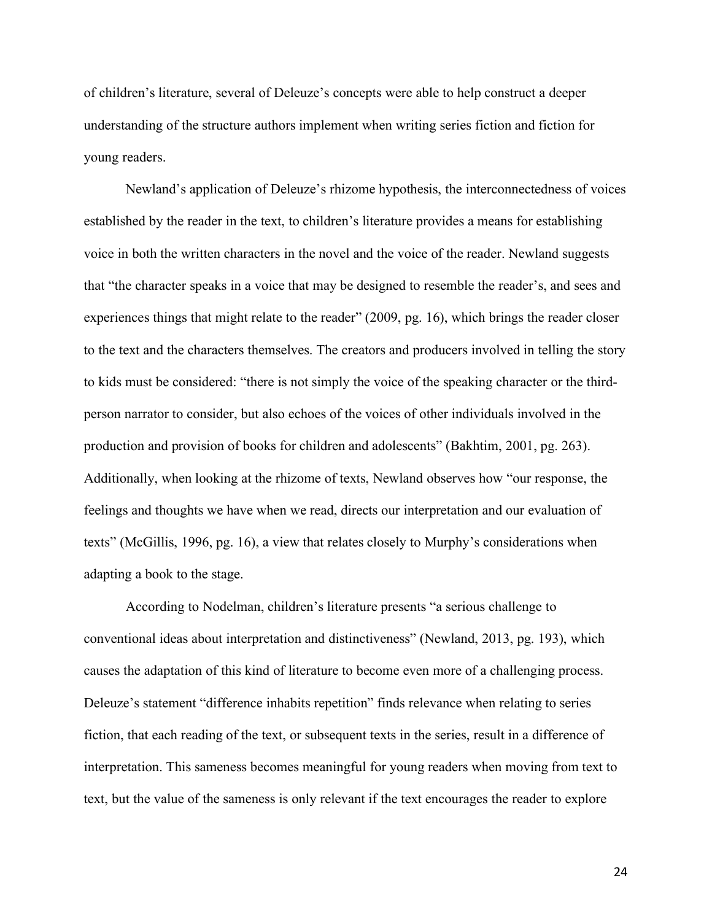of children's literature, several of Deleuze's concepts were able to help construct a deeper understanding of the structure authors implement when writing series fiction and fiction for young readers.

Newland's application of Deleuze's rhizome hypothesis, the interconnectedness of voices established by the reader in the text, to children's literature provides a means for establishing voice in both the written characters in the novel and the voice of the reader. Newland suggests that "the character speaks in a voice that may be designed to resemble the reader's, and sees and experiences things that might relate to the reader" (2009, pg. 16), which brings the reader closer to the text and the characters themselves. The creators and producers involved in telling the story to kids must be considered: "there is not simply the voice of the speaking character or the third-person narrator to consider, but also echoes of the voices of other individuals involved in the production and provision of books for children and adolescents" (Bakhtim, 2001, pg. 263). Additionally, when looking at the rhizome of texts, Newland observes how "our response, the feelings and thoughts we have when we read, directs our interpretation and our evaluation of texts" (McGillis, 1996, pg. 16), a view that relates closely to Murphy's considerations when adapting a book to the stage.

According to Nodelman, children's literature presents "a serious challenge to conventional ideas about interpretation and distinctiveness" (Newland, 2013, pg. 193), which causes the adaptation of this kind of literature to become even more of a challenging process. Deleuze's statement "difference inhabits repetition" finds relevance when relating to series fiction, that each reading of the text, or subsequent texts in the series, result in a difference of interpretation. This sameness becomes meaningful for young readers when moving from text to text, but the value of the sameness is only relevant if the text encourages the reader to explore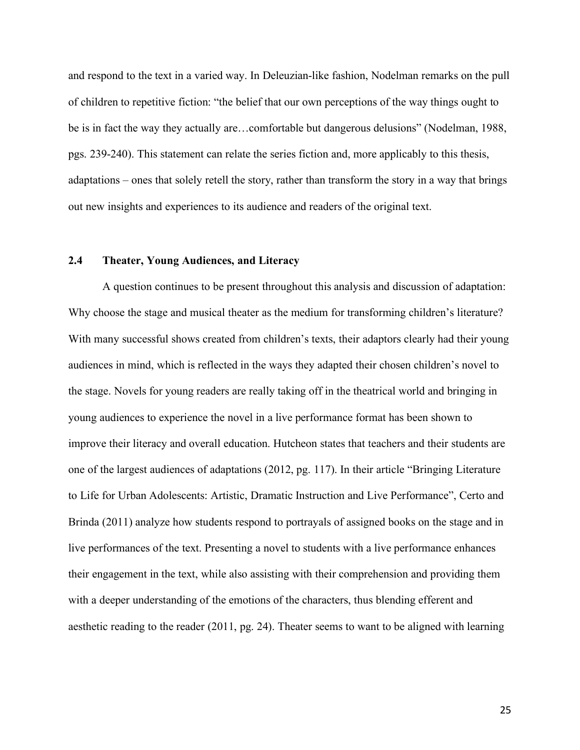and respond to the text in a varied way. In Deleuzian-like fashion, Nodelman remarks on the pull of children to repetitive fiction: "the belief that our own perceptions of the way things ought to be is in fact the way they actually are…comfortable but dangerous delusions" (Nodelman, 1988, pgs. 239-240). This statement can relate the series fiction and, more applicably to this thesis, adaptations – ones that solely retell the story, rather than transform the story in a way that brings out new insights and experiences to its audience and readers of the original text.

## 2.4 Theater, Young Audiences, and Literacy

A question continues to be present throughout this analysis and discussion of adaptation: Why choose the stage and musical theater as the medium for transforming children's literature? With many successful shows created from children's texts, their adaptors clearly had their young audiences in mind, which is reflected in the ways they adapted their chosen children's novel to the stage. Novels for young readers are really taking off in the theatrical world and bringing in young audiences to experience the novel in a live performance format has been shown to improve their literacy and overall education. Hutcheon states that teachers and their students are one of the largest audiences of adaptations (2012, pg. 117). In their article "Bringing Literature to Life for Urban Adolescents: Artistic, Dramatic Instruction and Live Performance", Certo and Brinda (2011) analyze how students respond to portrayals of assigned books on the stage and in live performances of the text. Presenting a novel to students with a live performance enhances their engagement in the text, while also assisting with their comprehension and providing them with a deeper understanding of the emotions of the characters, thus blending efferent and aesthetic reading to the reader (2011, pg. 24). Theater seems to want to be aligned with learning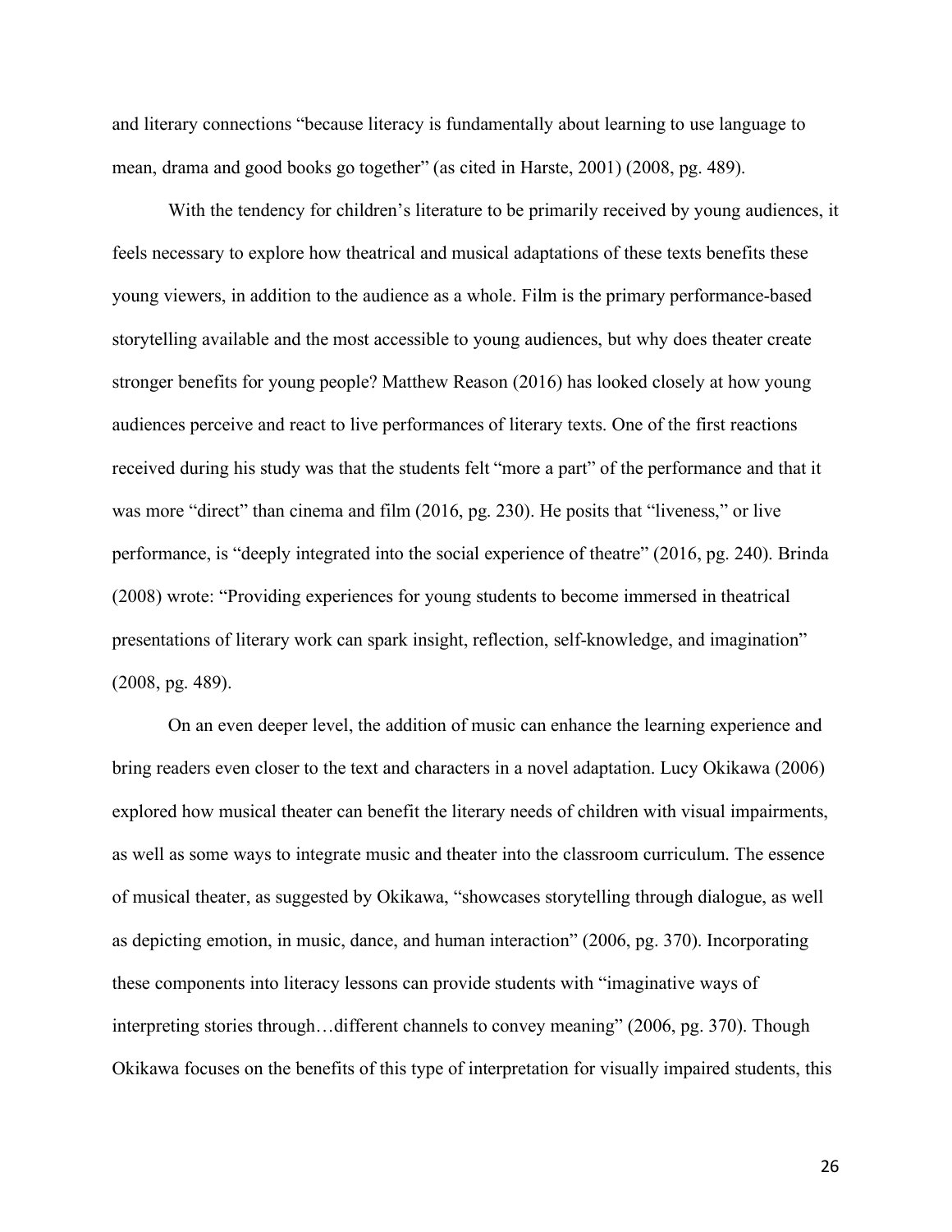and literary connections "because literacy is fundamentally about learning to use language to mean, drama and good books go together" (as cited in Harste, 2001) (2008, pg. 489).

With the tendency for children's literature to be primarily received by young audiences, it feels necessary to explore how theatrical and musical adaptations of these texts benefits these young viewers, in addition to the audience as a whole. Film is the primary performance-based storytelling available and the most accessible to young audiences, but why does theater create stronger benefits for young people? Matthew Reason (2016) has looked closely at how young audiences perceive and react to live performances of literary texts. One of the first reactions received during his study was that the students felt "more a part" of the performance and that it was more "direct" than cinema and film (2016, pg. 230). He posits that "liveness," or live performance, is "deeply integrated into the social experience of theatre" (2016, pg. 240). Brinda (2008) wrote: "Providing experiences for young students to become immersed in theatrical presentations of literary work can spark insight, reflection, self-knowledge, and imagination" (2008, pg. 489).

On an even deeper level, the addition of music can enhance the learning experience and bring readers even closer to the text and characters in a novel adaptation. Lucy Okikawa (2006) explored how musical theater can benefit the literary needs of children with visual impairments, as well as some ways to integrate music and theater into the classroom curriculum. The essence of musical theater, as suggested by Okikawa, "showcases storytelling through dialogue, as well as depicting emotion, in music, dance, and human interaction" (2006, pg. 370). Incorporating these components into literacy lessons can provide students with "imaginative ways of interpreting stories through…different channels to convey meaning" (2006, pg. 370). Though Okikawa focuses on the benefits of this type of interpretation for visually impaired students, this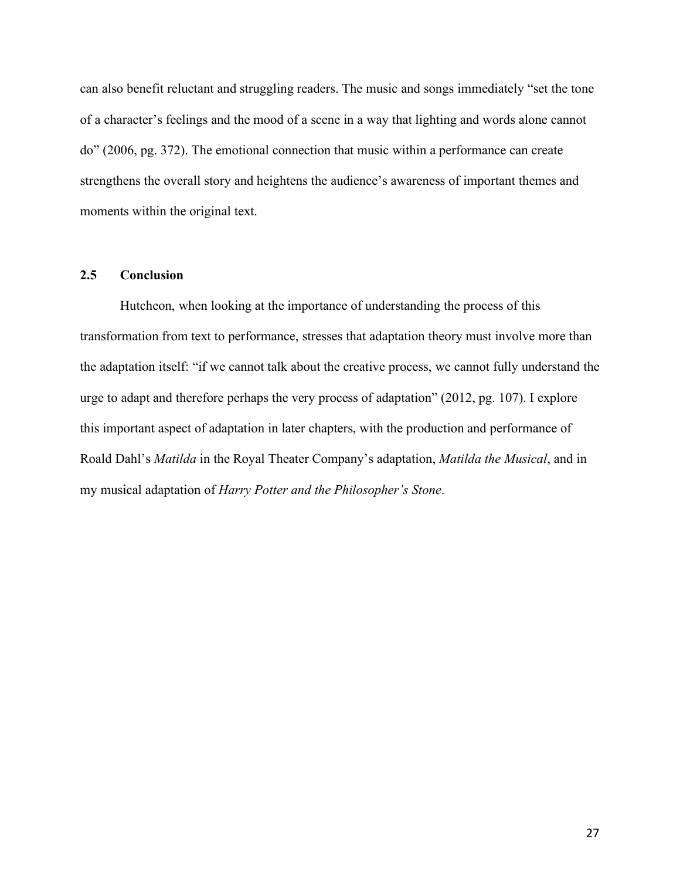can also benefit reluctant and struggling readers. The music and songs immediately "set the tone of a character's feelings and the mood of a scene in a way that lighting and words alone cannot do" (2006, pg. 372). The emotional connection that music within a performance can create strengthens the overall story and heightens the audience's awareness of important themes and moments within the original text.

### 2.5 Conclusion

Hutcheon, when looking at the importance of understanding the process of this transformation from text to performance, stresses that adaptation theory must involve more than the adaptation itself: "if we cannot talk about the creative process, we cannot fully understand the urge to adapt and therefore perhaps the very process of adaptation" (2012, pg. 107). I explore this important aspect of adaptation in later chapters, with the production and performance of Roald Dahl's *Matilda* in the Royal Theater Company's adaptation, *Matilda the Musical*, and in my musical adaptation of *Harry Potter and the Philosopher's Stone*.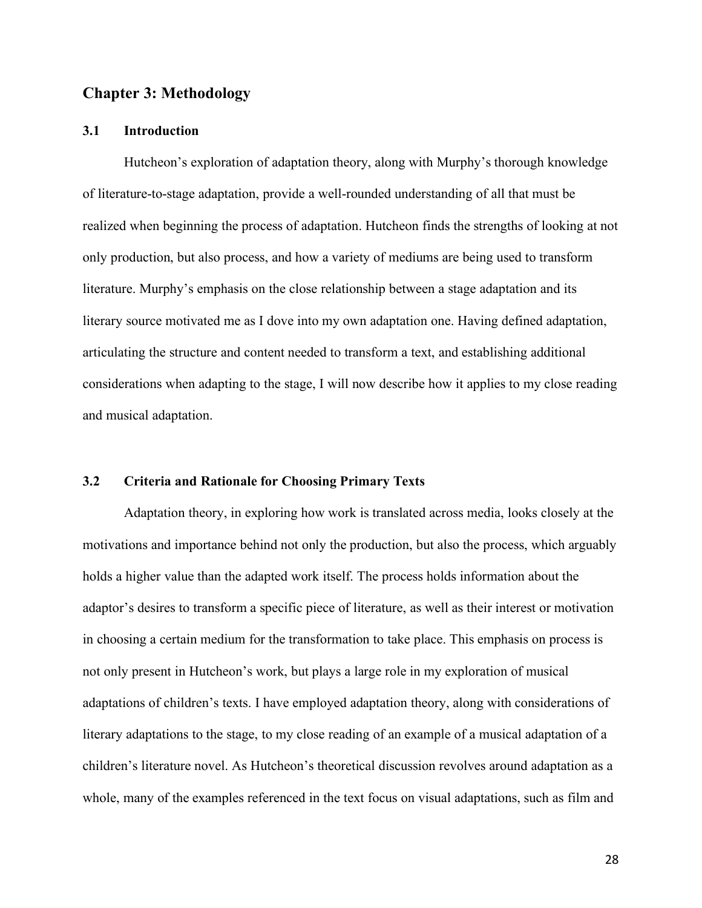## Chapter 3: Methodology

### 3.1 Introduction

Hutcheon's exploration of adaptation theory, along with Murphy's thorough knowledge of literature-to-stage adaptation, provide a well-rounded understanding of all that must be realized when beginning the process of adaptation. Hutcheon finds the strengths of looking at not only production, but also process, and how a variety of mediums are being used to transform literature. Murphy's emphasis on the close relationship between a stage adaptation and its literary source motivated me as I dove into my own adaptation one. Having defined adaptation, articulating the structure and content needed to transform a text, and establishing additional considerations when adapting to the stage, I will now describe how it applies to my close reading and musical adaptation.

### 3.2 Criteria and Rationale for Choosing Primary Texts

Adaptation theory, in exploring how work is translated across media, looks closely at the motivations and importance behind not only the production, but also the process, which arguably holds a higher value than the adapted work itself. The process holds information about the adaptor's desires to transform a specific piece of literature, as well as their interest or motivation in choosing a certain medium for the transformation to take place. This emphasis on process is not only present in Hutcheon's work, but plays a large role in my exploration of musical adaptations of children's texts. I have employed adaptation theory, along with considerations of literary adaptations to the stage, to my close reading of an example of a musical adaptation of a children's literature novel. As Hutcheon's theoretical discussion revolves around adaptation as a whole, many of the examples referenced in the text focus on visual adaptations, such as film and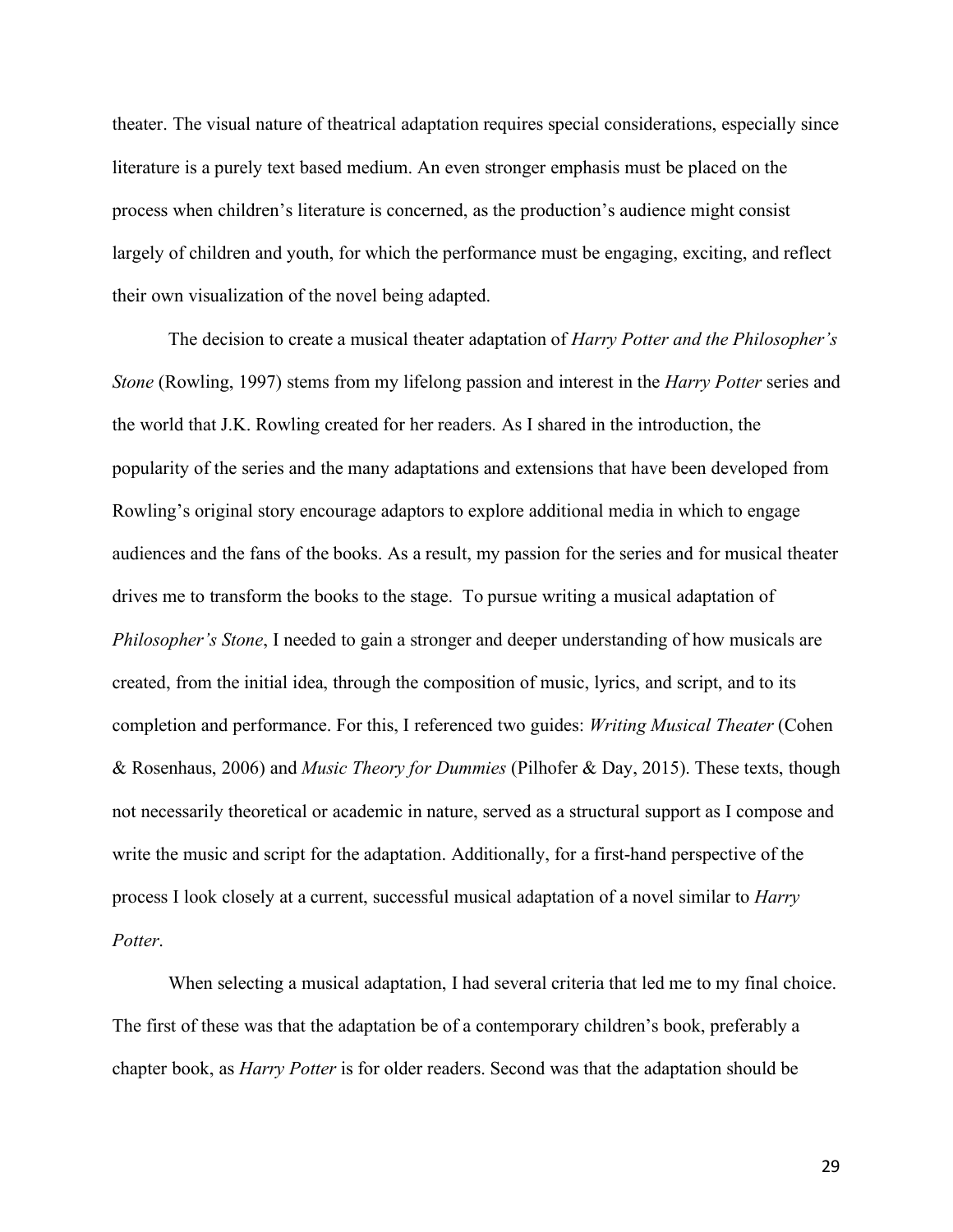theater. The visual nature of theatrical adaptation requires special considerations, especially since literature is a purely text based medium. An even stronger emphasis must be placed on the process when children's literature is concerned, as the production's audience might consist largely of children and youth, for which the performance must be engaging, exciting, and reflect their own visualization of the novel being adapted.

The decision to create a musical theater adaptation of *Harry Potter and the Philosopher's Stone* (Rowling, 1997) stems from my lifelong passion and interest in the *Harry Potter* series and the world that J.K. Rowling created for her readers. As I shared in the introduction, the popularity of the series and the many adaptations and extensions that have been developed from Rowling's original story encourage adaptors to explore additional media in which to engage audiences and the fans of the books. As a result, my passion for the series and for musical theater drives me to transform the books to the stage. To pursue writing a musical adaptation of *Philosopher's Stone*, I needed to gain a stronger and deeper understanding of how musicals are created, from the initial idea, through the composition of music, lyrics, and script, and to its completion and performance. For this, I referenced two guides: *Writing Musical Theater* (Cohen & Rosenhaus, 2006) and *Music Theory for Dummies* (Pilhofer & Day, 2015). These texts, though not necessarily theoretical or academic in nature, served as a structural support as I compose and write the music and script for the adaptation. Additionally, for a first-hand perspective of the process I look closely at a current, successful musical adaptation of a novel similar to *Harry Potter*.

When selecting a musical adaptation, I had several criteria that led me to my final choice. The first of these was that the adaptation be of a contemporary children's book, preferably a chapter book, as *Harry Potter* is for older readers. Second was that the adaptation should be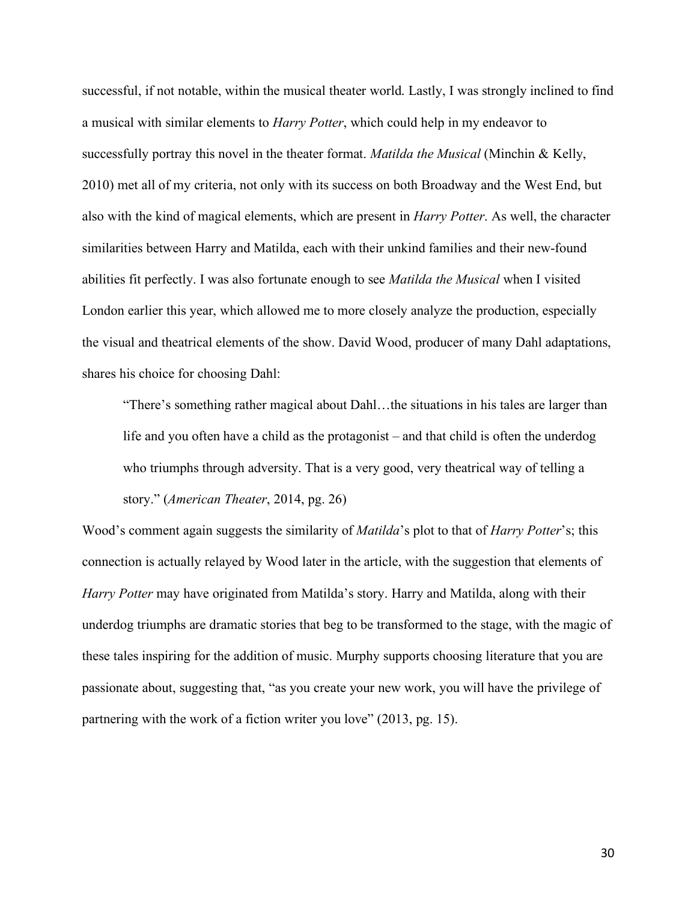successful, if not notable, within the musical theater world. Lastly, I was strongly inclined to find a musical with similar elements to *Harry Potter*, which could help in my endeavor to successfully portray this novel in the theater format. *Matilda the Musical* (Minchin & Kelly, 2010) met all of my criteria, not only with its success on both Broadway and the West End, but also with the kind of magical elements, which are present in *Harry Potter*. As well, the character similarities between Harry and Matilda, each with their unkind families and their new-found abilities fit perfectly. I was also fortunate enough to see *Matilda the Musical* when I visited London earlier this year, which allowed me to more closely analyze the production, especially the visual and theatrical elements of the show. David Wood, producer of many Dahl adaptations, shares his choice for choosing Dahl:

> "There's something rather magical about Dahl…the situations in his tales are larger than life and you often have a child as the protagonist – and that child is often the underdog who triumphs through adversity. That is a very good, very theatrical way of telling a story." (*American Theater*, 2014, pg. 26)

Wood's comment again suggests the similarity of *Matilda*'s plot to that of *Harry Potter*'s; this connection is actually relayed by Wood later in the article, with the suggestion that elements of *Harry Potter* may have originated from Matilda's story. Harry and Matilda, along with their underdog triumphs are dramatic stories that beg to be transformed to the stage, with the magic of these tales inspiring for the addition of music. Murphy supports choosing literature that you are passionate about, suggesting that, "as you create your new work, you will have the privilege of partnering with the work of a fiction writer you love" (2013, pg. 15).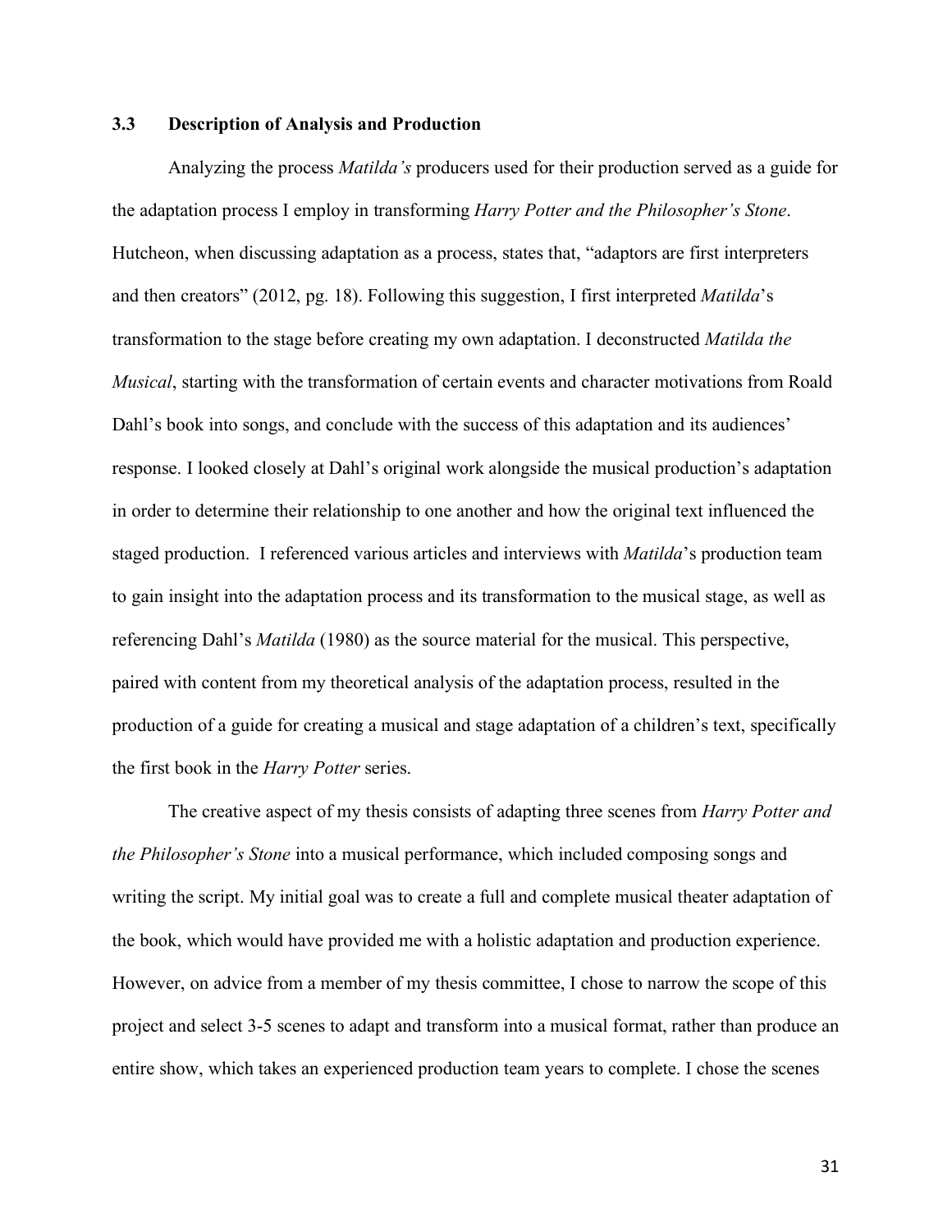### 3.3 Description of Analysis and Production

Analyzing the process *Matilda's* producers used for their production served as a guide for the adaptation process I employ in transforming *Harry Potter and the Philosopher's Stone*. Hutcheon, when discussing adaptation as a process, states that, "adaptors are first interpreters and then creators" (2012, pg. 18). Following this suggestion, I first interpreted *Matilda*'s transformation to the stage before creating my own adaptation. I deconstructed *Matilda the Musical*, starting with the transformation of certain events and character motivations from Roald Dahl's book into songs, and conclude with the success of this adaptation and its audiences' response. I looked closely at Dahl's original work alongside the musical production's adaptation in order to determine their relationship to one another and how the original text influenced the staged production. I referenced various articles and interviews with *Matilda*'s production team to gain insight into the adaptation process and its transformation to the musical stage, as well as referencing Dahl's *Matilda* (1980) as the source material for the musical. This perspective, paired with content from my theoretical analysis of the adaptation process, resulted in the production of a guide for creating a musical and stage adaptation of a children's text, specifically the first book in the *Harry Potter* series.

The creative aspect of my thesis consists of adapting three scenes from *Harry Potter and the Philosopher's Stone* into a musical performance, which included composing songs and writing the script. My initial goal was to create a full and complete musical theater adaptation of the book, which would have provided me with a holistic adaptation and production experience. However, on advice from a member of my thesis committee, I chose to narrow the scope of this project and select 3-5 scenes to adapt and transform into a musical format, rather than produce an entire show, which takes an experienced production team years to complete. I chose the scenes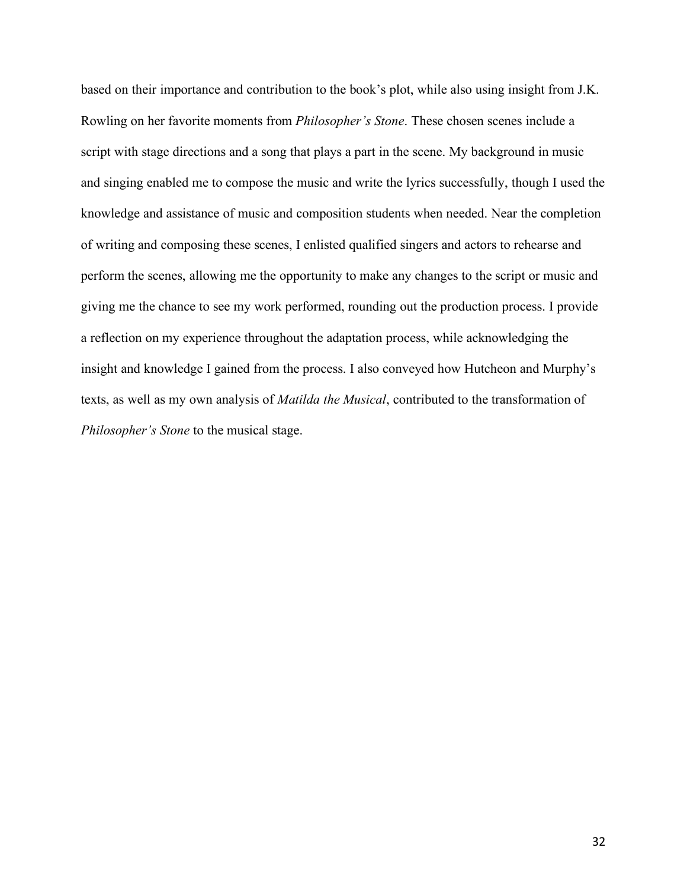based on their importance and contribution to the book's plot, while also using insight from J.K. Rowling on her favorite moments from *Philosopher's Stone*. These chosen scenes include a script with stage directions and a song that plays a part in the scene. My background in music and singing enabled me to compose the music and write the lyrics successfully, though I used the knowledge and assistance of music and composition students when needed. Near the completion of writing and composing these scenes, I enlisted qualified singers and actors to rehearse and perform the scenes, allowing me the opportunity to make any changes to the script or music and giving me the chance to see my work performed, rounding out the production process. I provide a reflection on my experience throughout the adaptation process, while acknowledging the insight and knowledge I gained from the process. I also conveyed how Hutcheon and Murphy's texts, as well as my own analysis of *Matilda the Musical*, contributed to the transformation of *Philosopher's Stone* to the musical stage.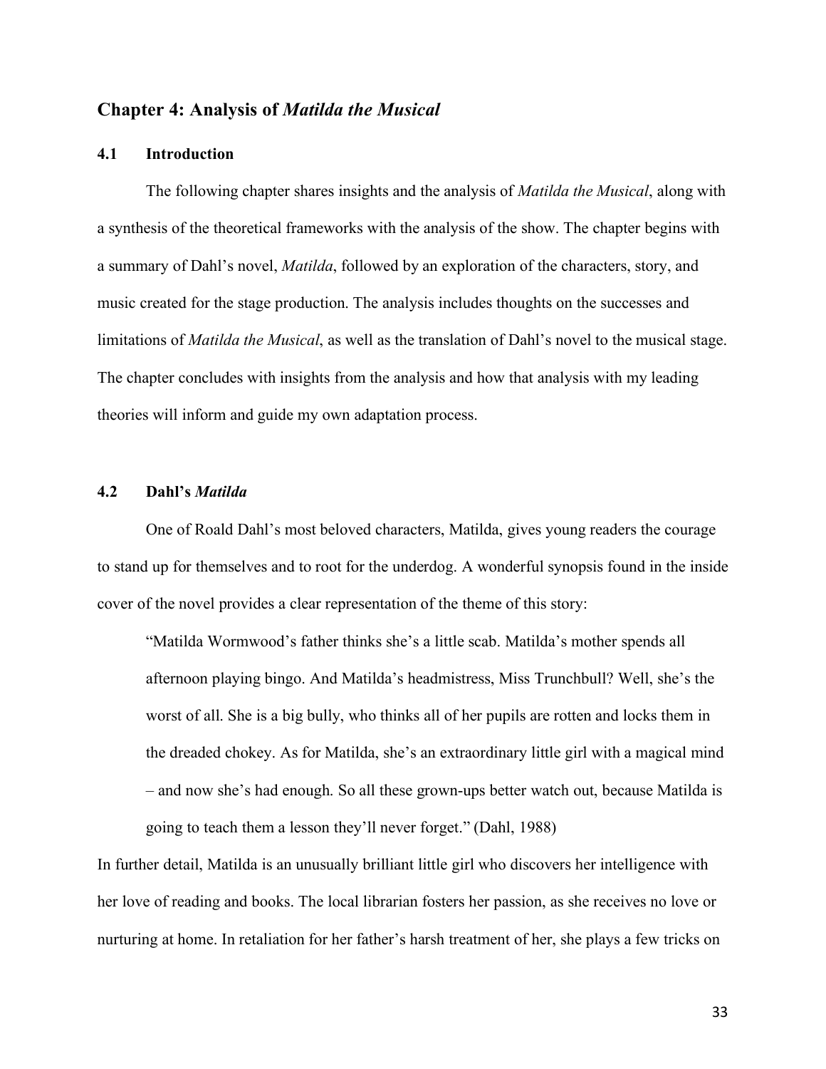## Chapter 4: Analysis of *Matilda the Musical*

### 4.1 Introduction

The following chapter shares insights and the analysis of *Matilda the Musical*, along with a synthesis of the theoretical frameworks with the analysis of the show. The chapter begins with a summary of Dahl's novel, *Matilda*, followed by an exploration of the characters, story, and music created for the stage production. The analysis includes thoughts on the successes and limitations of *Matilda the Musical*, as well as the translation of Dahl's novel to the musical stage. The chapter concludes with insights from the analysis and how that analysis with my leading theories will inform and guide my own adaptation process.

### 4.2 Dahl's *Matilda*

One of Roald Dahl's most beloved characters, Matilda, gives young readers the courage to stand up for themselves and to root for the underdog. A wonderful synopsis found in the inside cover of the novel provides a clear representation of the theme of this story:

> "Matilda Wormwood's father thinks she's a little scab. Matilda's mother spends all afternoon playing bingo. And Matilda's headmistress, Miss Trunchbull? Well, she's the worst of all. She is a big bully, who thinks all of her pupils are rotten and locks them in the dreaded chokey. As for Matilda, she's an extraordinary little girl with a magical mind – and now she's had enough. So all these grown-ups better watch out, because Matilda is going to teach them a lesson they'll never forget." (Dahl, 1988)

In further detail, Matilda is an unusually brilliant little girl who discovers her intelligence with her love of reading and books. The local librarian fosters her passion, as she receives no love or nurturing at home. In retaliation for her father's harsh treatment of her, she plays a few tricks on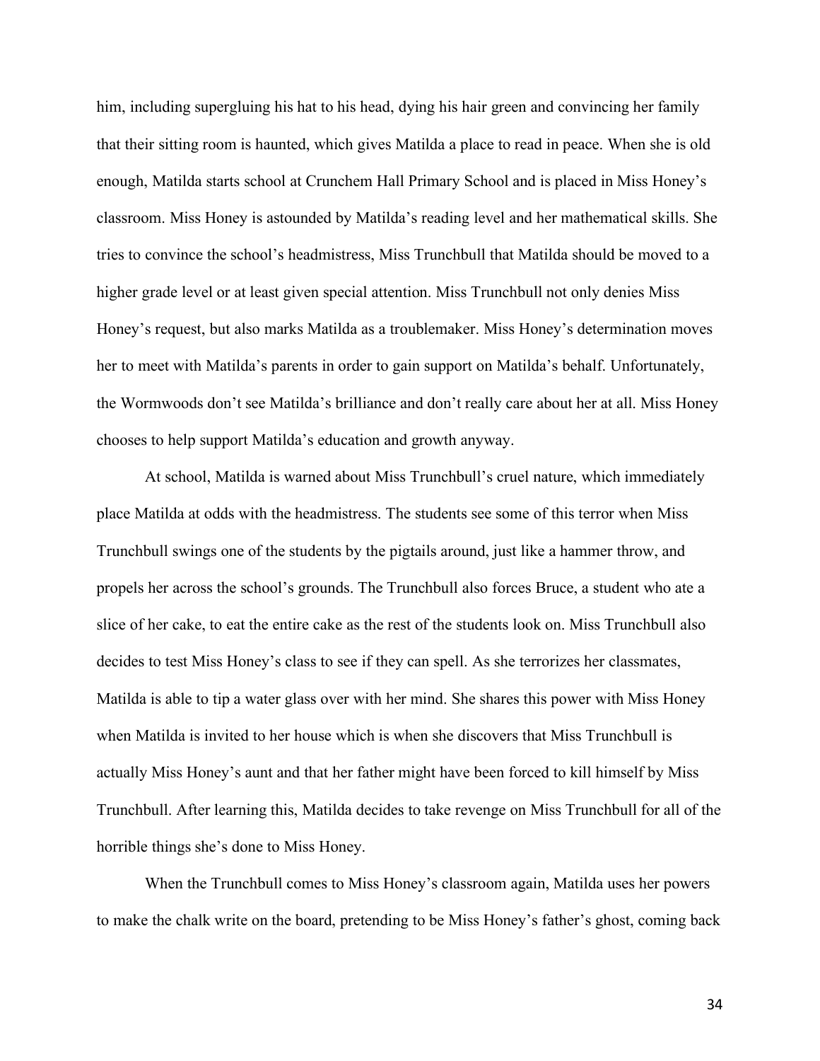him, including supergluing his hat to his head, dying his hair green and convincing her family that their sitting room is haunted, which gives Matilda a place to read in peace. When she is old enough, Matilda starts school at Crunchem Hall Primary School and is placed in Miss Honey's classroom. Miss Honey is astounded by Matilda's reading level and her mathematical skills. She tries to convince the school's headmistress, Miss Trunchbull that Matilda should be moved to a higher grade level or at least given special attention. Miss Trunchbull not only denies Miss Honey's request, but also marks Matilda as a troublemaker. Miss Honey's determination moves her to meet with Matilda's parents in order to gain support on Matilda's behalf. Unfortunately, the Wormwoods don't see Matilda's brilliance and don't really care about her at all. Miss Honey chooses to help support Matilda's education and growth anyway.

At school, Matilda is warned about Miss Trunchbull's cruel nature, which immediately place Matilda at odds with the headmistress. The students see some of this terror when Miss Trunchbull swings one of the students by the pigtails around, just like a hammer throw, and propels her across the school's grounds. The Trunchbull also forces Bruce, a student who ate a slice of her cake, to eat the entire cake as the rest of the students look on. Miss Trunchbull also decides to test Miss Honey's class to see if they can spell. As she terrorizes her classmates, Matilda is able to tip a water glass over with her mind. She shares this power with Miss Honey when Matilda is invited to her house which is when she discovers that Miss Trunchbull is actually Miss Honey's aunt and that her father might have been forced to kill himself by Miss Trunchbull. After learning this, Matilda decides to take revenge on Miss Trunchbull for all of the horrible things she's done to Miss Honey.

When the Trunchbull comes to Miss Honey's classroom again, Matilda uses her powers to make the chalk write on the board, pretending to be Miss Honey's father's ghost, coming back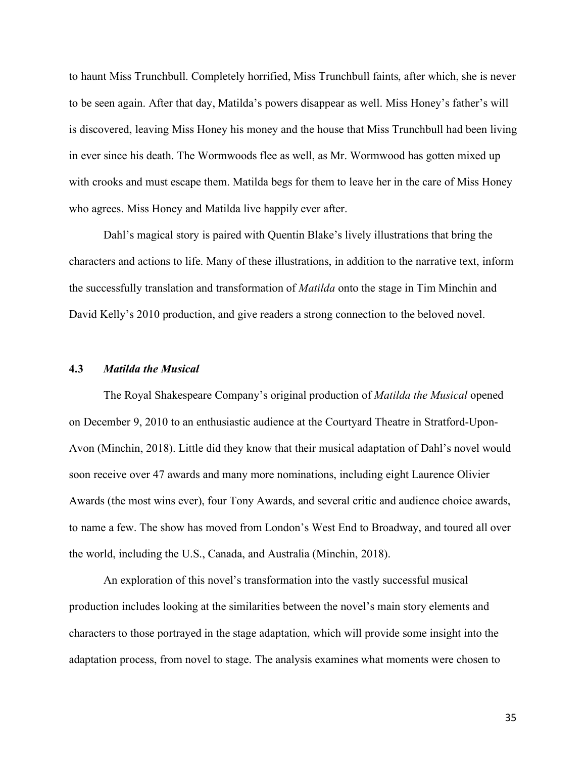to haunt Miss Trunchbull. Completely horrified, Miss Trunchbull faints, after which, she is never to be seen again. After that day, Matilda's powers disappear as well. Miss Honey's father's will is discovered, leaving Miss Honey his money and the house that Miss Trunchbull had been living in ever since his death. The Wormwoods flee as well, as Mr. Wormwood has gotten mixed up with crooks and must escape them. Matilda begs for them to leave her in the care of Miss Honey who agrees. Miss Honey and Matilda live happily ever after.

Dahl's magical story is paired with Quentin Blake's lively illustrations that bring the characters and actions to life. Many of these illustrations, in addition to the narrative text, inform the successfully translation and transformation of *Matilda* onto the stage in Tim Minchin and David Kelly's 2010 production, and give readers a strong connection to the beloved novel.

### 4.3 *Matilda the Musical*

The Royal Shakespeare Company's original production of *Matilda the Musical* opened on December 9, 2010 to an enthusiastic audience at the Courtyard Theatre in Stratford-Upon-Avon (Minchin, 2018). Little did they know that their musical adaptation of Dahl's novel would soon receive over 47 awards and many more nominations, including eight Laurence Olivier Awards (the most wins ever), four Tony Awards, and several critic and audience choice awards, to name a few. The show has moved from London's West End to Broadway, and toured all over the world, including the U.S., Canada, and Australia (Minchin, 2018).

An exploration of this novel's transformation into the vastly successful musical production includes looking at the similarities between the novel's main story elements and characters to those portrayed in the stage adaptation, which will provide some insight into the adaptation process, from novel to stage. The analysis examines what moments were chosen to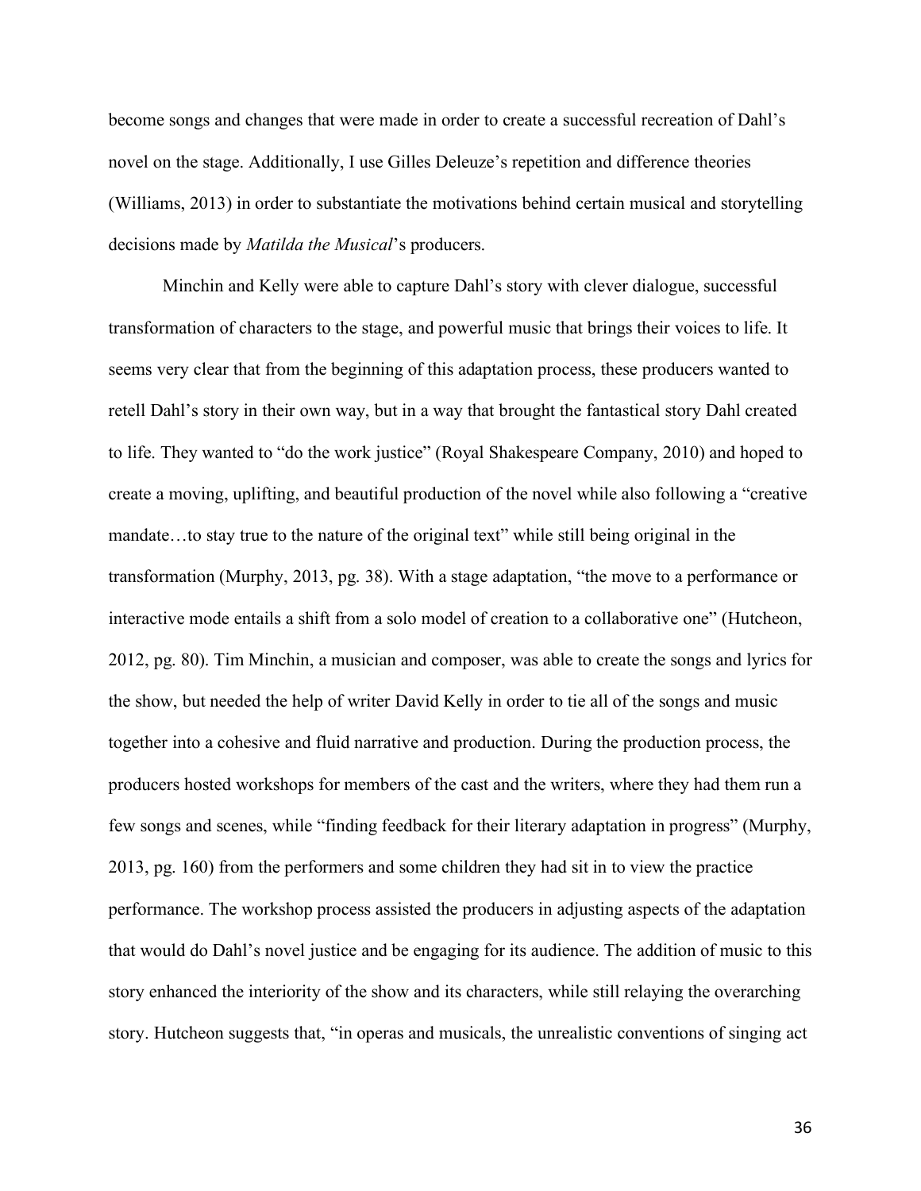become songs and changes that were made in order to create a successful recreation of Dahl's novel on the stage. Additionally, I use Gilles Deleuze's repetition and difference theories (Williams, 2013) in order to substantiate the motivations behind certain musical and storytelling decisions made by *Matilda the Musical*'s producers.

Minchin and Kelly were able to capture Dahl's story with clever dialogue, successful transformation of characters to the stage, and powerful music that brings their voices to life. It seems very clear that from the beginning of this adaptation process, these producers wanted to retell Dahl's story in their own way, but in a way that brought the fantastical story Dahl created to life. They wanted to "do the work justice" (Royal Shakespeare Company, 2010) and hoped to create a moving, uplifting, and beautiful production of the novel while also following a "creative mandate…to stay true to the nature of the original text" while still being original in the transformation (Murphy, 2013, pg. 38). With a stage adaptation, "the move to a performance or interactive mode entails a shift from a solo model of creation to a collaborative one" (Hutcheon, 2012, pg. 80). Tim Minchin, a musician and composer, was able to create the songs and lyrics for the show, but needed the help of writer David Kelly in order to tie all of the songs and music together into a cohesive and fluid narrative and production. During the production process, the producers hosted workshops for members of the cast and the writers, where they had them run a few songs and scenes, while "finding feedback for their literary adaptation in progress" (Murphy, 2013, pg. 160) from the performers and some children they had sit in to view the practice performance. The workshop process assisted the producers in adjusting aspects of the adaptation that would do Dahl's novel justice and be engaging for its audience. The addition of music to this story enhanced the interiority of the show and its characters, while still relaying the overarching story. Hutcheon suggests that, "in operas and musicals, the unrealistic conventions of singing act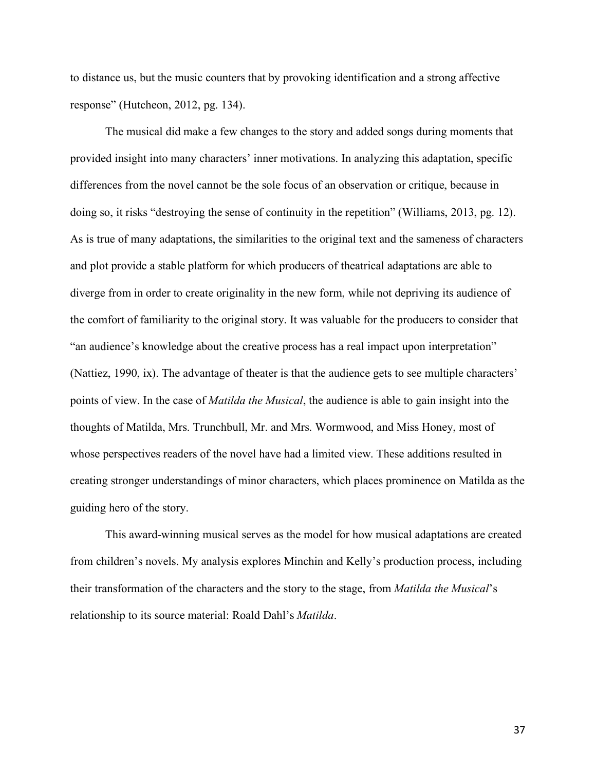to distance us, but the music counters that by provoking identification and a strong affective response" (Hutcheon, 2012, pg. 134).

The musical did make a few changes to the story and added songs during moments that provided insight into many characters' inner motivations. In analyzing this adaptation, specific differences from the novel cannot be the sole focus of an observation or critique, because in doing so, it risks "destroying the sense of continuity in the repetition" (Williams, 2013, pg. 12). As is true of many adaptations, the similarities to the original text and the sameness of characters and plot provide a stable platform for which producers of theatrical adaptations are able to diverge from in order to create originality in the new form, while not depriving its audience of the comfort of familiarity to the original story. It was valuable for the producers to consider that "an audience's knowledge about the creative process has a real impact upon interpretation" (Nattiez, 1990, ix). The advantage of theater is that the audience gets to see multiple characters' points of view. In the case of *Matilda the Musical*, the audience is able to gain insight into the thoughts of Matilda, Mrs. Trunchbull, Mr. and Mrs. Wormwood, and Miss Honey, most of whose perspectives readers of the novel have had a limited view. These additions resulted in creating stronger understandings of minor characters, which places prominence on Matilda as the guiding hero of the story.

This award-winning musical serves as the model for how musical adaptations are created from children's novels. My analysis explores Minchin and Kelly's production process, including their transformation of the characters and the story to the stage, from *Matilda the Musical*'s relationship to its source material: Roald Dahl's *Matilda*.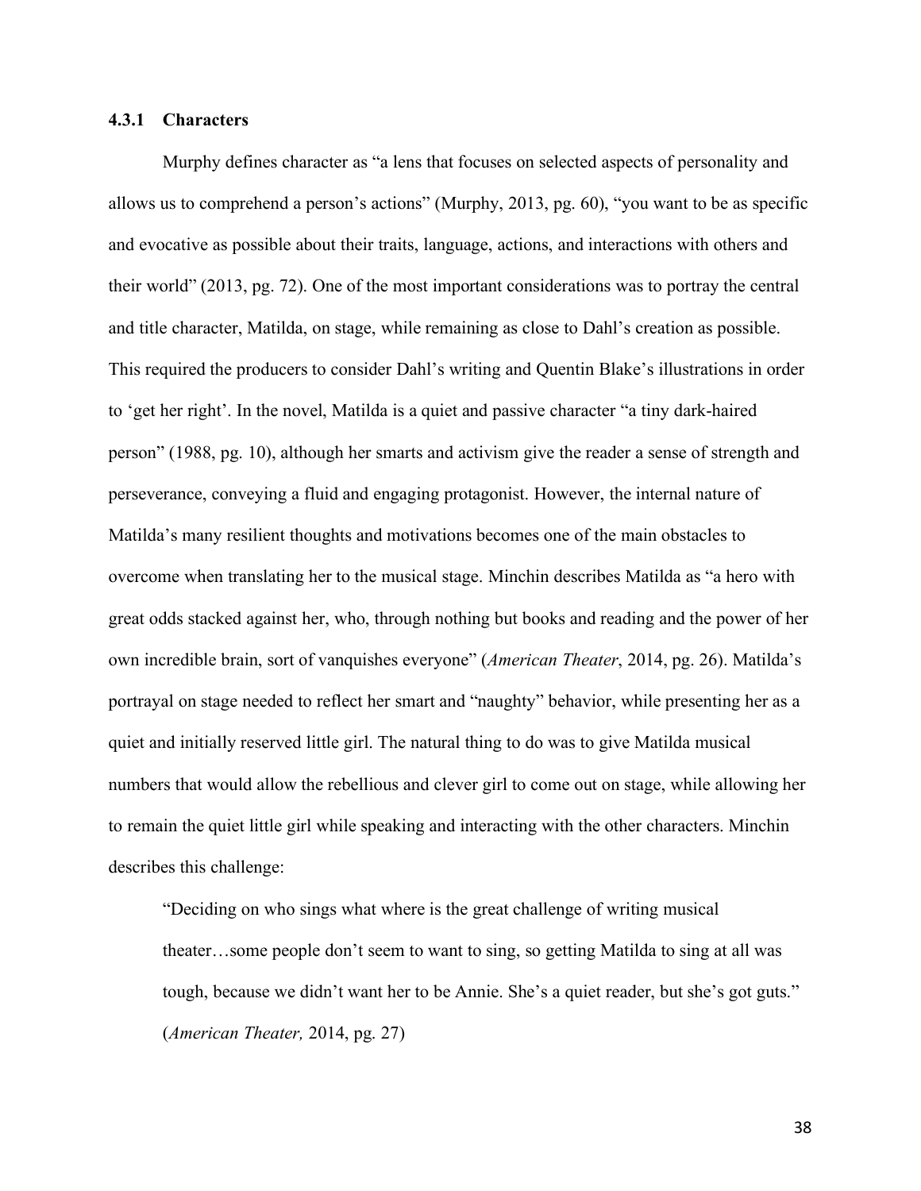### 4.3.1 Characters

Murphy defines character as "a lens that focuses on selected aspects of personality and allows us to comprehend a person's actions" (Murphy, 2013, pg. 60), "you want to be as specific and evocative as possible about their traits, language, actions, and interactions with others and their world" (2013, pg. 72). One of the most important considerations was to portray the central and title character, Matilda, on stage, while remaining as close to Dahl's creation as possible. This required the producers to consider Dahl's writing and Quentin Blake's illustrations in order to 'get her right'. In the novel, Matilda is a quiet and passive character "a tiny dark-haired person" (1988, pg. 10), although her smarts and activism give the reader a sense of strength and perseverance, conveying a fluid and engaging protagonist. However, the internal nature of Matilda's many resilient thoughts and motivations becomes one of the main obstacles to overcome when translating her to the musical stage. Minchin describes Matilda as "a hero with great odds stacked against her, who, through nothing but books and reading and the power of her own incredible brain, sort of vanquishes everyone" (*American Theater*, 2014, pg. 26). Matilda's portrayal on stage needed to reflect her smart and "naughty" behavior, while presenting her as a quiet and initially reserved little girl. The natural thing to do was to give Matilda musical numbers that would allow the rebellious and clever girl to come out on stage, while allowing her to remain the quiet little girl while speaking and interacting with the other characters. Minchin describes this challenge:

> "Deciding on who sings what where is the great challenge of writing musical theater…some people don't seem to want to sing, so getting Matilda to sing at all was tough, because we didn't want her to be Annie. She's a quiet reader, but she's got guts." (*American Theater,* 2014, pg. 27)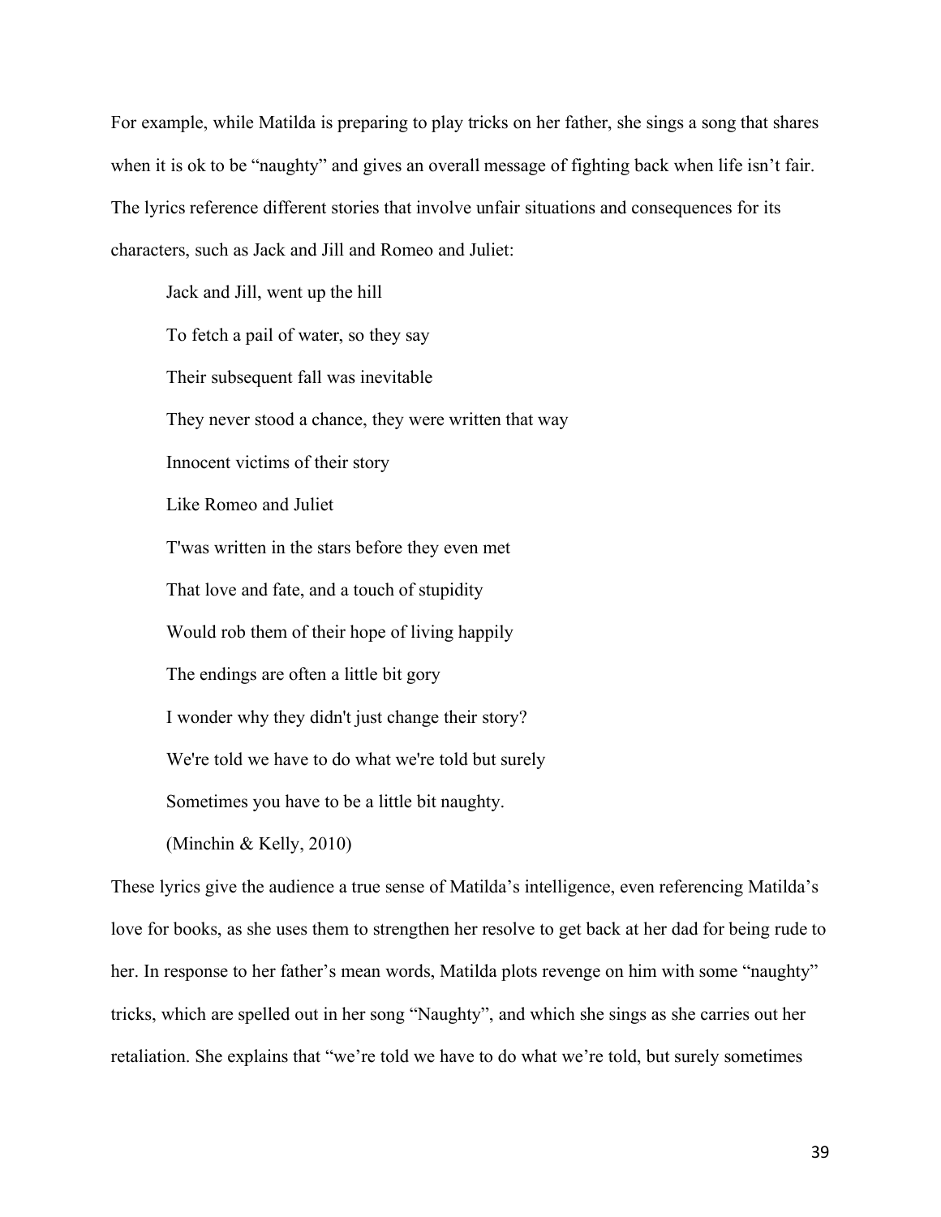For example, while Matilda is preparing to play tricks on her father, she sings a song that shares when it is ok to be "naughty" and gives an overall message of fighting back when life isn't fair. The lyrics reference different stories that involve unfair situations and consequences for its characters, such as Jack and Jill and Romeo and Juliet:

> Jack and Jill, went up the hill
>
> To fetch a pail of water, so they say
>
> Their subsequent fall was inevitable
>
> They never stood a chance, they were written that way
>
> Innocent victims of their story
>
> Like Romeo and Juliet
>
> T'was written in the stars before they even met
>
> That love and fate, and a touch of stupidity
>
> Would rob them of their hope of living happily
>
> The endings are often a little bit gory
>
> I wonder why they didn't just change their story?
>
> We're told we have to do what we're told but surely
>
> Sometimes you have to be a little bit naughty.
>
> (Minchin & Kelly, 2010)

These lyrics give the audience a true sense of Matilda's intelligence, even referencing Matilda's love for books, as she uses them to strengthen her resolve to get back at her dad for being rude to her. In response to her father's mean words, Matilda plots revenge on him with some "naughty" tricks, which are spelled out in her song "Naughty", and which she sings as she carries out her retaliation. She explains that "we're told we have to do what we're told, but surely sometimes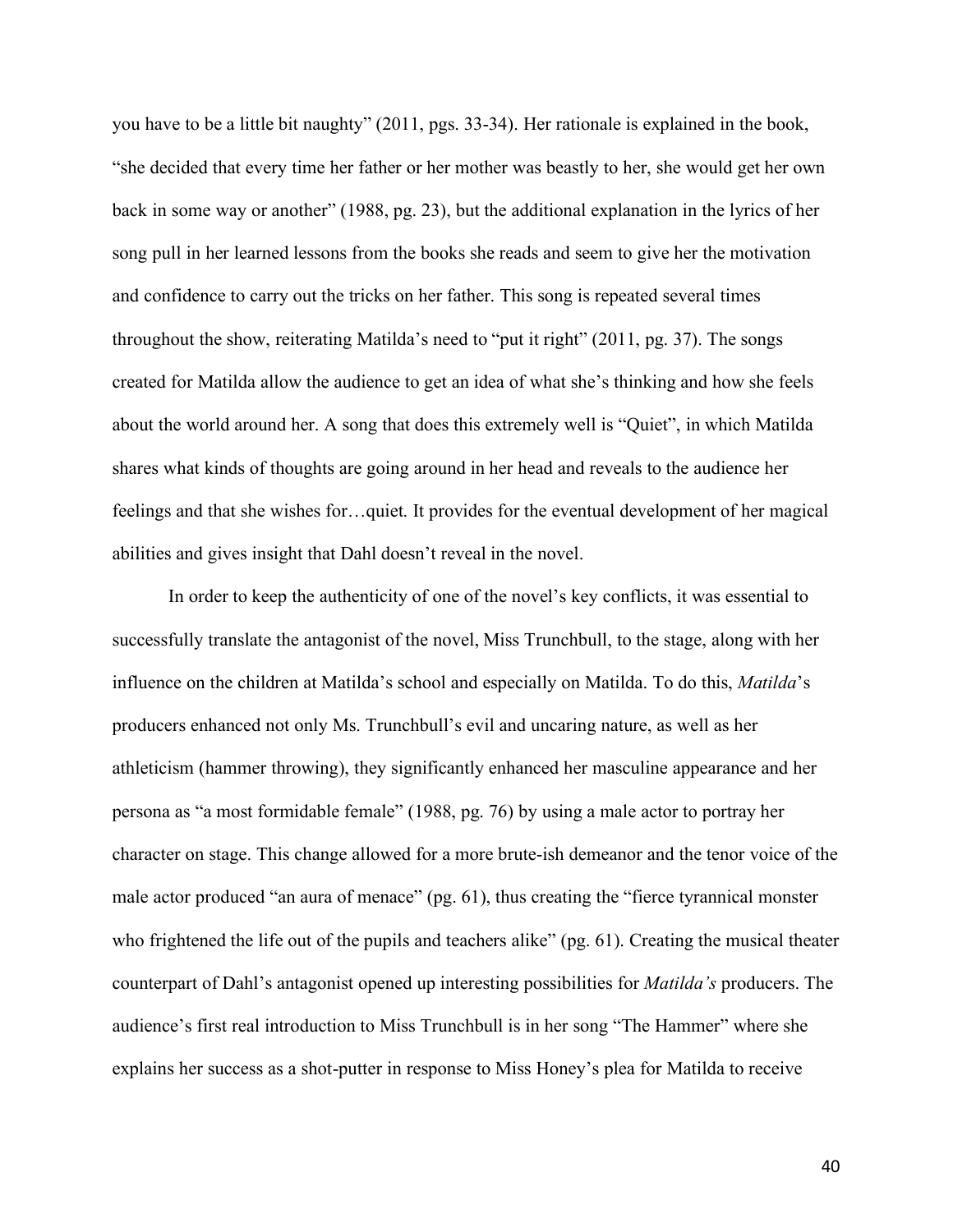you have to be a little bit naughty" (2011, pgs. 33-34). Her rationale is explained in the book, "she decided that every time her father or her mother was beastly to her, she would get her own back in some way or another" (1988, pg. 23), but the additional explanation in the lyrics of her song pull in her learned lessons from the books she reads and seem to give her the motivation and confidence to carry out the tricks on her father. This song is repeated several times throughout the show, reiterating Matilda's need to "put it right" (2011, pg. 37). The songs created for Matilda allow the audience to get an idea of what she's thinking and how she feels about the world around her. A song that does this extremely well is "Quiet", in which Matilda shares what kinds of thoughts are going around in her head and reveals to the audience her feelings and that she wishes for…quiet. It provides for the eventual development of her magical abilities and gives insight that Dahl doesn't reveal in the novel.

In order to keep the authenticity of one of the novel's key conflicts, it was essential to successfully translate the antagonist of the novel, Miss Trunchbull, to the stage, along with her influence on the children at Matilda's school and especially on Matilda. To do this, *Matilda*'s producers enhanced not only Ms. Trunchbull's evil and uncaring nature, as well as her athleticism (hammer throwing), they significantly enhanced her masculine appearance and her persona as "a most formidable female" (1988, pg. 76) by using a male actor to portray her character on stage. This change allowed for a more brute-ish demeanor and the tenor voice of the male actor produced "an aura of menace" (pg. 61), thus creating the "fierce tyrannical monster who frightened the life out of the pupils and teachers alike" (pg. 61). Creating the musical theater counterpart of Dahl's antagonist opened up interesting possibilities for *Matilda's* producers. The audience's first real introduction to Miss Trunchbull is in her song "The Hammer" where she explains her success as a shot-putter in response to Miss Honey's plea for Matilda to receive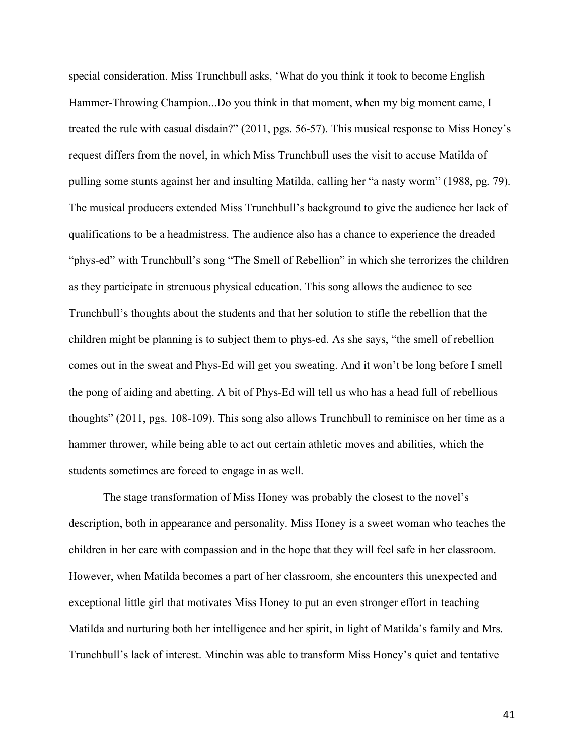special consideration. Miss Trunchbull asks, 'What do you think it took to become English Hammer-Throwing Champion...Do you think in that moment, when my big moment came, I treated the rule with casual disdain?" (2011, pgs. 56-57). This musical response to Miss Honey's request differs from the novel, in which Miss Trunchbull uses the visit to accuse Matilda of pulling some stunts against her and insulting Matilda, calling her "a nasty worm" (1988, pg. 79). The musical producers extended Miss Trunchbull's background to give the audience her lack of qualifications to be a headmistress. The audience also has a chance to experience the dreaded "phys-ed" with Trunchbull's song "The Smell of Rebellion" in which she terrorizes the children as they participate in strenuous physical education. This song allows the audience to see Trunchbull's thoughts about the students and that her solution to stifle the rebellion that the children might be planning is to subject them to phys-ed. As she says, "the smell of rebellion comes out in the sweat and Phys-Ed will get you sweating. And it won't be long before I smell the pong of aiding and abetting. A bit of Phys-Ed will tell us who has a head full of rebellious thoughts" (2011, pgs. 108-109). This song also allows Trunchbull to reminisce on her time as a hammer thrower, while being able to act out certain athletic moves and abilities, which the students sometimes are forced to engage in as well.

The stage transformation of Miss Honey was probably the closest to the novel's description, both in appearance and personality. Miss Honey is a sweet woman who teaches the children in her care with compassion and in the hope that they will feel safe in her classroom. However, when Matilda becomes a part of her classroom, she encounters this unexpected and exceptional little girl that motivates Miss Honey to put an even stronger effort in teaching Matilda and nurturing both her intelligence and her spirit, in light of Matilda's family and Mrs. Trunchbull's lack of interest. Minchin was able to transform Miss Honey's quiet and tentative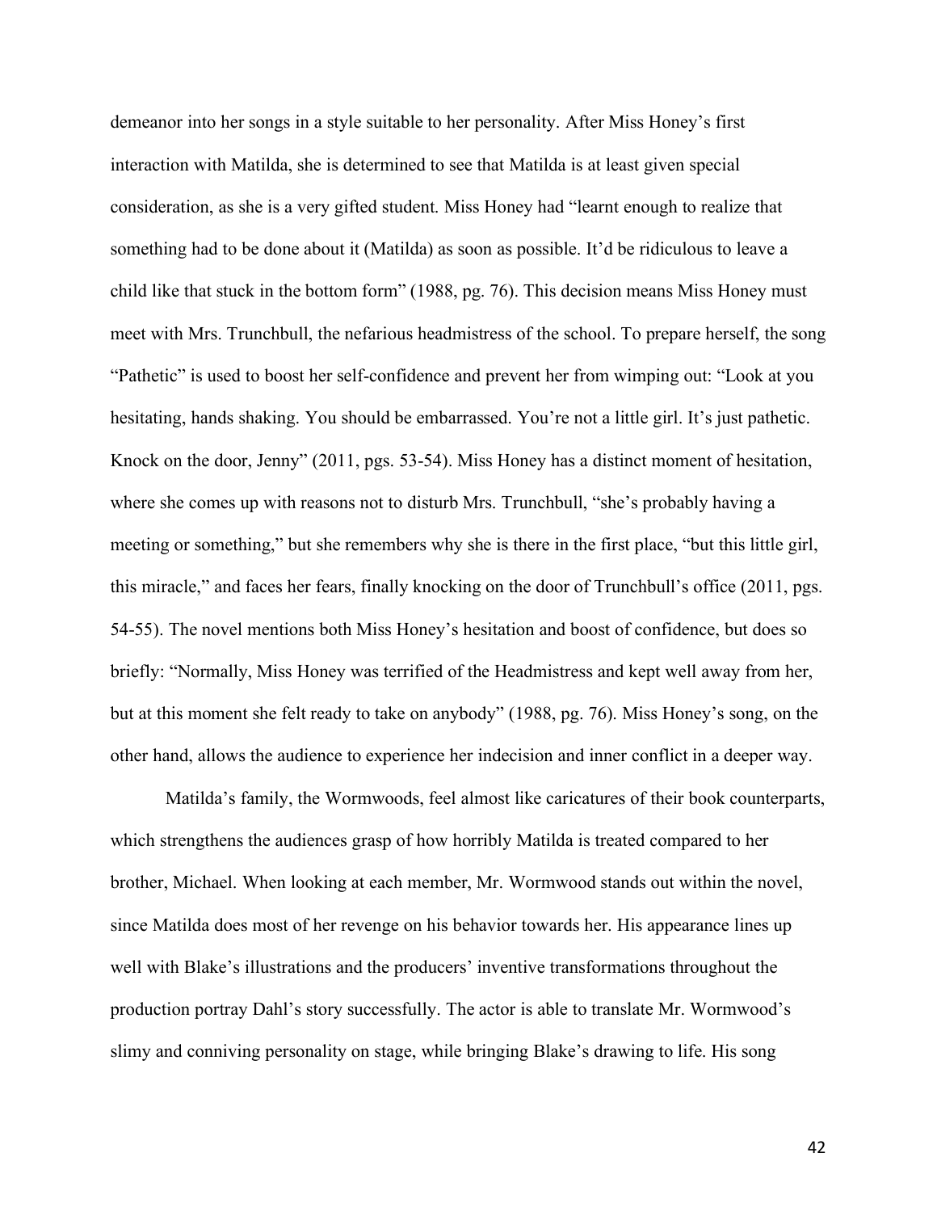demeanor into her songs in a style suitable to her personality. After Miss Honey's first interaction with Matilda, she is determined to see that Matilda is at least given special consideration, as she is a very gifted student. Miss Honey had "learnt enough to realize that something had to be done about it (Matilda) as soon as possible. It'd be ridiculous to leave a child like that stuck in the bottom form" (1988, pg. 76). This decision means Miss Honey must meet with Mrs. Trunchbull, the nefarious headmistress of the school. To prepare herself, the song "Pathetic" is used to boost her self-confidence and prevent her from wimping out: "Look at you hesitating, hands shaking. You should be embarrassed. You're not a little girl. It's just pathetic. Knock on the door, Jenny" (2011, pgs. 53-54). Miss Honey has a distinct moment of hesitation, where she comes up with reasons not to disturb Mrs. Trunchbull, "she's probably having a meeting or something," but she remembers why she is there in the first place, "but this little girl, this miracle," and faces her fears, finally knocking on the door of Trunchbull's office (2011, pgs. 54-55). The novel mentions both Miss Honey's hesitation and boost of confidence, but does so briefly: "Normally, Miss Honey was terrified of the Headmistress and kept well away from her, but at this moment she felt ready to take on anybody" (1988, pg. 76). Miss Honey's song, on the other hand, allows the audience to experience her indecision and inner conflict in a deeper way.

Matilda's family, the Wormwoods, feel almost like caricatures of their book counterparts, which strengthens the audiences grasp of how horribly Matilda is treated compared to her brother, Michael. When looking at each member, Mr. Wormwood stands out within the novel, since Matilda does most of her revenge on his behavior towards her. His appearance lines up well with Blake's illustrations and the producers' inventive transformations throughout the production portray Dahl's story successfully. The actor is able to translate Mr. Wormwood's slimy and conniving personality on stage, while bringing Blake's drawing to life. His song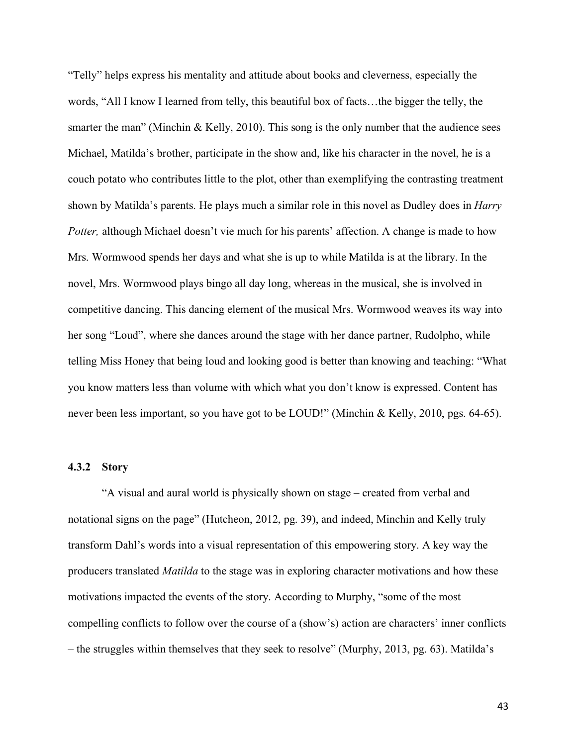“Telly” helps express his mentality and attitude about books and cleverness, especially the words, “All I know I learned from telly, this beautiful box of facts…the bigger the telly, the smarter the man” (Minchin & Kelly, 2010). This song is the only number that the audience sees Michael, Matilda’s brother, participate in the show and, like his character in the novel, he is a couch potato who contributes little to the plot, other than exemplifying the contrasting treatment shown by Matilda’s parents. He plays much a similar role in this novel as Dudley does in *Harry Potter,* although Michael doesn’t vie much for his parents’ affection. A change is made to how Mrs. Wormwood spends her days and what she is up to while Matilda is at the library. In the novel, Mrs. Wormwood plays bingo all day long, whereas in the musical, she is involved in competitive dancing. This dancing element of the musical Mrs. Wormwood weaves its way into her song “Loud”, where she dances around the stage with her dance partner, Rudolpho, while telling Miss Honey that being loud and looking good is better than knowing and teaching: “What you know matters less than volume with which what you don’t know is expressed. Content has never been less important, so you have got to be LOUD!” (Minchin & Kelly, 2010, pgs. 64-65).

### 4.3.2 Story

“A visual and aural world is physically shown on stage – created from verbal and notational signs on the page” (Hutcheon, 2012, pg. 39), and indeed, Minchin and Kelly truly transform Dahl’s words into a visual representation of this empowering story. A key way the producers translated *Matilda* to the stage was in exploring character motivations and how these motivations impacted the events of the story. According to Murphy, “some of the most compelling conflicts to follow over the course of a (show’s) action are characters’ inner conflicts – the struggles within themselves that they seek to resolve” (Murphy, 2013, pg. 63). Matilda’s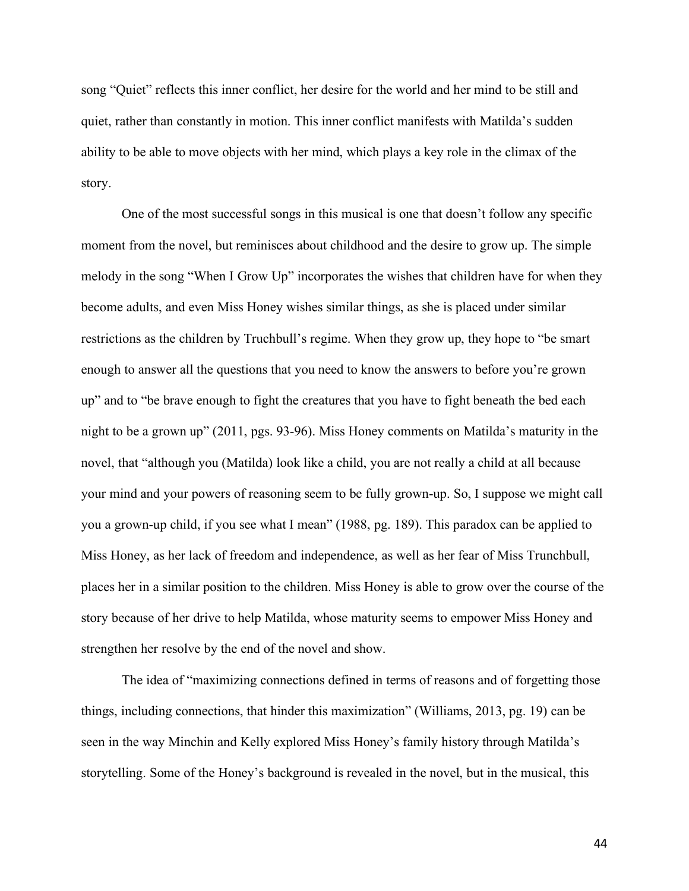song "Quiet" reflects this inner conflict, her desire for the world and her mind to be still and quiet, rather than constantly in motion. This inner conflict manifests with Matilda's sudden ability to be able to move objects with her mind, which plays a key role in the climax of the story.

One of the most successful songs in this musical is one that doesn't follow any specific moment from the novel, but reminisces about childhood and the desire to grow up. The simple melody in the song "When I Grow Up" incorporates the wishes that children have for when they become adults, and even Miss Honey wishes similar things, as she is placed under similar restrictions as the children by Truchbull's regime. When they grow up, they hope to "be smart enough to answer all the questions that you need to know the answers to before you're grown up" and to "be brave enough to fight the creatures that you have to fight beneath the bed each night to be a grown up" (2011, pgs. 93-96). Miss Honey comments on Matilda's maturity in the novel, that "although you (Matilda) look like a child, you are not really a child at all because your mind and your powers of reasoning seem to be fully grown-up. So, I suppose we might call you a grown-up child, if you see what I mean" (1988, pg. 189). This paradox can be applied to Miss Honey, as her lack of freedom and independence, as well as her fear of Miss Trunchbull, places her in a similar position to the children. Miss Honey is able to grow over the course of the story because of her drive to help Matilda, whose maturity seems to empower Miss Honey and strengthen her resolve by the end of the novel and show.

The idea of "maximizing connections defined in terms of reasons and of forgetting those things, including connections, that hinder this maximization" (Williams, 2013, pg. 19) can be seen in the way Minchin and Kelly explored Miss Honey's family history through Matilda's storytelling. Some of the Honey's background is revealed in the novel, but in the musical, this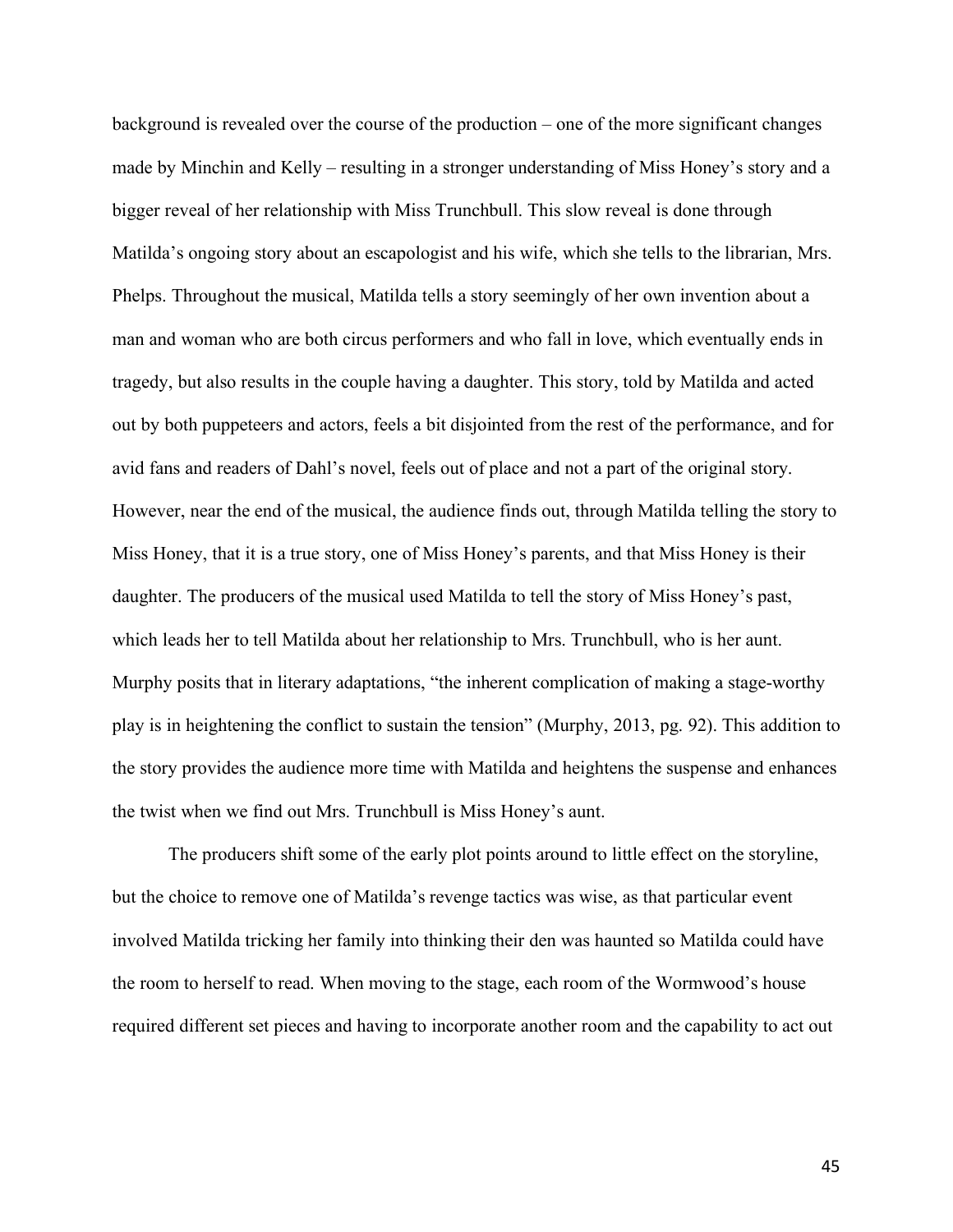background is revealed over the course of the production – one of the more significant changes made by Minchin and Kelly – resulting in a stronger understanding of Miss Honey's story and a bigger reveal of her relationship with Miss Trunchbull. This slow reveal is done through Matilda's ongoing story about an escapologist and his wife, which she tells to the librarian, Mrs. Phelps. Throughout the musical, Matilda tells a story seemingly of her own invention about a man and woman who are both circus performers and who fall in love, which eventually ends in tragedy, but also results in the couple having a daughter. This story, told by Matilda and acted out by both puppeteers and actors, feels a bit disjointed from the rest of the performance, and for avid fans and readers of Dahl's novel, feels out of place and not a part of the original story. However, near the end of the musical, the audience finds out, through Matilda telling the story to Miss Honey, that it is a true story, one of Miss Honey's parents, and that Miss Honey is their daughter. The producers of the musical used Matilda to tell the story of Miss Honey's past, which leads her to tell Matilda about her relationship to Mrs. Trunchbull, who is her aunt. Murphy posits that in literary adaptations, "the inherent complication of making a stage-worthy play is in heightening the conflict to sustain the tension" (Murphy, 2013, pg. 92). This addition to the story provides the audience more time with Matilda and heightens the suspense and enhances the twist when we find out Mrs. Trunchbull is Miss Honey's aunt.

The producers shift some of the early plot points around to little effect on the storyline, but the choice to remove one of Matilda's revenge tactics was wise, as that particular event involved Matilda tricking her family into thinking their den was haunted so Matilda could have the room to herself to read. When moving to the stage, each room of the Wormwood's house required different set pieces and having to incorporate another room and the capability to act out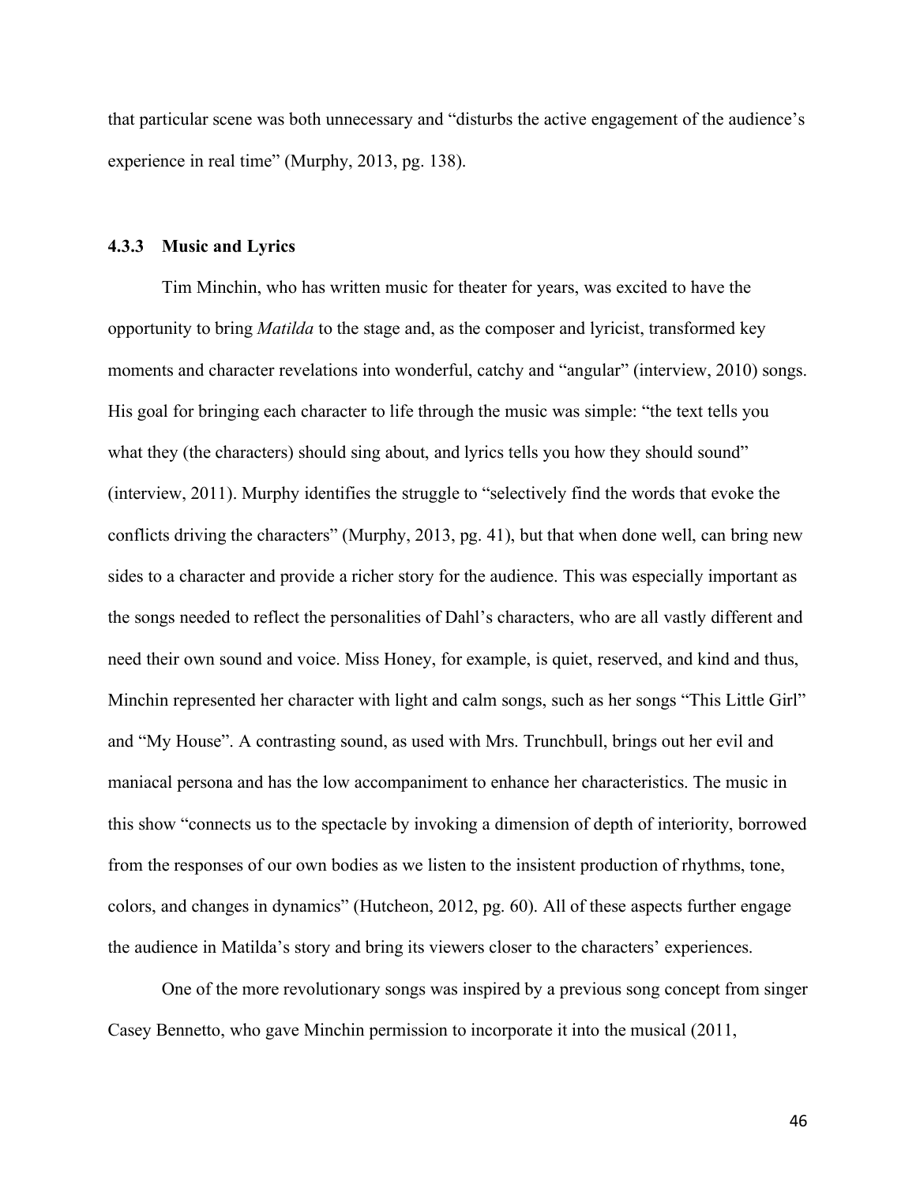that particular scene was both unnecessary and "disturbs the active engagement of the audience's experience in real time" (Murphy, 2013, pg. 138).

### 4.3.3 Music and Lyrics

Tim Minchin, who has written music for theater for years, was excited to have the opportunity to bring *Matilda* to the stage and, as the composer and lyricist, transformed key moments and character revelations into wonderful, catchy and "angular" (interview, 2010) songs. His goal for bringing each character to life through the music was simple: "the text tells you what they (the characters) should sing about, and lyrics tells you how they should sound" (interview, 2011). Murphy identifies the struggle to "selectively find the words that evoke the conflicts driving the characters" (Murphy, 2013, pg. 41), but that when done well, can bring new sides to a character and provide a richer story for the audience. This was especially important as the songs needed to reflect the personalities of Dahl's characters, who are all vastly different and need their own sound and voice. Miss Honey, for example, is quiet, reserved, and kind and thus, Minchin represented her character with light and calm songs, such as her songs "This Little Girl" and "My House". A contrasting sound, as used with Mrs. Trunchbull, brings out her evil and maniacal persona and has the low accompaniment to enhance her characteristics. The music in this show "connects us to the spectacle by invoking a dimension of depth of interiority, borrowed from the responses of our own bodies as we listen to the insistent production of rhythms, tone, colors, and changes in dynamics" (Hutcheon, 2012, pg. 60). All of these aspects further engage the audience in Matilda's story and bring its viewers closer to the characters' experiences.

One of the more revolutionary songs was inspired by a previous song concept from singer Casey Bennetto, who gave Minchin permission to incorporate it into the musical (2011,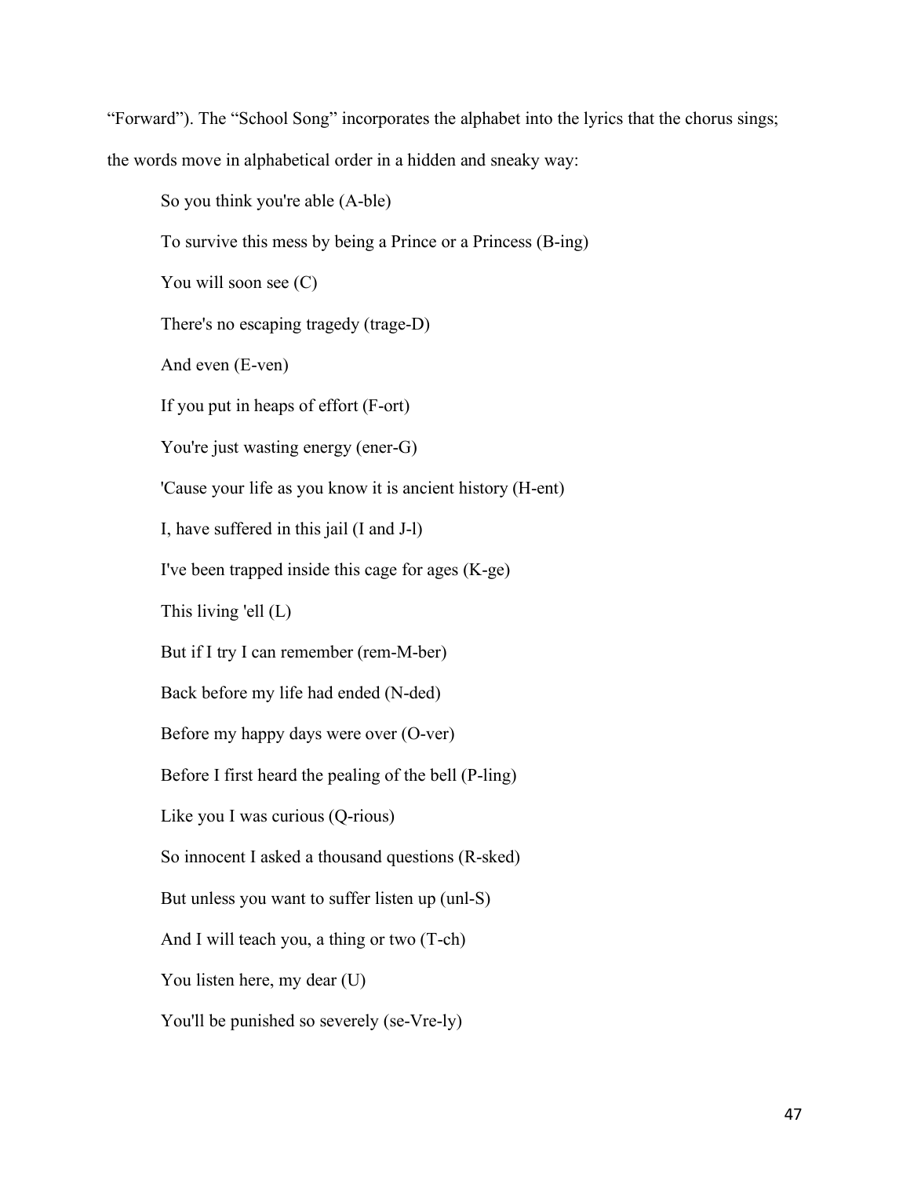"Forward"). The "School Song" incorporates the alphabet into the lyrics that the chorus sings; the words move in alphabetical order in a hidden and sneaky way:

> So you think you're able (A-ble)
>
> To survive this mess by being a Prince or a Princess (B-ing)
>
> You will soon see (C)
>
> There's no escaping tragedy (trage-D)
>
> And even (E-ven)
>
> If you put in heaps of effort (F-ort)
>
> You're just wasting energy (ener-G)
>
> 'Cause your life as you know it is ancient history (H-ent)
>
> I, have suffered in this jail (I and J-l)
>
> I've been trapped inside this cage for ages (K-ge)
>
> This living 'ell (L)
>
> But if I try I can remember (rem-M-ber)
>
> Back before my life had ended (N-ded)
>
> Before my happy days were over (O-ver)
>
> Before I first heard the pealing of the bell (P-ling)
>
> Like you I was curious (Q-rious)
>
> So innocent I asked a thousand questions (R-sked)
>
> But unless you want to suffer listen up (unl-S)
>
> And I will teach you, a thing or two (T-ch)
>
> You listen here, my dear (U)
>
> You'll be punished so severely (se-Vre-ly)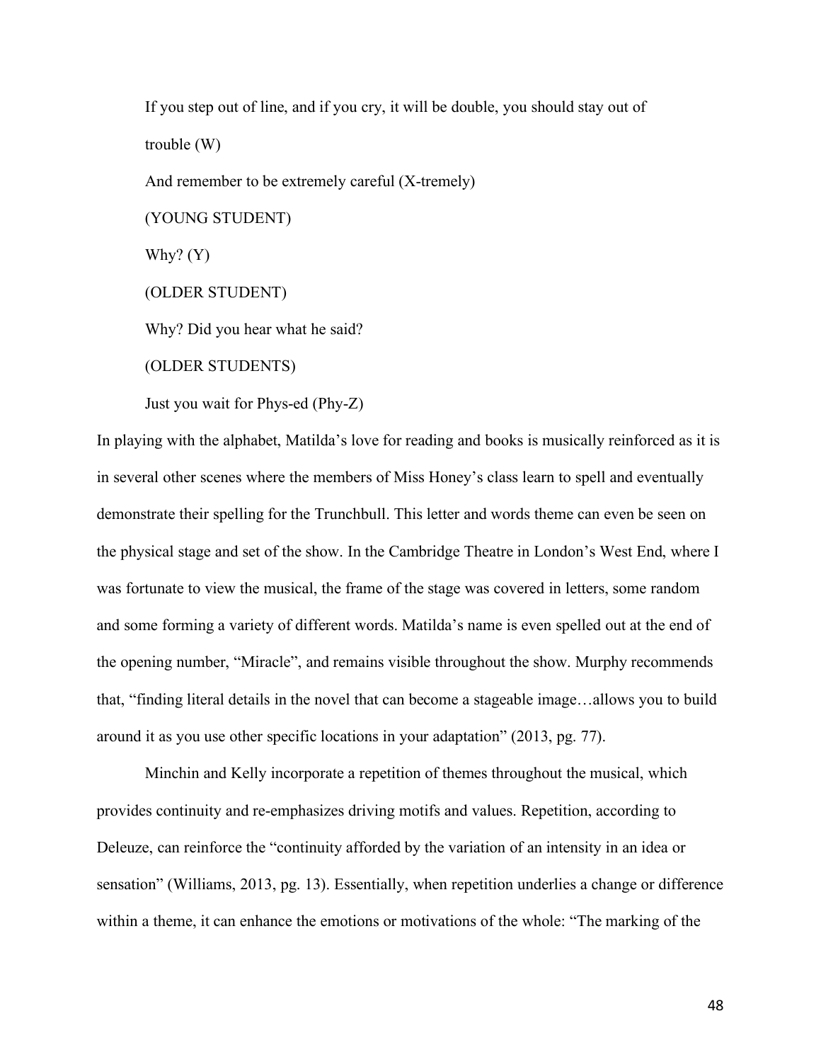If you step out of line, and if you cry, it will be double, you should stay out of trouble (W)

And remember to be extremely careful (X-tremely)

(YOUNG STUDENT)

Why? (Y)

(OLDER STUDENT)

Why? Did you hear what he said?

(OLDER STUDENTS)

Just you wait for Phys-ed (Phy-Z)

In playing with the alphabet, Matilda's love for reading and books is musically reinforced as it is in several other scenes where the members of Miss Honey's class learn to spell and eventually demonstrate their spelling for the Trunchbull. This letter and words theme can even be seen on the physical stage and set of the show. In the Cambridge Theatre in London's West End, where I was fortunate to view the musical, the frame of the stage was covered in letters, some random and some forming a variety of different words. Matilda's name is even spelled out at the end of the opening number, "Miracle", and remains visible throughout the show. Murphy recommends that, "finding literal details in the novel that can become a stageable image…allows you to build around it as you use other specific locations in your adaptation" (2013, pg. 77).

Minchin and Kelly incorporate a repetition of themes throughout the musical, which provides continuity and re-emphasizes driving motifs and values. Repetition, according to Deleuze, can reinforce the "continuity afforded by the variation of an intensity in an idea or sensation" (Williams, 2013, pg. 13). Essentially, when repetition underlies a change or difference within a theme, it can enhance the emotions or motivations of the whole: "The marking of the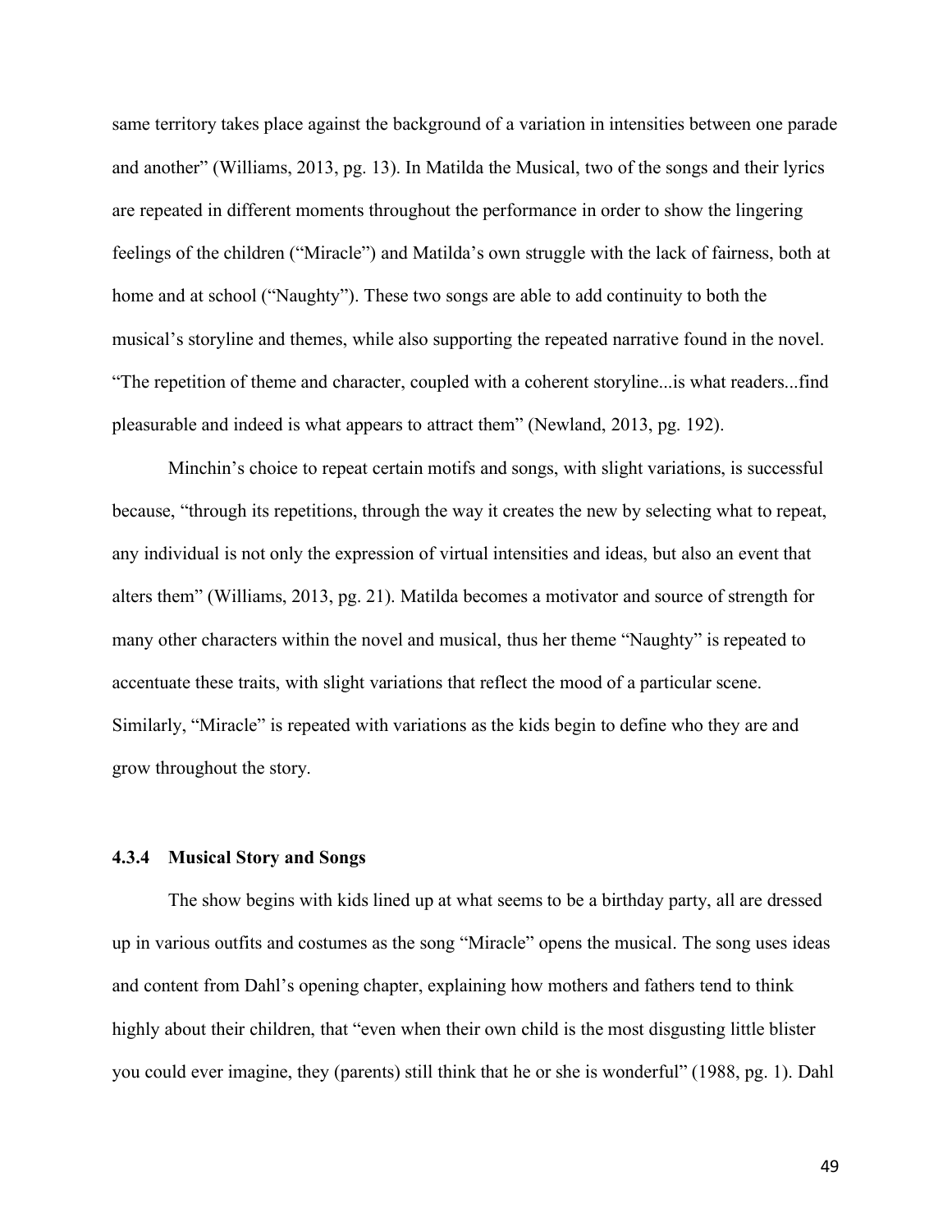same territory takes place against the background of a variation in intensities between one parade and another" (Williams, 2013, pg. 13). In Matilda the Musical, two of the songs and their lyrics are repeated in different moments throughout the performance in order to show the lingering feelings of the children ("Miracle") and Matilda's own struggle with the lack of fairness, both at home and at school ("Naughty"). These two songs are able to add continuity to both the musical's storyline and themes, while also supporting the repeated narrative found in the novel. "The repetition of theme and character, coupled with a coherent storyline...is what readers...find pleasurable and indeed is what appears to attract them" (Newland, 2013, pg. 192).

Minchin's choice to repeat certain motifs and songs, with slight variations, is successful because, "through its repetitions, through the way it creates the new by selecting what to repeat, any individual is not only the expression of virtual intensities and ideas, but also an event that alters them" (Williams, 2013, pg. 21). Matilda becomes a motivator and source of strength for many other characters within the novel and musical, thus her theme "Naughty" is repeated to accentuate these traits, with slight variations that reflect the mood of a particular scene. Similarly, "Miracle" is repeated with variations as the kids begin to define who they are and grow throughout the story.

### 4.3.4 Musical Story and Songs

The show begins with kids lined up at what seems to be a birthday party, all are dressed up in various outfits and costumes as the song "Miracle" opens the musical. The song uses ideas and content from Dahl's opening chapter, explaining how mothers and fathers tend to think highly about their children, that "even when their own child is the most disgusting little blister you could ever imagine, they (parents) still think that he or she is wonderful" (1988, pg. 1). Dahl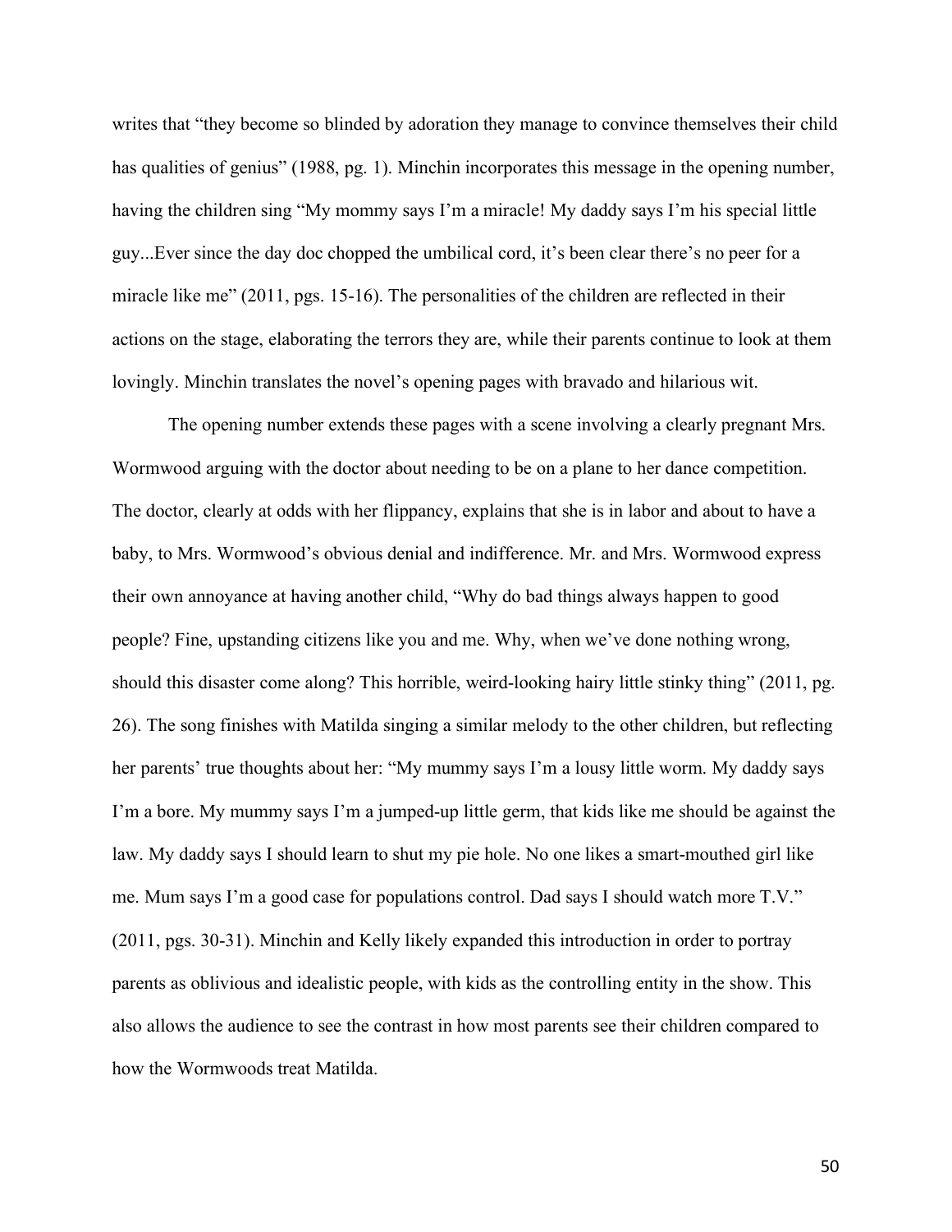writes that "they become so blinded by adoration they manage to convince themselves their child has qualities of genius" (1988, pg. 1). Minchin incorporates this message in the opening number, having the children sing "My mommy says I'm a miracle! My daddy says I'm his special little guy...Ever since the day doc chopped the umbilical cord, it's been clear there's no peer for a miracle like me" (2011, pgs. 15-16). The personalities of the children are reflected in their actions on the stage, elaborating the terrors they are, while their parents continue to look at them lovingly. Minchin translates the novel's opening pages with bravado and hilarious wit.

The opening number extends these pages with a scene involving a clearly pregnant Mrs. Wormwood arguing with the doctor about needing to be on a plane to her dance competition. The doctor, clearly at odds with her flippancy, explains that she is in labor and about to have a baby, to Mrs. Wormwood's obvious denial and indifference. Mr. and Mrs. Wormwood express their own annoyance at having another child, "Why do bad things always happen to good people? Fine, upstanding citizens like you and me. Why, when we've done nothing wrong, should this disaster come along? This horrible, weird-looking hairy little stinky thing" (2011, pg. 26). The song finishes with Matilda singing a similar melody to the other children, but reflecting her parents' true thoughts about her: "My mummy says I'm a lousy little worm. My daddy says I'm a bore. My mummy says I'm a jumped-up little germ, that kids like me should be against the law. My daddy says I should learn to shut my pie hole. No one likes a smart-mouthed girl like me. Mum says I'm a good case for populations control. Dad says I should watch more T.V." (2011, pgs. 30-31). Minchin and Kelly likely expanded this introduction in order to portray parents as oblivious and idealistic people, with kids as the controlling entity in the show. This also allows the audience to see the contrast in how most parents see their children compared to how the Wormwoods treat Matilda.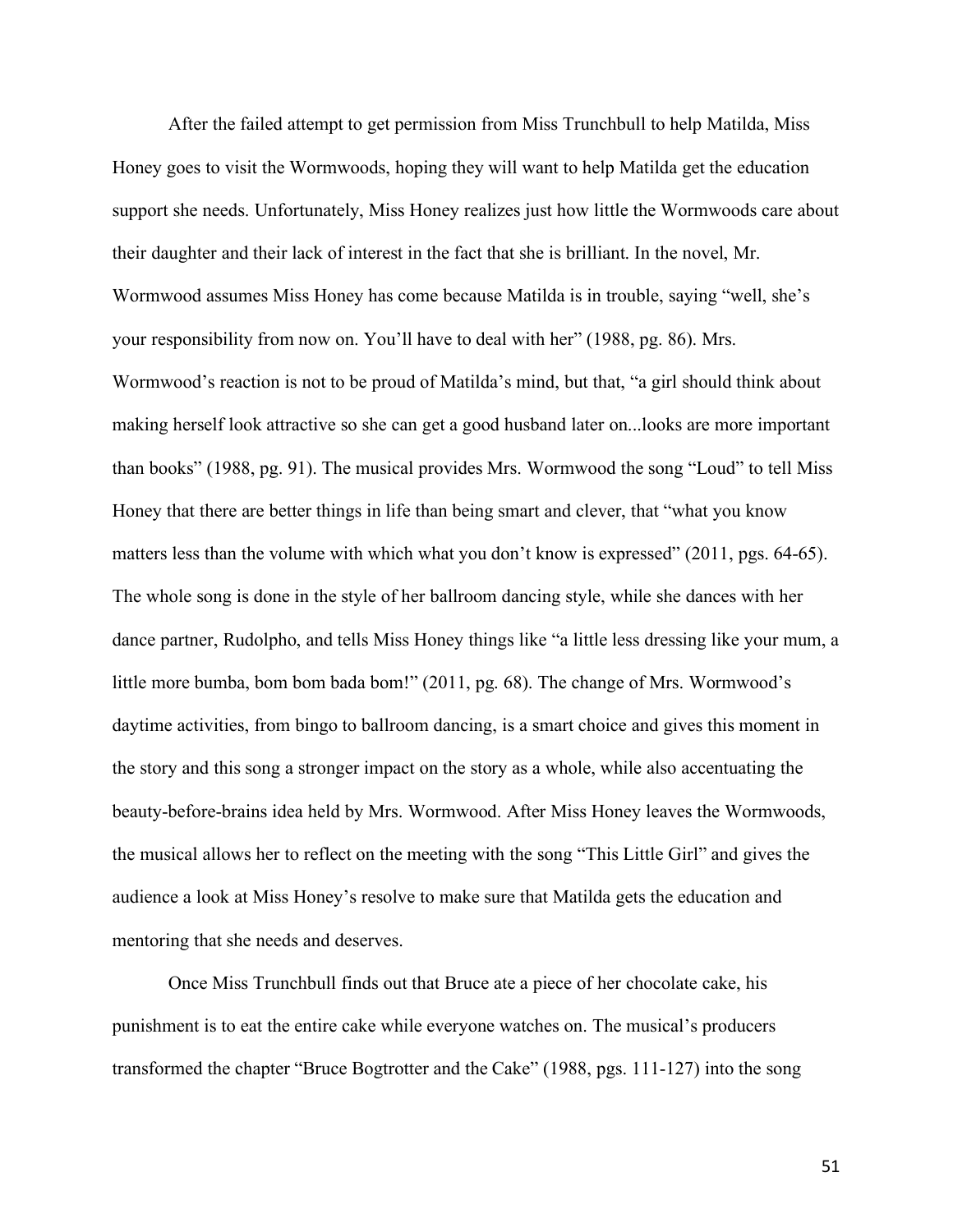After the failed attempt to get permission from Miss Trunchbull to help Matilda, Miss Honey goes to visit the Wormwoods, hoping they will want to help Matilda get the education support she needs. Unfortunately, Miss Honey realizes just how little the Wormwoods care about their daughter and their lack of interest in the fact that she is brilliant. In the novel, Mr. Wormwood assumes Miss Honey has come because Matilda is in trouble, saying "well, she's your responsibility from now on. You'll have to deal with her" (1988, pg. 86). Mrs. Wormwood's reaction is not to be proud of Matilda's mind, but that, "a girl should think about making herself look attractive so she can get a good husband later on...looks are more important than books" (1988, pg. 91). The musical provides Mrs. Wormwood the song "Loud" to tell Miss Honey that there are better things in life than being smart and clever, that "what you know matters less than the volume with which what you don't know is expressed" (2011, pgs. 64-65). The whole song is done in the style of her ballroom dancing style, while she dances with her dance partner, Rudolpho, and tells Miss Honey things like "a little less dressing like your mum, a little more bumba, bom bom bada bom!" (2011, pg. 68). The change of Mrs. Wormwood's daytime activities, from bingo to ballroom dancing, is a smart choice and gives this moment in the story and this song a stronger impact on the story as a whole, while also accentuating the beauty-before-brains idea held by Mrs. Wormwood. After Miss Honey leaves the Wormwoods, the musical allows her to reflect on the meeting with the song "This Little Girl" and gives the audience a look at Miss Honey's resolve to make sure that Matilda gets the education and mentoring that she needs and deserves.

Once Miss Trunchbull finds out that Bruce ate a piece of her chocolate cake, his punishment is to eat the entire cake while everyone watches on. The musical's producers transformed the chapter "Bruce Bogtrotter and the Cake" (1988, pgs. 111-127) into the song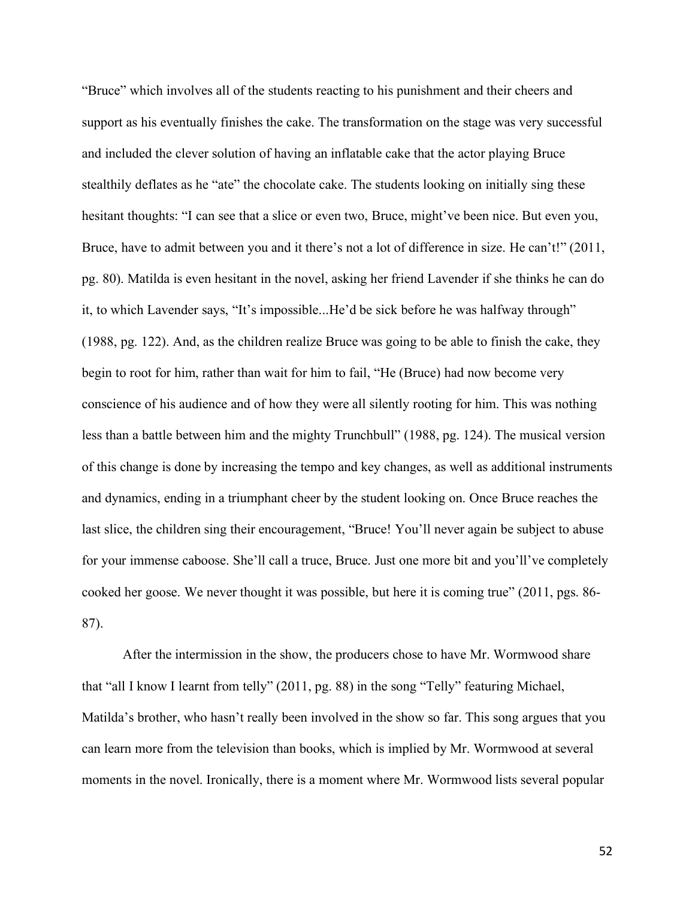"Bruce" which involves all of the students reacting to his punishment and their cheers and support as his eventually finishes the cake. The transformation on the stage was very successful and included the clever solution of having an inflatable cake that the actor playing Bruce stealthily deflates as he "ate" the chocolate cake. The students looking on initially sing these hesitant thoughts: "I can see that a slice or even two, Bruce, might've been nice. But even you, Bruce, have to admit between you and it there's not a lot of difference in size. He can't!" (2011, pg. 80). Matilda is even hesitant in the novel, asking her friend Lavender if she thinks he can do it, to which Lavender says, "It's impossible...He'd be sick before he was halfway through" (1988, pg. 122). And, as the children realize Bruce was going to be able to finish the cake, they begin to root for him, rather than wait for him to fail, "He (Bruce) had now become very conscience of his audience and of how they were all silently rooting for him. This was nothing less than a battle between him and the mighty Trunchbull" (1988, pg. 124). The musical version of this change is done by increasing the tempo and key changes, as well as additional instruments and dynamics, ending in a triumphant cheer by the student looking on. Once Bruce reaches the last slice, the children sing their encouragement, "Bruce! You'll never again be subject to abuse for your immense caboose. She'll call a truce, Bruce. Just one more bit and you'll've completely cooked her goose. We never thought it was possible, but here it is coming true" (2011, pgs. 86-87).

After the intermission in the show, the producers chose to have Mr. Wormwood share that "all I know I learnt from telly" (2011, pg. 88) in the song "Telly" featuring Michael, Matilda's brother, who hasn't really been involved in the show so far. This song argues that you can learn more from the television than books, which is implied by Mr. Wormwood at several moments in the novel. Ironically, there is a moment where Mr. Wormwood lists several popular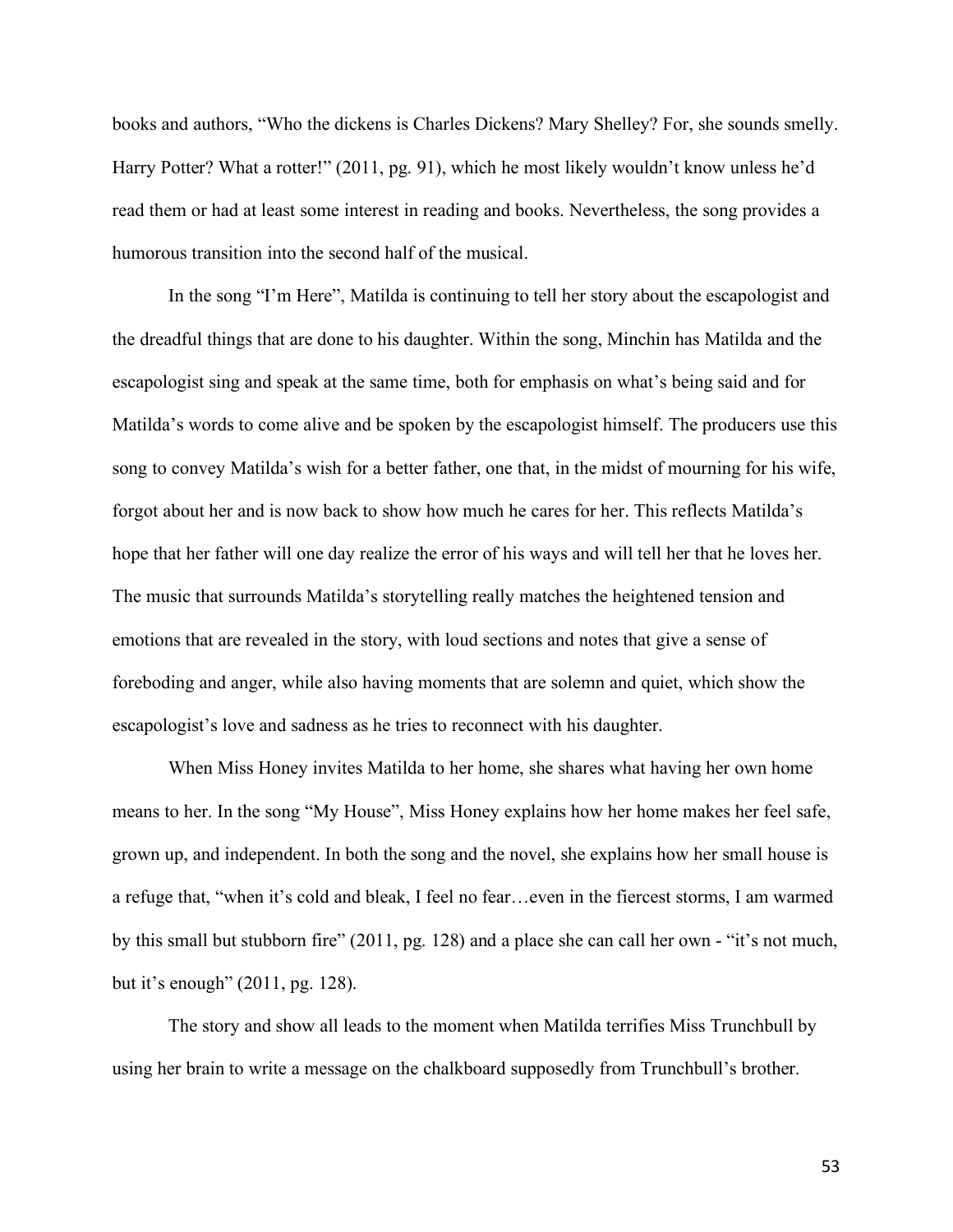books and authors, "Who the dickens is Charles Dickens? Mary Shelley? For, she sounds smelly. Harry Potter? What a rotter!" (2011, pg. 91), which he most likely wouldn't know unless he'd read them or had at least some interest in reading and books. Nevertheless, the song provides a humorous transition into the second half of the musical.

In the song "I'm Here", Matilda is continuing to tell her story about the escapologist and the dreadful things that are done to his daughter. Within the song, Minchin has Matilda and the escapologist sing and speak at the same time, both for emphasis on what's being said and for Matilda's words to come alive and be spoken by the escapologist himself. The producers use this song to convey Matilda's wish for a better father, one that, in the midst of mourning for his wife, forgot about her and is now back to show how much he cares for her. This reflects Matilda's hope that her father will one day realize the error of his ways and will tell her that he loves her. The music that surrounds Matilda's storytelling really matches the heightened tension and emotions that are revealed in the story, with loud sections and notes that give a sense of foreboding and anger, while also having moments that are solemn and quiet, which show the escapologist's love and sadness as he tries to reconnect with his daughter.

When Miss Honey invites Matilda to her home, she shares what having her own home means to her. In the song "My House", Miss Honey explains how her home makes her feel safe, grown up, and independent. In both the song and the novel, she explains how her small house is a refuge that, "when it's cold and bleak, I feel no fear…even in the fiercest storms, I am warmed by this small but stubborn fire" (2011, pg. 128) and a place she can call her own - "it's not much, but it's enough" (2011, pg. 128).

The story and show all leads to the moment when Matilda terrifies Miss Trunchbull by using her brain to write a message on the chalkboard supposedly from Trunchbull's brother.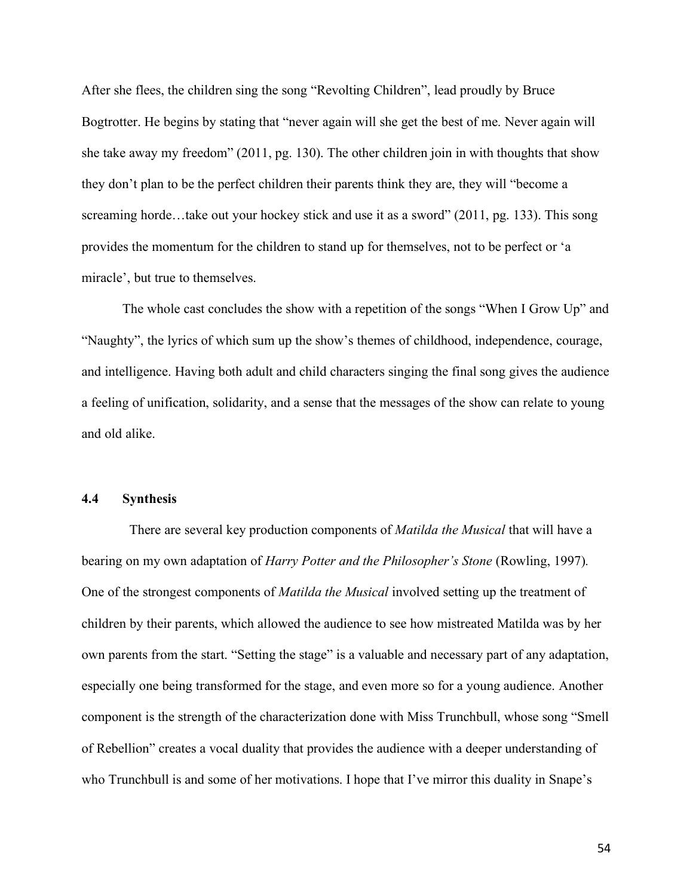After she flees, the children sing the song "Revolting Children", lead proudly by Bruce Bogtrotter. He begins by stating that "never again will she get the best of me. Never again will she take away my freedom" (2011, pg. 130). The other children join in with thoughts that show they don't plan to be the perfect children their parents think they are, they will "become a screaming horde…take out your hockey stick and use it as a sword" (2011, pg. 133). This song provides the momentum for the children to stand up for themselves, not to be perfect or 'a miracle', but true to themselves.

The whole cast concludes the show with a repetition of the songs "When I Grow Up" and "Naughty", the lyrics of which sum up the show's themes of childhood, independence, courage, and intelligence. Having both adult and child characters singing the final song gives the audience a feeling of unification, solidarity, and a sense that the messages of the show can relate to young and old alike.

## 4.4 Synthesis

There are several key production components of *Matilda the Musical* that will have a bearing on my own adaptation of *Harry Potter and the Philosopher's Stone* (Rowling, 1997). One of the strongest components of *Matilda the Musical* involved setting up the treatment of children by their parents, which allowed the audience to see how mistreated Matilda was by her own parents from the start. "Setting the stage" is a valuable and necessary part of any adaptation, especially one being transformed for the stage, and even more so for a young audience. Another component is the strength of the characterization done with Miss Trunchbull, whose song "Smell of Rebellion" creates a vocal duality that provides the audience with a deeper understanding of who Trunchbull is and some of her motivations. I hope that I've mirror this duality in Snape's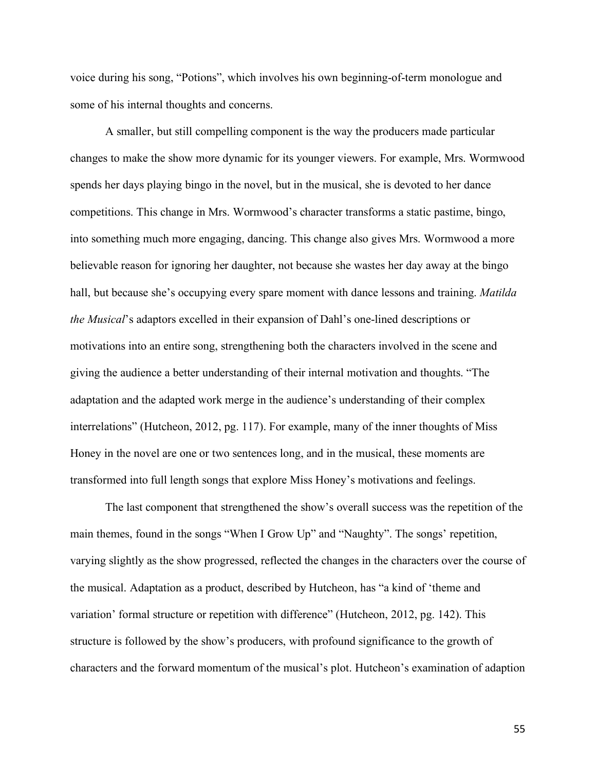voice during his song, "Potions", which involves his own beginning-of-term monologue and some of his internal thoughts and concerns.

A smaller, but still compelling component is the way the producers made particular changes to make the show more dynamic for its younger viewers. For example, Mrs. Wormwood spends her days playing bingo in the novel, but in the musical, she is devoted to her dance competitions. This change in Mrs. Wormwood's character transforms a static pastime, bingo, into something much more engaging, dancing. This change also gives Mrs. Wormwood a more believable reason for ignoring her daughter, not because she wastes her day away at the bingo hall, but because she's occupying every spare moment with dance lessons and training. *Matilda the Musical*'s adaptors excelled in their expansion of Dahl's one-lined descriptions or motivations into an entire song, strengthening both the characters involved in the scene and giving the audience a better understanding of their internal motivation and thoughts. "The adaptation and the adapted work merge in the audience's understanding of their complex interrelations" (Hutcheon, 2012, pg. 117). For example, many of the inner thoughts of Miss Honey in the novel are one or two sentences long, and in the musical, these moments are transformed into full length songs that explore Miss Honey's motivations and feelings.

The last component that strengthened the show's overall success was the repetition of the main themes, found in the songs "When I Grow Up" and "Naughty". The songs' repetition, varying slightly as the show progressed, reflected the changes in the characters over the course of the musical. Adaptation as a product, described by Hutcheon, has "a kind of 'theme and variation' formal structure or repetition with difference" (Hutcheon, 2012, pg. 142). This structure is followed by the show's producers, with profound significance to the growth of characters and the forward momentum of the musical's plot. Hutcheon's examination of adaption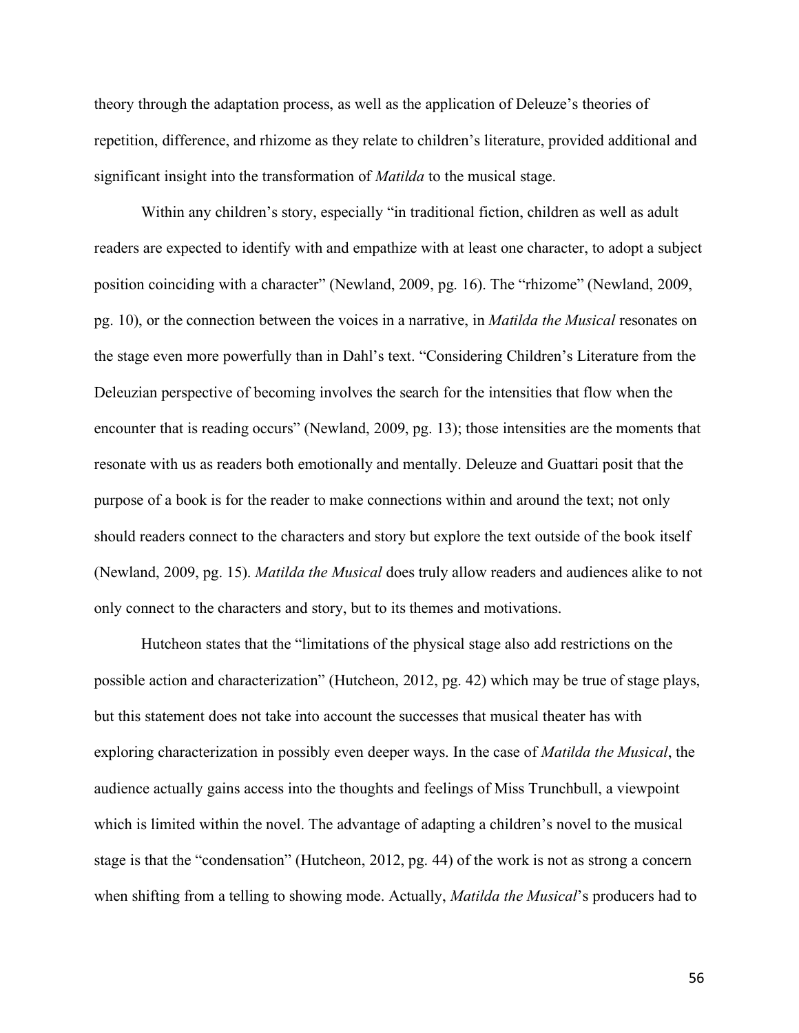theory through the adaptation process, as well as the application of Deleuze's theories of repetition, difference, and rhizome as they relate to children's literature, provided additional and significant insight into the transformation of *Matilda* to the musical stage.

Within any children's story, especially "in traditional fiction, children as well as adult readers are expected to identify with and empathize with at least one character, to adopt a subject position coinciding with a character" (Newland, 2009, pg. 16). The "rhizome" (Newland, 2009, pg. 10), or the connection between the voices in a narrative, in *Matilda the Musical* resonates on the stage even more powerfully than in Dahl's text. "Considering Children's Literature from the Deleuzian perspective of becoming involves the search for the intensities that flow when the encounter that is reading occurs" (Newland, 2009, pg. 13); those intensities are the moments that resonate with us as readers both emotionally and mentally. Deleuze and Guattari posit that the purpose of a book is for the reader to make connections within and around the text; not only should readers connect to the characters and story but explore the text outside of the book itself (Newland, 2009, pg. 15). *Matilda the Musical* does truly allow readers and audiences alike to not only connect to the characters and story, but to its themes and motivations.

Hutcheon states that the "limitations of the physical stage also add restrictions on the possible action and characterization" (Hutcheon, 2012, pg. 42) which may be true of stage plays, but this statement does not take into account the successes that musical theater has with exploring characterization in possibly even deeper ways. In the case of *Matilda the Musical*, the audience actually gains access into the thoughts and feelings of Miss Trunchbull, a viewpoint which is limited within the novel. The advantage of adapting a children's novel to the musical stage is that the "condensation" (Hutcheon, 2012, pg. 44) of the work is not as strong a concern when shifting from a telling to showing mode. Actually, *Matilda the Musical*'s producers had to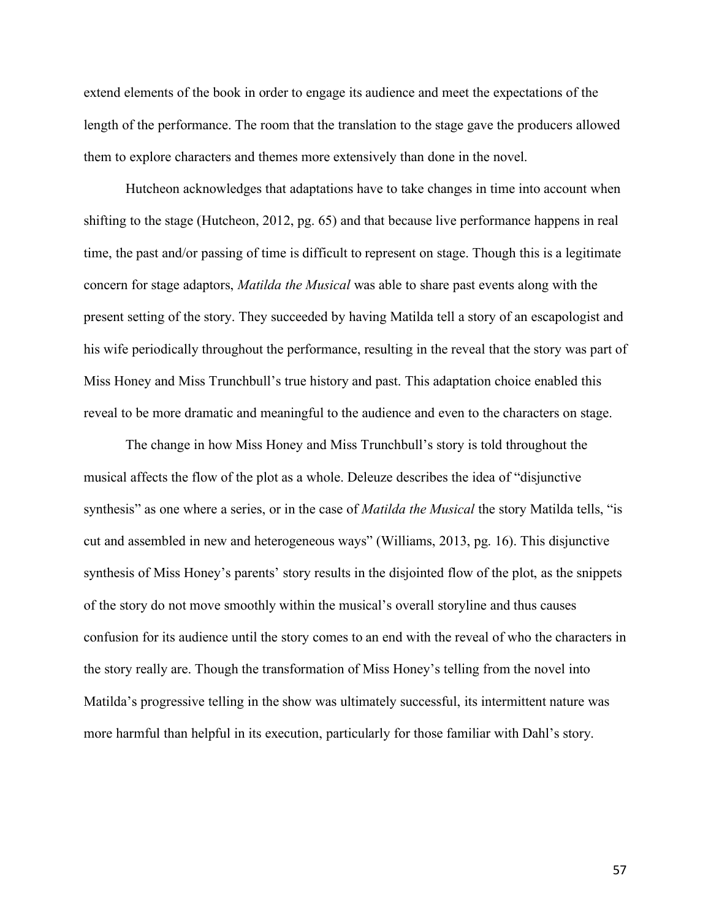extend elements of the book in order to engage its audience and meet the expectations of the length of the performance. The room that the translation to the stage gave the producers allowed them to explore characters and themes more extensively than done in the novel.

Hutcheon acknowledges that adaptations have to take changes in time into account when shifting to the stage (Hutcheon, 2012, pg. 65) and that because live performance happens in real time, the past and/or passing of time is difficult to represent on stage. Though this is a legitimate concern for stage adaptors, *Matilda the Musical* was able to share past events along with the present setting of the story. They succeeded by having Matilda tell a story of an escapologist and his wife periodically throughout the performance, resulting in the reveal that the story was part of Miss Honey and Miss Trunchbull's true history and past. This adaptation choice enabled this reveal to be more dramatic and meaningful to the audience and even to the characters on stage.

The change in how Miss Honey and Miss Trunchbull's story is told throughout the musical affects the flow of the plot as a whole. Deleuze describes the idea of "disjunctive synthesis" as one where a series, or in the case of *Matilda the Musical* the story Matilda tells, "is cut and assembled in new and heterogeneous ways" (Williams, 2013, pg. 16). This disjunctive synthesis of Miss Honey's parents' story results in the disjointed flow of the plot, as the snippets of the story do not move smoothly within the musical's overall storyline and thus causes confusion for its audience until the story comes to an end with the reveal of who the characters in the story really are. Though the transformation of Miss Honey's telling from the novel into Matilda's progressive telling in the show was ultimately successful, its intermittent nature was more harmful than helpful in its execution, particularly for those familiar with Dahl's story.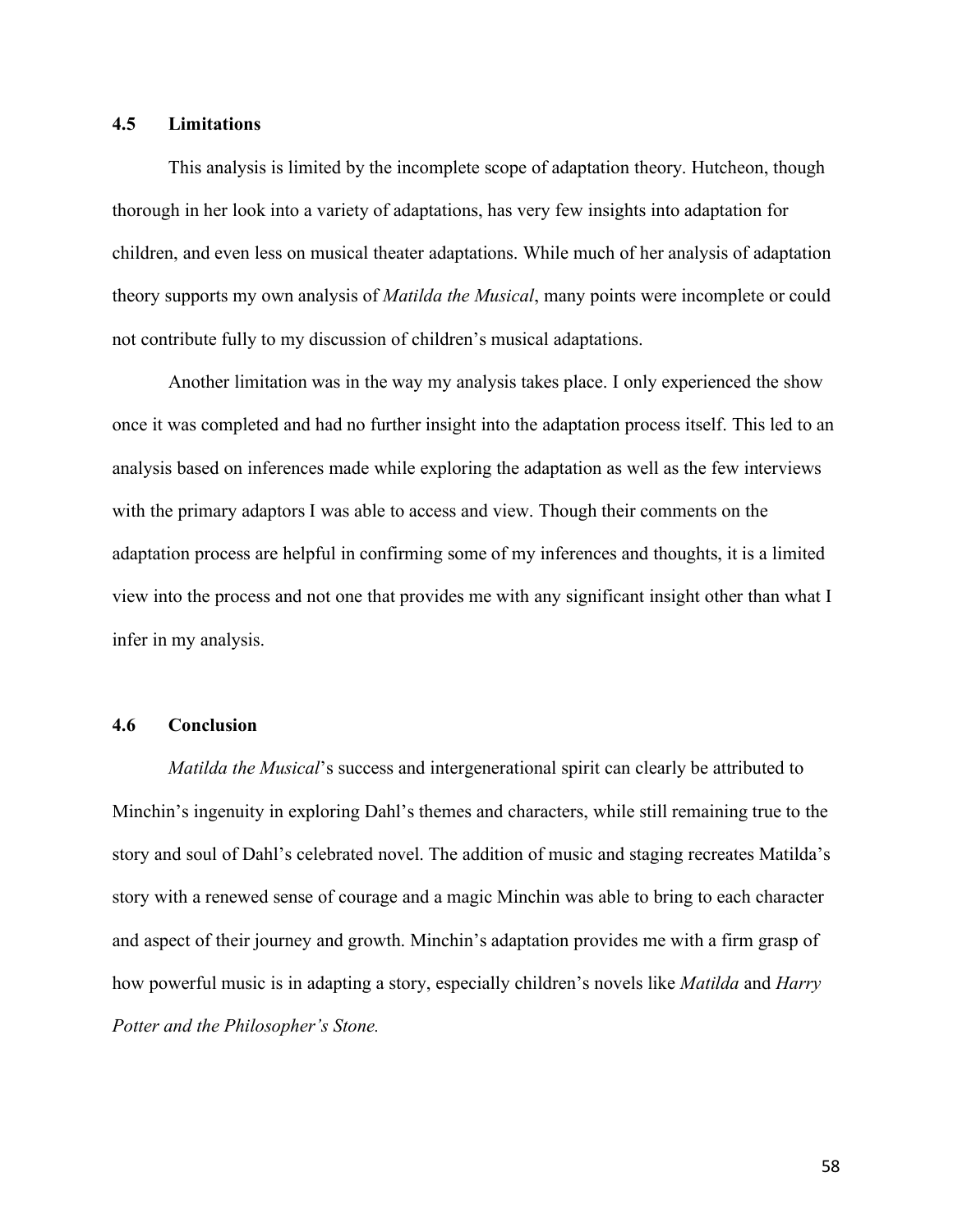### 4.5 Limitations

This analysis is limited by the incomplete scope of adaptation theory. Hutcheon, though thorough in her look into a variety of adaptations, has very few insights into adaptation for children, and even less on musical theater adaptations. While much of her analysis of adaptation theory supports my own analysis of *Matilda the Musical*, many points were incomplete or could not contribute fully to my discussion of children's musical adaptations.

Another limitation was in the way my analysis takes place. I only experienced the show once it was completed and had no further insight into the adaptation process itself. This led to an analysis based on inferences made while exploring the adaptation as well as the few interviews with the primary adaptors I was able to access and view. Though their comments on the adaptation process are helpful in confirming some of my inferences and thoughts, it is a limited view into the process and not one that provides me with any significant insight other than what I infer in my analysis.

### 4.6 Conclusion

*Matilda the Musical*'s success and intergenerational spirit can clearly be attributed to Minchin's ingenuity in exploring Dahl's themes and characters, while still remaining true to the story and soul of Dahl's celebrated novel. The addition of music and staging recreates Matilda's story with a renewed sense of courage and a magic Minchin was able to bring to each character and aspect of their journey and growth. Minchin's adaptation provides me with a firm grasp of how powerful music is in adapting a story, especially children's novels like *Matilda* and *Harry Potter and the Philosopher's Stone.*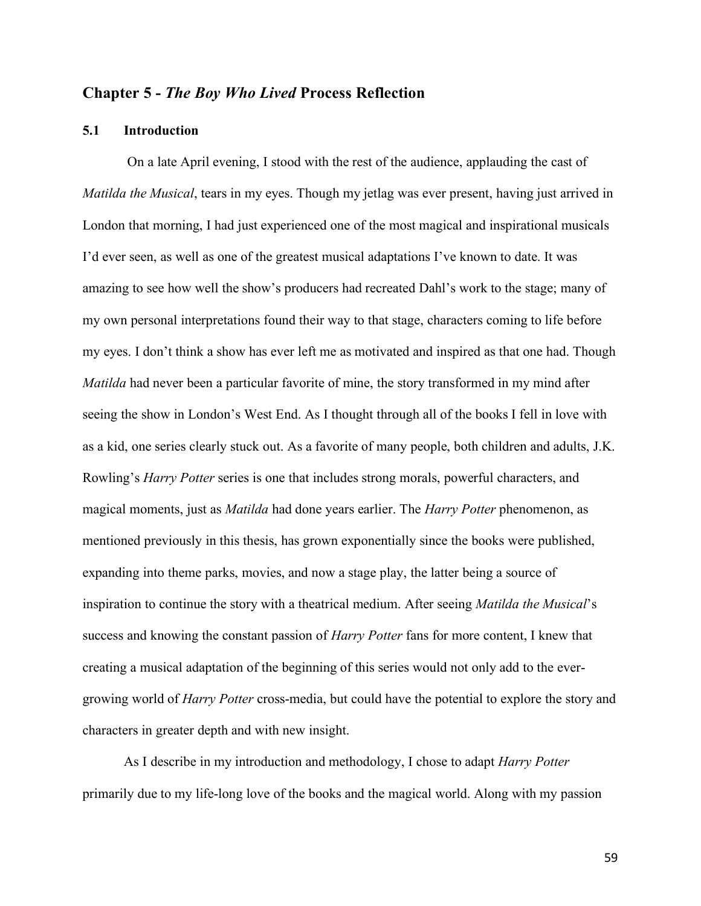## Chapter 5 - *The Boy Who Lived* Process Reflection

### 5.1 Introduction

On a late April evening, I stood with the rest of the audience, applauding the cast of *Matilda the Musical*, tears in my eyes. Though my jetlag was ever present, having just arrived in London that morning, I had just experienced one of the most magical and inspirational musicals I'd ever seen, as well as one of the greatest musical adaptations I've known to date. It was amazing to see how well the show's producers had recreated Dahl's work to the stage; many of my own personal interpretations found their way to that stage, characters coming to life before my eyes. I don't think a show has ever left me as motivated and inspired as that one had. Though *Matilda* had never been a particular favorite of mine, the story transformed in my mind after seeing the show in London's West End. As I thought through all of the books I fell in love with as a kid, one series clearly stuck out. As a favorite of many people, both children and adults, J.K. Rowling's *Harry Potter* series is one that includes strong morals, powerful characters, and magical moments, just as *Matilda* had done years earlier. The *Harry Potter* phenomenon, as mentioned previously in this thesis, has grown exponentially since the books were published, expanding into theme parks, movies, and now a stage play, the latter being a source of inspiration to continue the story with a theatrical medium. After seeing *Matilda the Musical*'s success and knowing the constant passion of *Harry Potter* fans for more content, I knew that creating a musical adaptation of the beginning of this series would not only add to the ever-growing world of *Harry Potter* cross-media, but could have the potential to explore the story and characters in greater depth and with new insight.

As I describe in my introduction and methodology, I chose to adapt *Harry Potter* primarily due to my life-long love of the books and the magical world. Along with my passion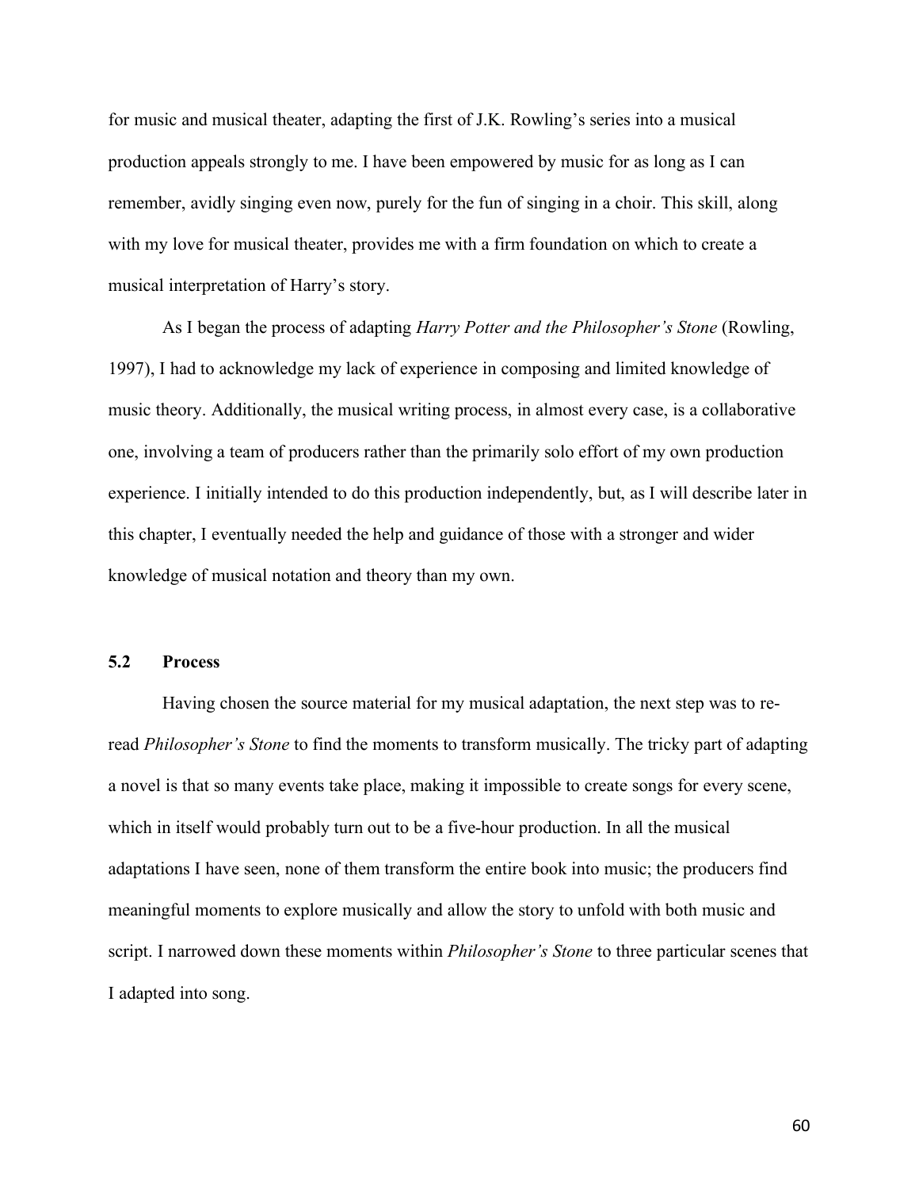for music and musical theater, adapting the first of J.K. Rowling's series into a musical production appeals strongly to me. I have been empowered by music for as long as I can remember, avidly singing even now, purely for the fun of singing in a choir. This skill, along with my love for musical theater, provides me with a firm foundation on which to create a musical interpretation of Harry's story.

As I began the process of adapting *Harry Potter and the Philosopher's Stone* (Rowling, 1997), I had to acknowledge my lack of experience in composing and limited knowledge of music theory. Additionally, the musical writing process, in almost every case, is a collaborative one, involving a team of producers rather than the primarily solo effort of my own production experience. I initially intended to do this production independently, but, as I will describe later in this chapter, I eventually needed the help and guidance of those with a stronger and wider knowledge of musical notation and theory than my own.

### 5.2 Process

Having chosen the source material for my musical adaptation, the next step was to re-read *Philosopher's Stone* to find the moments to transform musically. The tricky part of adapting a novel is that so many events take place, making it impossible to create songs for every scene, which in itself would probably turn out to be a five-hour production. In all the musical adaptations I have seen, none of them transform the entire book into music; the producers find meaningful moments to explore musically and allow the story to unfold with both music and script. I narrowed down these moments within *Philosopher's Stone* to three particular scenes that I adapted into song.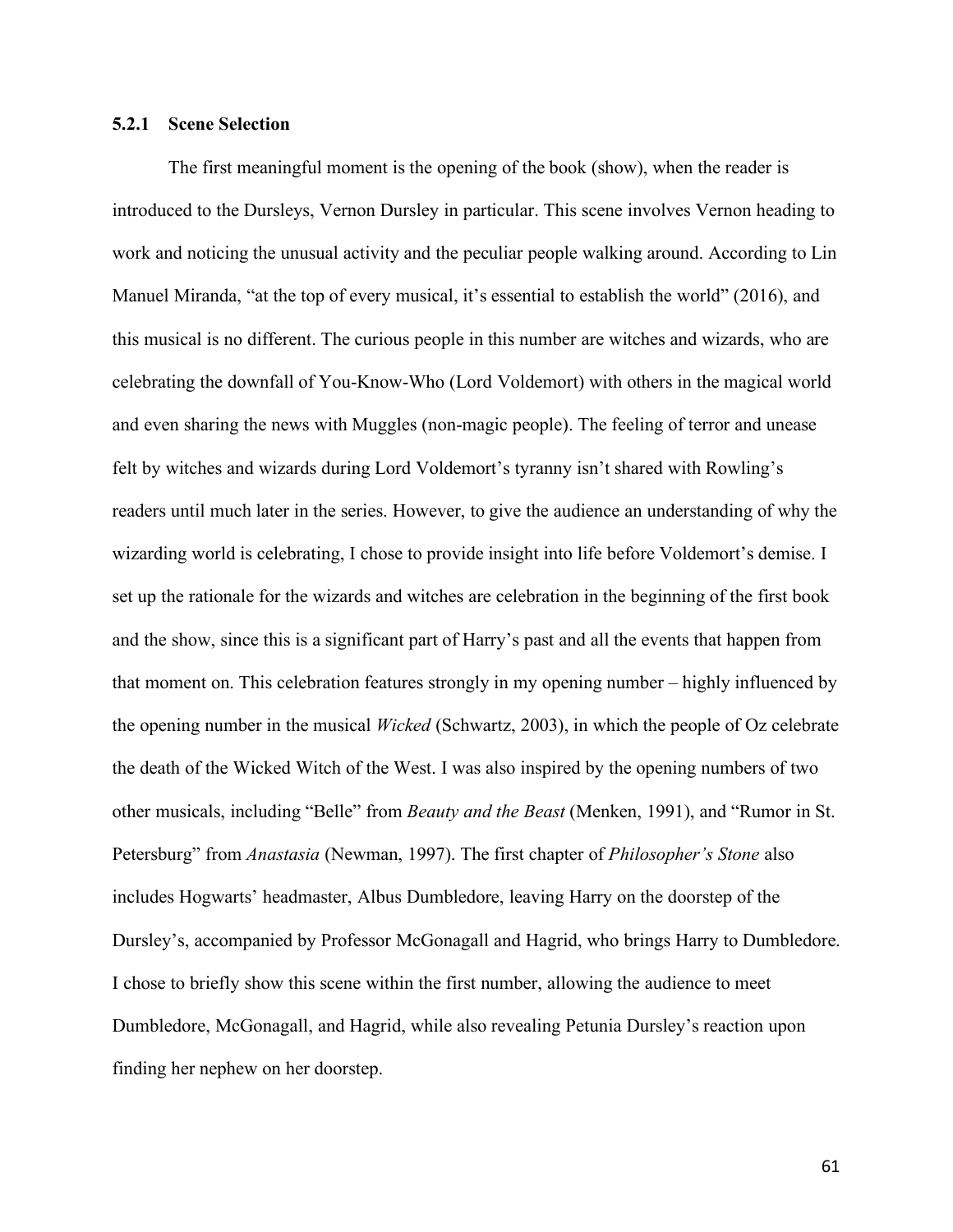### 5.2.1 Scene Selection

The first meaningful moment is the opening of the book (show), when the reader is introduced to the Dursleys, Vernon Dursley in particular. This scene involves Vernon heading to work and noticing the unusual activity and the peculiar people walking around. According to Lin Manuel Miranda, "at the top of every musical, it's essential to establish the world" (2016), and this musical is no different. The curious people in this number are witches and wizards, who are celebrating the downfall of You-Know-Who (Lord Voldemort) with others in the magical world and even sharing the news with Muggles (non-magic people). The feeling of terror and unease felt by witches and wizards during Lord Voldemort's tyranny isn't shared with Rowling's readers until much later in the series. However, to give the audience an understanding of why the wizarding world is celebrating, I chose to provide insight into life before Voldemort's demise. I set up the rationale for the wizards and witches are celebration in the beginning of the first book and the show, since this is a significant part of Harry's past and all the events that happen from that moment on. This celebration features strongly in my opening number – highly influenced by the opening number in the musical *Wicked* (Schwartz, 2003), in which the people of Oz celebrate the death of the Wicked Witch of the West. I was also inspired by the opening numbers of two other musicals, including "Belle" from *Beauty and the Beast* (Menken, 1991), and "Rumor in St. Petersburg" from *Anastasia* (Newman, 1997). The first chapter of *Philosopher's Stone* also includes Hogwarts' headmaster, Albus Dumbledore, leaving Harry on the doorstep of the Dursley's, accompanied by Professor McGonagall and Hagrid, who brings Harry to Dumbledore. I chose to briefly show this scene within the first number, allowing the audience to meet Dumbledore, McGonagall, and Hagrid, while also revealing Petunia Dursley's reaction upon finding her nephew on her doorstep.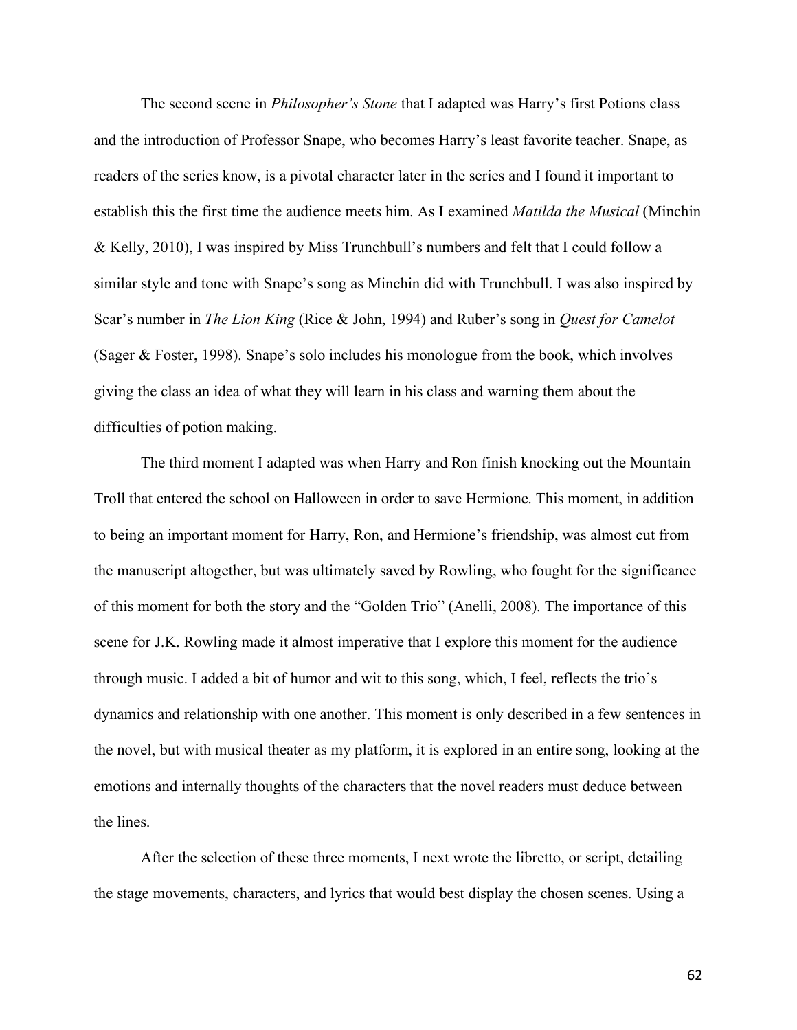The second scene in *Philosopher's Stone* that I adapted was Harry's first Potions class and the introduction of Professor Snape, who becomes Harry's least favorite teacher. Snape, as readers of the series know, is a pivotal character later in the series and I found it important to establish this the first time the audience meets him. As I examined *Matilda the Musical* (Minchin & Kelly, 2010), I was inspired by Miss Trunchbull's numbers and felt that I could follow a similar style and tone with Snape's song as Minchin did with Trunchbull. I was also inspired by Scar's number in *The Lion King* (Rice & John, 1994) and Ruber's song in *Quest for Camelot* (Sager & Foster, 1998). Snape's solo includes his monologue from the book, which involves giving the class an idea of what they will learn in his class and warning them about the difficulties of potion making.

The third moment I adapted was when Harry and Ron finish knocking out the Mountain Troll that entered the school on Halloween in order to save Hermione. This moment, in addition to being an important moment for Harry, Ron, and Hermione's friendship, was almost cut from the manuscript altogether, but was ultimately saved by Rowling, who fought for the significance of this moment for both the story and the "Golden Trio" (Anelli, 2008). The importance of this scene for J.K. Rowling made it almost imperative that I explore this moment for the audience through music. I added a bit of humor and wit to this song, which, I feel, reflects the trio's dynamics and relationship with one another. This moment is only described in a few sentences in the novel, but with musical theater as my platform, it is explored in an entire song, looking at the emotions and internally thoughts of the characters that the novel readers must deduce between the lines.

After the selection of these three moments, I next wrote the libretto, or script, detailing the stage movements, characters, and lyrics that would best display the chosen scenes. Using a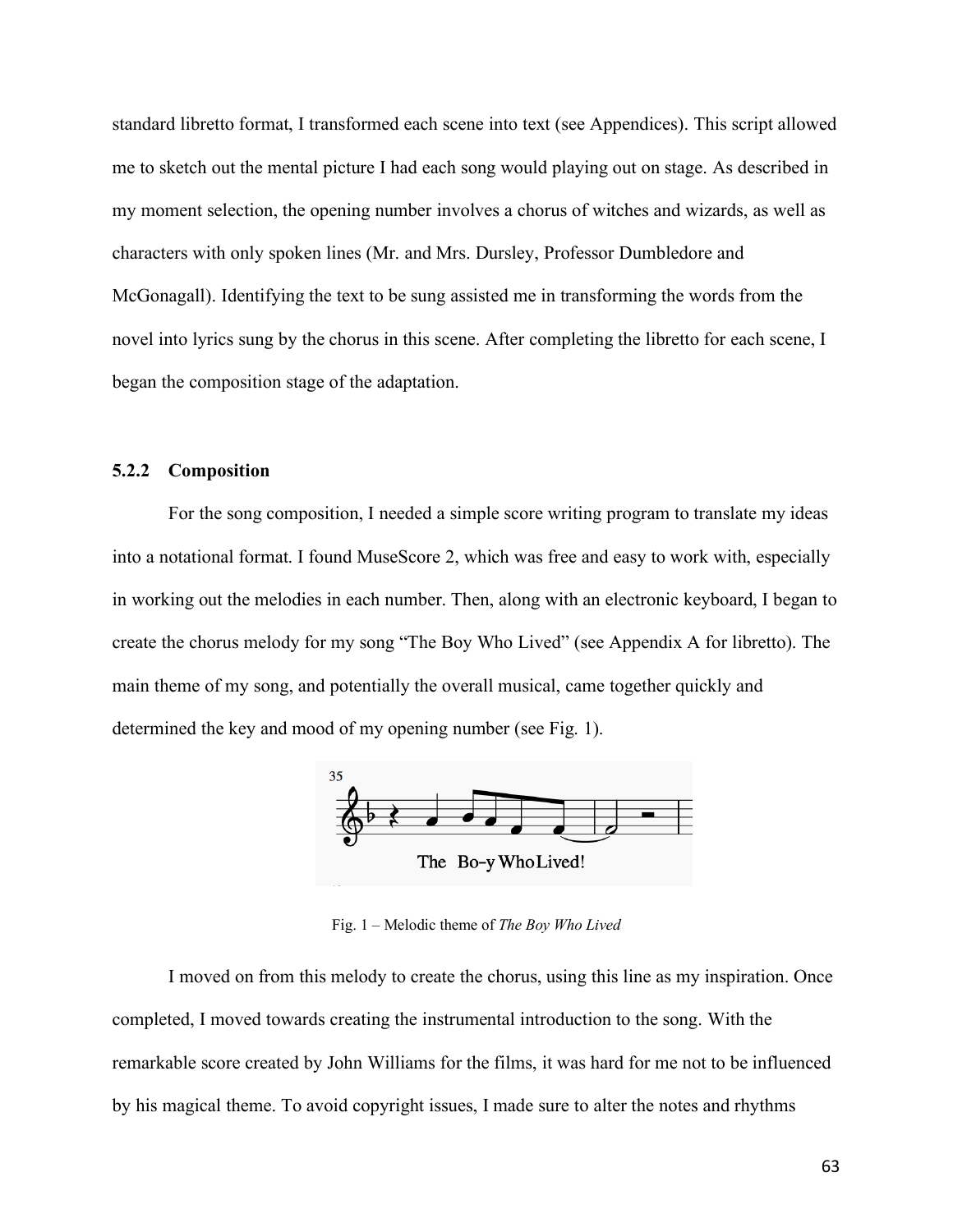standard libretto format, I transformed each scene into text (see Appendices). This script allowed me to sketch out the mental picture I had each song would playing out on stage. As described in my moment selection, the opening number involves a chorus of witches and wizards, as well as characters with only spoken lines (Mr. and Mrs. Dursley, Professor Dumbledore and McGonagall). Identifying the text to be sung assisted me in transforming the words from the novel into lyrics sung by the chorus in this scene. After completing the libretto for each scene, I began the composition stage of the adaptation.

### 5.2.2 Composition

For the song composition, I needed a simple score writing program to translate my ideas into a notational format. I found MuseScore 2, which was free and easy to work with, especially in working out the melodies in each number. Then, along with an electronic keyboard, I began to create the chorus melody for my song "The Boy Who Lived" (see Appendix A for libretto). The main theme of my song, and potentially the overall musical, came together quickly and determined the key and mood of my opening number (see Fig. 1).

Fig. 1 – Melodic theme of *The Boy Who Lived*

I moved on from this melody to create the chorus, using this line as my inspiration. Once completed, I moved towards creating the instrumental introduction to the song. With the remarkable score created by John Williams for the films, it was hard for me not to be influenced by his magical theme. To avoid copyright issues, I made sure to alter the notes and rhythms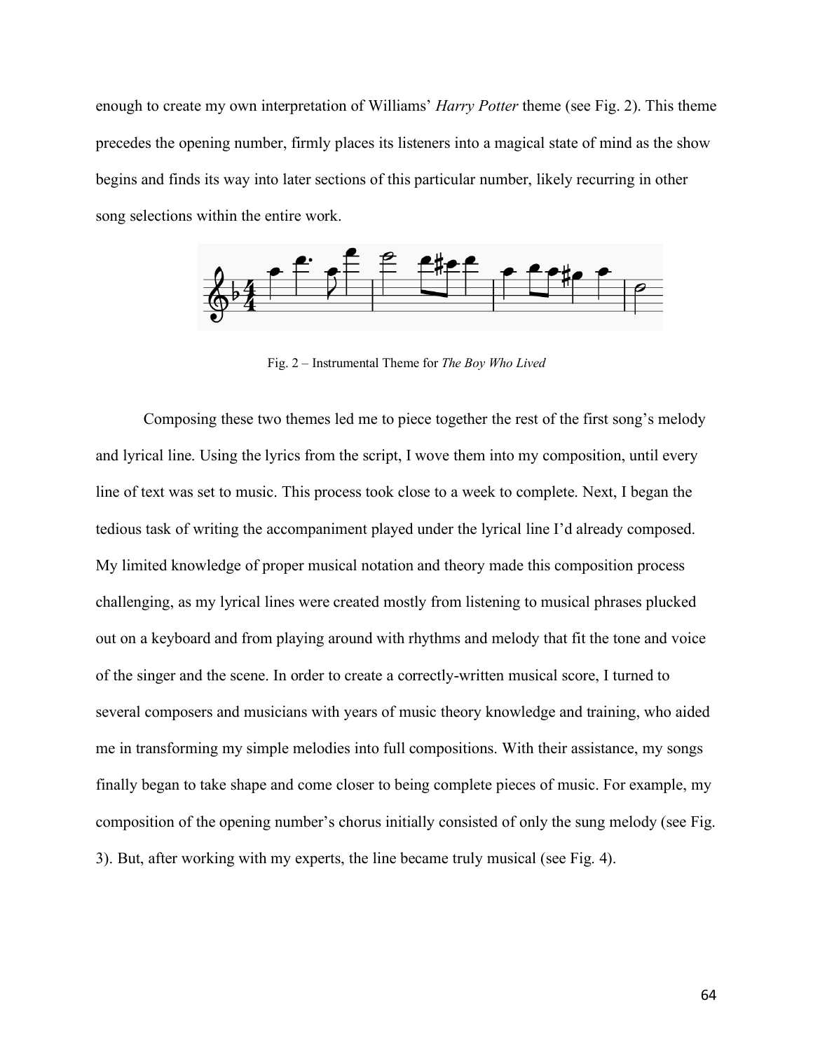enough to create my own interpretation of Williams' *Harry Potter* theme (see Fig. 2). This theme precedes the opening number, firmly places its listeners into a magical state of mind as the show begins and finds its way into later sections of this particular number, likely recurring in other song selections within the entire work.

Fig. 2 – Instrumental Theme for *The Boy Who Lived*

Composing these two themes led me to piece together the rest of the first song's melody and lyrical line. Using the lyrics from the script, I wove them into my composition, until every line of text was set to music. This process took close to a week to complete. Next, I began the tedious task of writing the accompaniment played under the lyrical line I'd already composed. My limited knowledge of proper musical notation and theory made this composition process challenging, as my lyrical lines were created mostly from listening to musical phrases plucked out on a keyboard and from playing around with rhythms and melody that fit the tone and voice of the singer and the scene. In order to create a correctly-written musical score, I turned to several composers and musicians with years of music theory knowledge and training, who aided me in transforming my simple melodies into full compositions. With their assistance, my songs finally began to take shape and come closer to being complete pieces of music. For example, my composition of the opening number's chorus initially consisted of only the sung melody (see Fig. 3). But, after working with my experts, the line became truly musical (see Fig. 4).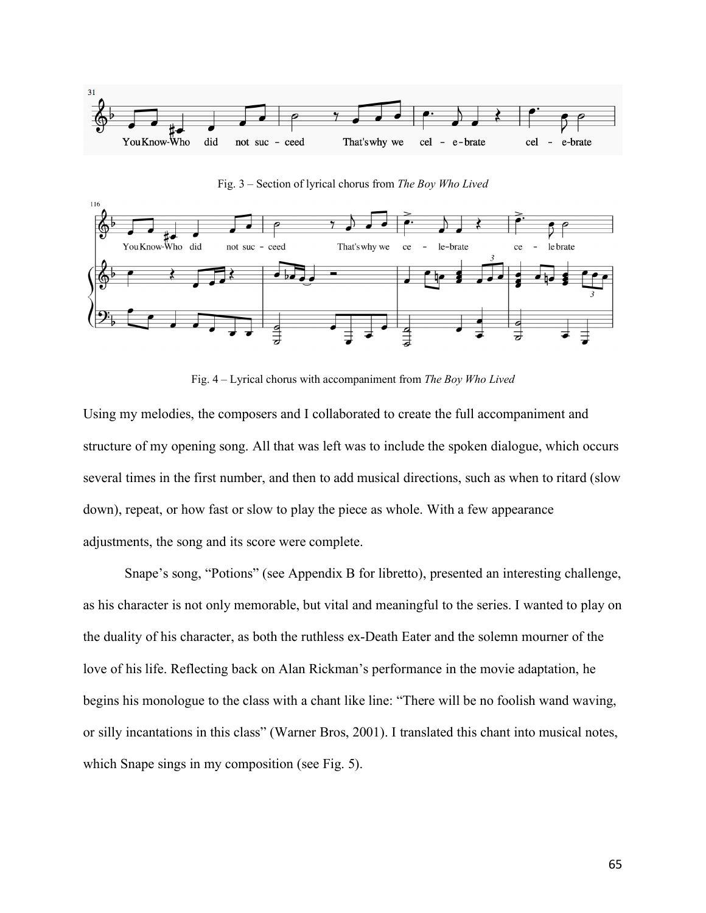Fig. 3 – Section of lyrical chorus from *The Boy Who Lived*

Fig. 4 – Lyrical chorus with accompaniment from *The Boy Who Lived*

Using my melodies, the composers and I collaborated to create the full accompaniment and structure of my opening song. All that was left was to include the spoken dialogue, which occurs several times in the first number, and then to add musical directions, such as when to ritard (slow down), repeat, or how fast or slow to play the piece as whole. With a few appearance adjustments, the song and its score were complete.

Snape's song, "Potions" (see Appendix B for libretto), presented an interesting challenge, as his character is not only memorable, but vital and meaningful to the series. I wanted to play on the duality of his character, as both the ruthless ex-Death Eater and the solemn mourner of the love of his life. Reflecting back on Alan Rickman's performance in the movie adaptation, he begins his monologue to the class with a chant like line: "There will be no foolish wand waving, or silly incantations in this class" (Warner Bros, 2001). I translated this chant into musical notes, which Snape sings in my composition (see Fig. 5).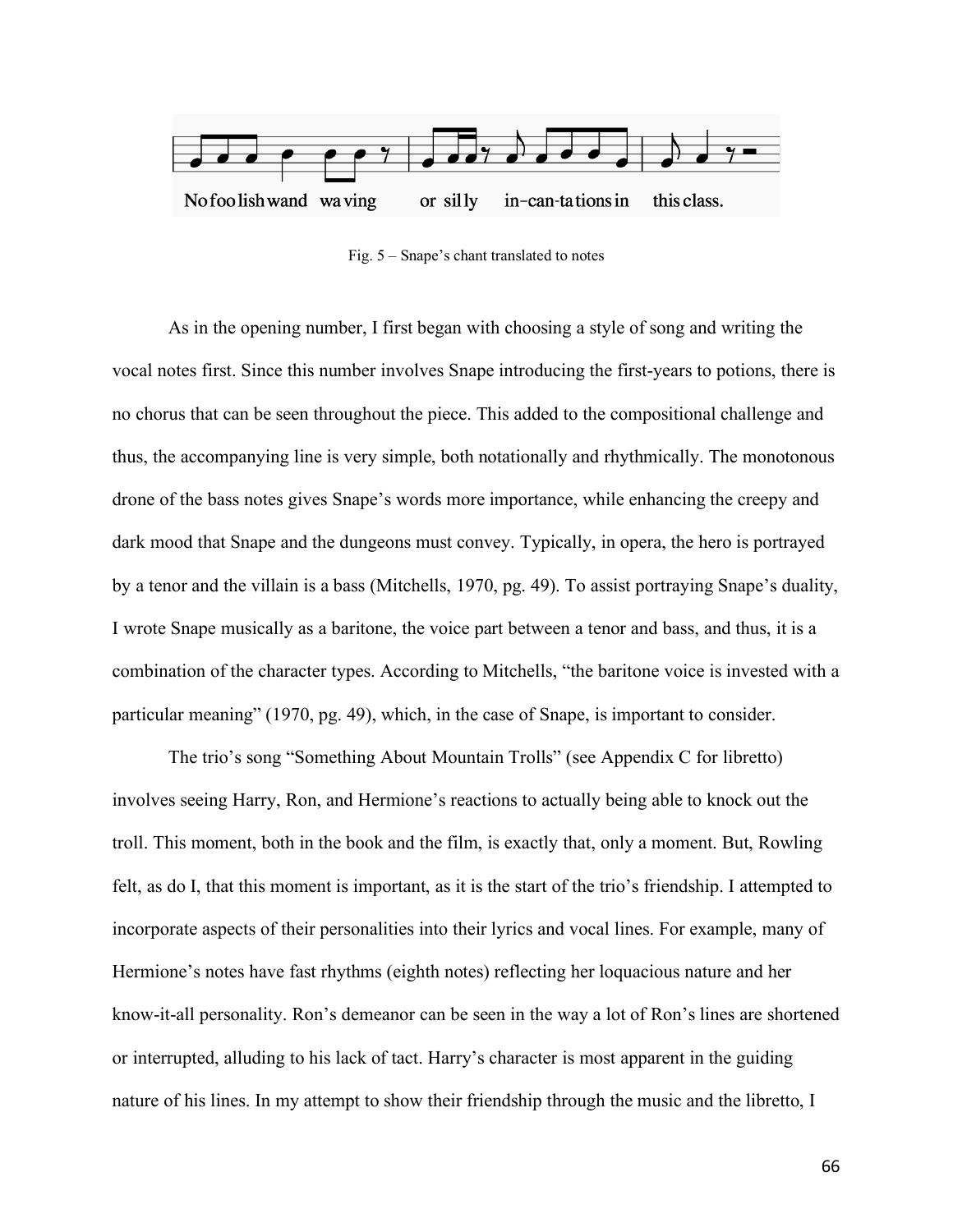No foolish wand waving or silly in-can-ta tions in this class.

Fig. 5 – Snape's chant translated to notes

As in the opening number, I first began with choosing a style of song and writing the vocal notes first. Since this number involves Snape introducing the first-years to potions, there is no chorus that can be seen throughout the piece. This added to the compositional challenge and thus, the accompanying line is very simple, both notationally and rhythmically. The monotonous drone of the bass notes gives Snape's words more importance, while enhancing the creepy and dark mood that Snape and the dungeons must convey. Typically, in opera, the hero is portrayed by a tenor and the villain is a bass (Mitchells, 1970, pg. 49). To assist portraying Snape's duality, I wrote Snape musically as a baritone, the voice part between a tenor and bass, and thus, it is a combination of the character types. According to Mitchells, "the baritone voice is invested with a particular meaning" (1970, pg. 49), which, in the case of Snape, is important to consider.

The trio's song "Something About Mountain Trolls" (see Appendix C for libretto) involves seeing Harry, Ron, and Hermione's reactions to actually being able to knock out the troll. This moment, both in the book and the film, is exactly that, only a moment. But, Rowling felt, as do I, that this moment is important, as it is the start of the trio's friendship. I attempted to incorporate aspects of their personalities into their lyrics and vocal lines. For example, many of Hermione's notes have fast rhythms (eighth notes) reflecting her loquacious nature and her know-it-all personality. Ron's demeanor can be seen in the way a lot of Ron's lines are shortened or interrupted, alluding to his lack of tact. Harry's character is most apparent in the guiding nature of his lines. In my attempt to show their friendship through the music and the libretto, I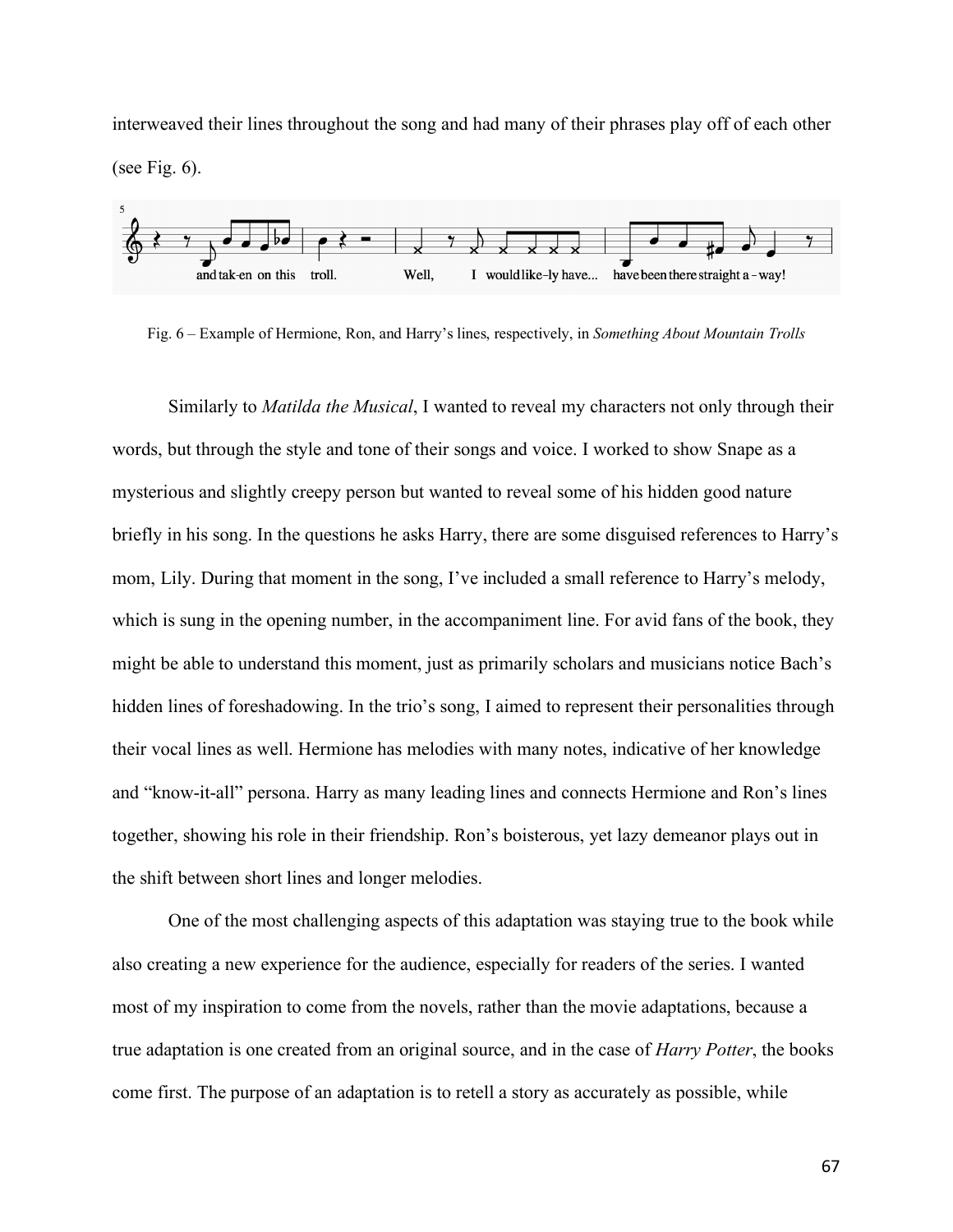interweaved their lines throughout the song and had many of their phrases play off of each other (see Fig. 6).

Fig. 6 – Example of Hermione, Ron, and Harry's lines, respectively, in *Something About Mountain Trolls*

Similarly to *Matilda the Musical*, I wanted to reveal my characters not only through their words, but through the style and tone of their songs and voice. I worked to show Snape as a mysterious and slightly creepy person but wanted to reveal some of his hidden good nature briefly in his song. In the questions he asks Harry, there are some disguised references to Harry's mom, Lily. During that moment in the song, I've included a small reference to Harry's melody, which is sung in the opening number, in the accompaniment line. For avid fans of the book, they might be able to understand this moment, just as primarily scholars and musicians notice Bach's hidden lines of foreshadowing. In the trio's song, I aimed to represent their personalities through their vocal lines as well. Hermione has melodies with many notes, indicative of her knowledge and "know-it-all" persona. Harry as many leading lines and connects Hermione and Ron's lines together, showing his role in their friendship. Ron's boisterous, yet lazy demeanor plays out in the shift between short lines and longer melodies.

One of the most challenging aspects of this adaptation was staying true to the book while also creating a new experience for the audience, especially for readers of the series. I wanted most of my inspiration to come from the novels, rather than the movie adaptations, because a true adaptation is one created from an original source, and in the case of *Harry Potter*, the books come first. The purpose of an adaptation is to retell a story as accurately as possible, while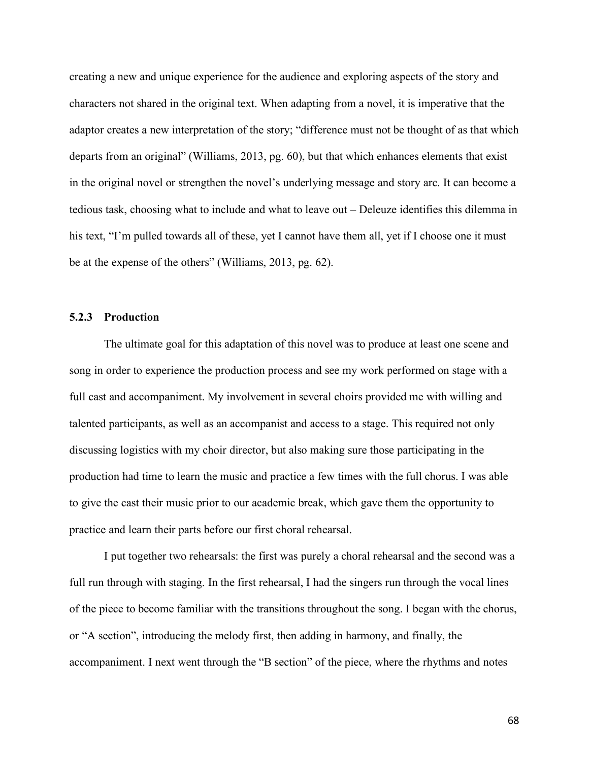creating a new and unique experience for the audience and exploring aspects of the story and characters not shared in the original text. When adapting from a novel, it is imperative that the adaptor creates a new interpretation of the story; "difference must not be thought of as that which departs from an original" (Williams, 2013, pg. 60), but that which enhances elements that exist in the original novel or strengthen the novel's underlying message and story arc. It can become a tedious task, choosing what to include and what to leave out – Deleuze identifies this dilemma in his text, "I'm pulled towards all of these, yet I cannot have them all, yet if I choose one it must be at the expense of the others" (Williams, 2013, pg. 62).

### 5.2.3 Production

The ultimate goal for this adaptation of this novel was to produce at least one scene and song in order to experience the production process and see my work performed on stage with a full cast and accompaniment. My involvement in several choirs provided me with willing and talented participants, as well as an accompanist and access to a stage. This required not only discussing logistics with my choir director, but also making sure those participating in the production had time to learn the music and practice a few times with the full chorus. I was able to give the cast their music prior to our academic break, which gave them the opportunity to practice and learn their parts before our first choral rehearsal.

I put together two rehearsals: the first was purely a choral rehearsal and the second was a full run through with staging. In the first rehearsal, I had the singers run through the vocal lines of the piece to become familiar with the transitions throughout the song. I began with the chorus, or "A section", introducing the melody first, then adding in harmony, and finally, the accompaniment. I next went through the "B section" of the piece, where the rhythms and notes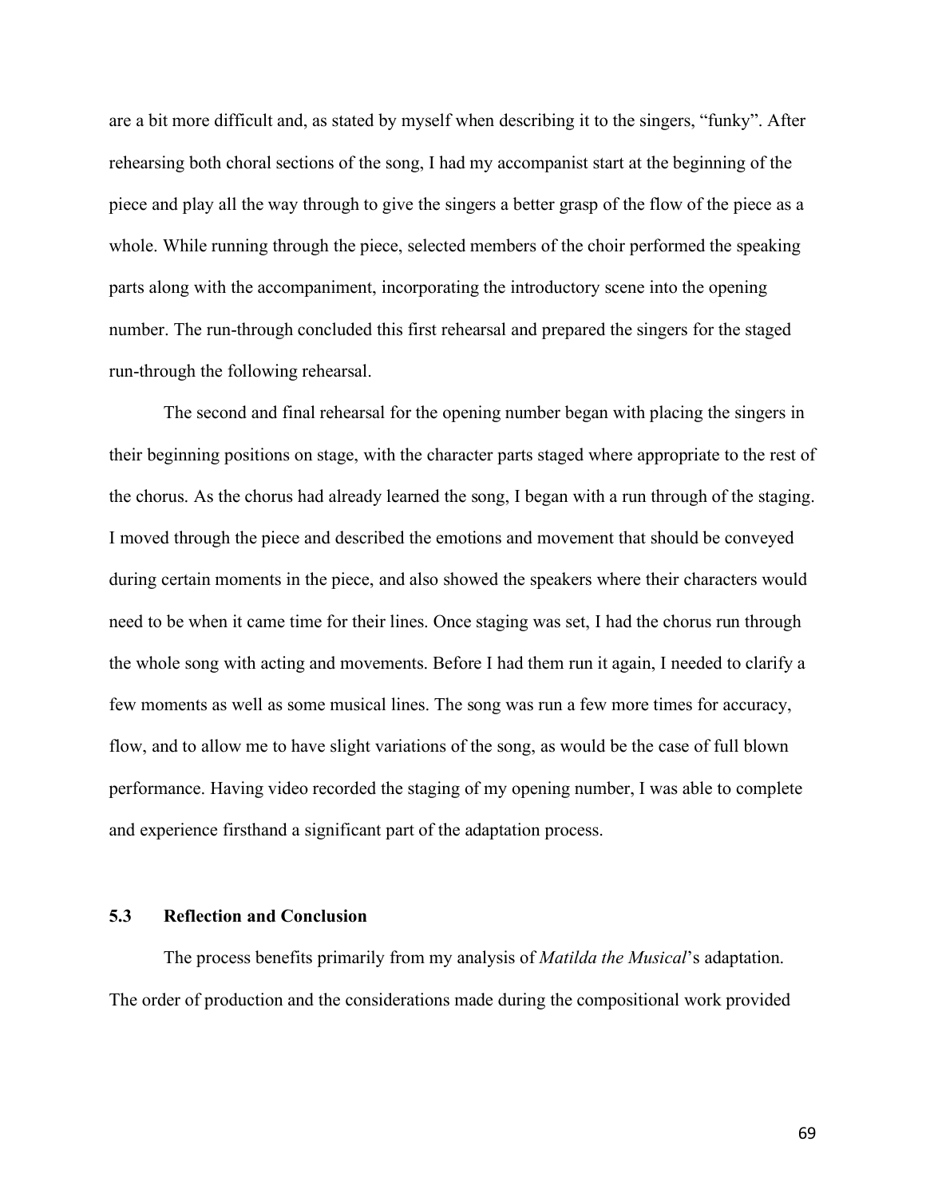are a bit more difficult and, as stated by myself when describing it to the singers, "funky". After rehearsing both choral sections of the song, I had my accompanist start at the beginning of the piece and play all the way through to give the singers a better grasp of the flow of the piece as a whole. While running through the piece, selected members of the choir performed the speaking parts along with the accompaniment, incorporating the introductory scene into the opening number. The run-through concluded this first rehearsal and prepared the singers for the staged run-through the following rehearsal.

The second and final rehearsal for the opening number began with placing the singers in their beginning positions on stage, with the character parts staged where appropriate to the rest of the chorus. As the chorus had already learned the song, I began with a run through of the staging. I moved through the piece and described the emotions and movement that should be conveyed during certain moments in the piece, and also showed the speakers where their characters would need to be when it came time for their lines. Once staging was set, I had the chorus run through the whole song with acting and movements. Before I had them run it again, I needed to clarify a few moments as well as some musical lines. The song was run a few more times for accuracy, flow, and to allow me to have slight variations of the song, as would be the case of full blown performance. Having video recorded the staging of my opening number, I was able to complete and experience firsthand a significant part of the adaptation process.

### 5.3 Reflection and Conclusion

The process benefits primarily from my analysis of *Matilda the Musical*'s adaptation. The order of production and the considerations made during the compositional work provided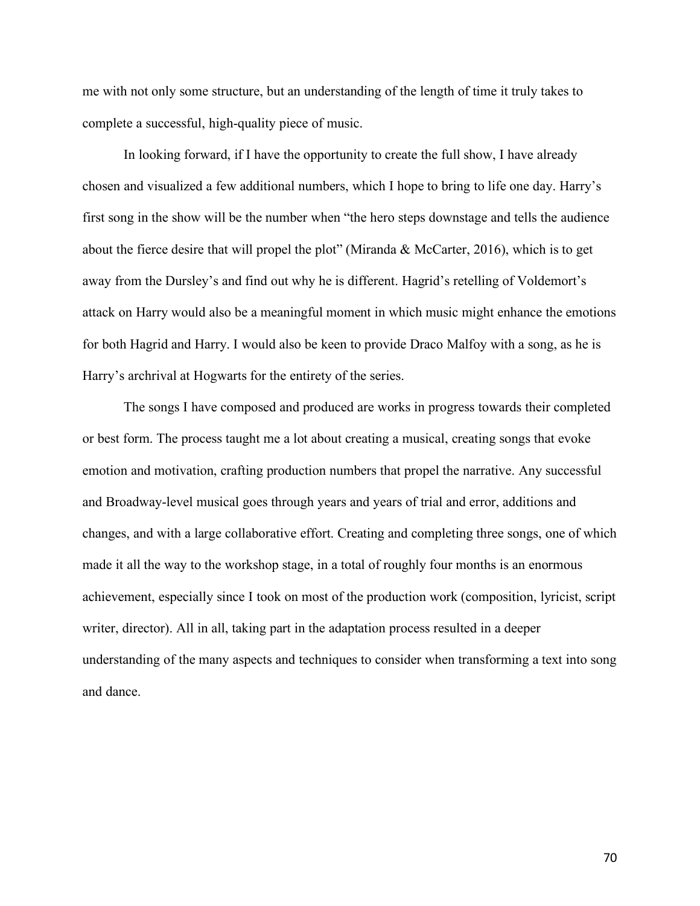me with not only some structure, but an understanding of the length of time it truly takes to complete a successful, high-quality piece of music.

In looking forward, if I have the opportunity to create the full show, I have already chosen and visualized a few additional numbers, which I hope to bring to life one day. Harry's first song in the show will be the number when "the hero steps downstage and tells the audience about the fierce desire that will propel the plot" (Miranda & McCarter, 2016), which is to get away from the Dursley's and find out why he is different. Hagrid's retelling of Voldemort's attack on Harry would also be a meaningful moment in which music might enhance the emotions for both Hagrid and Harry. I would also be keen to provide Draco Malfoy with a song, as he is Harry's archrival at Hogwarts for the entirety of the series.

The songs I have composed and produced are works in progress towards their completed or best form. The process taught me a lot about creating a musical, creating songs that evoke emotion and motivation, crafting production numbers that propel the narrative. Any successful and Broadway-level musical goes through years and years of trial and error, additions and changes, and with a large collaborative effort. Creating and completing three songs, one of which made it all the way to the workshop stage, in a total of roughly four months is an enormous achievement, especially since I took on most of the production work (composition, lyricist, script writer, director). All in all, taking part in the adaptation process resulted in a deeper understanding of the many aspects and techniques to consider when transforming a text into song and dance.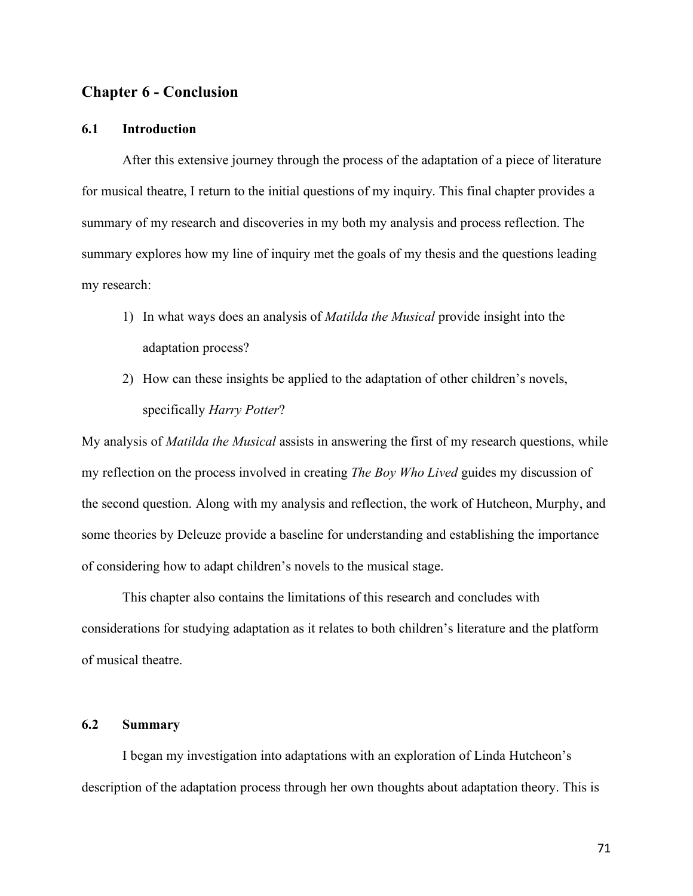## Chapter 6 - Conclusion

### 6.1 Introduction

After this extensive journey through the process of the adaptation of a piece of literature for musical theatre, I return to the initial questions of my inquiry. This final chapter provides a summary of my research and discoveries in my both my analysis and process reflection. The summary explores how my line of inquiry met the goals of my thesis and the questions leading my research:

1) In what ways does an analysis of *Matilda the Musical* provide insight into the adaptation process?
2) How can these insights be applied to the adaptation of other children's novels, specifically *Harry Potter*?

My analysis of *Matilda the Musical* assists in answering the first of my research questions, while my reflection on the process involved in creating *The Boy Who Lived* guides my discussion of the second question. Along with my analysis and reflection, the work of Hutcheon, Murphy, and some theories by Deleuze provide a baseline for understanding and establishing the importance of considering how to adapt children's novels to the musical stage.

This chapter also contains the limitations of this research and concludes with considerations for studying adaptation as it relates to both children's literature and the platform of musical theatre.

### 6.2 Summary

I began my investigation into adaptations with an exploration of Linda Hutcheon's description of the adaptation process through her own thoughts about adaptation theory. This is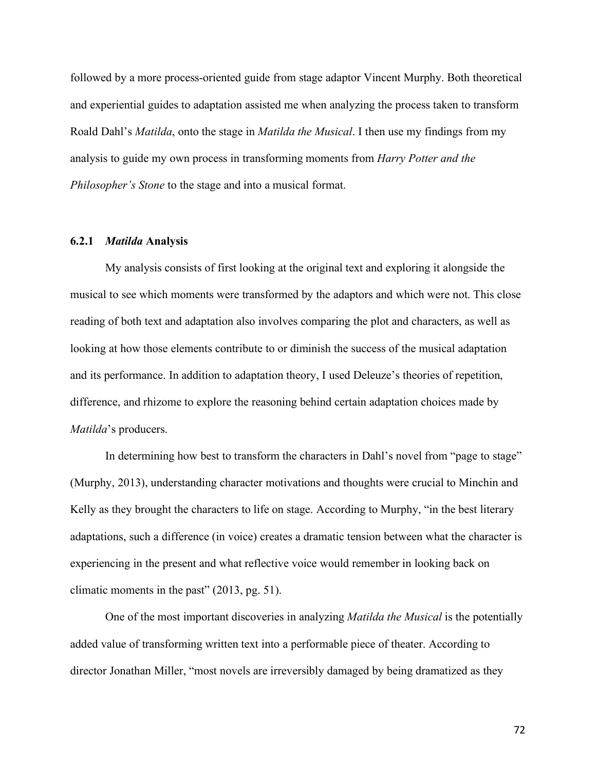followed by a more process-oriented guide from stage adaptor Vincent Murphy. Both theoretical and experiential guides to adaptation assisted me when analyzing the process taken to transform Roald Dahl's *Matilda*, onto the stage in *Matilda the Musical*. I then use my findings from my analysis to guide my own process in transforming moments from *Harry Potter and the Philosopher's Stone* to the stage and into a musical format.

### 6.2.1 *Matilda* Analysis

My analysis consists of first looking at the original text and exploring it alongside the musical to see which moments were transformed by the adaptors and which were not. This close reading of both text and adaptation also involves comparing the plot and characters, as well as looking at how those elements contribute to or diminish the success of the musical adaptation and its performance. In addition to adaptation theory, I used Deleuze's theories of repetition, difference, and rhizome to explore the reasoning behind certain adaptation choices made by *Matilda*'s producers.

In determining how best to transform the characters in Dahl's novel from "page to stage" (Murphy, 2013), understanding character motivations and thoughts were crucial to Minchin and Kelly as they brought the characters to life on stage. According to Murphy, "in the best literary adaptations, such a difference (in voice) creates a dramatic tension between what the character is experiencing in the present and what reflective voice would remember in looking back on climatic moments in the past" (2013, pg. 51).

One of the most important discoveries in analyzing *Matilda the Musical* is the potentially added value of transforming written text into a performable piece of theater. According to director Jonathan Miller, "most novels are irreversibly damaged by being dramatized as they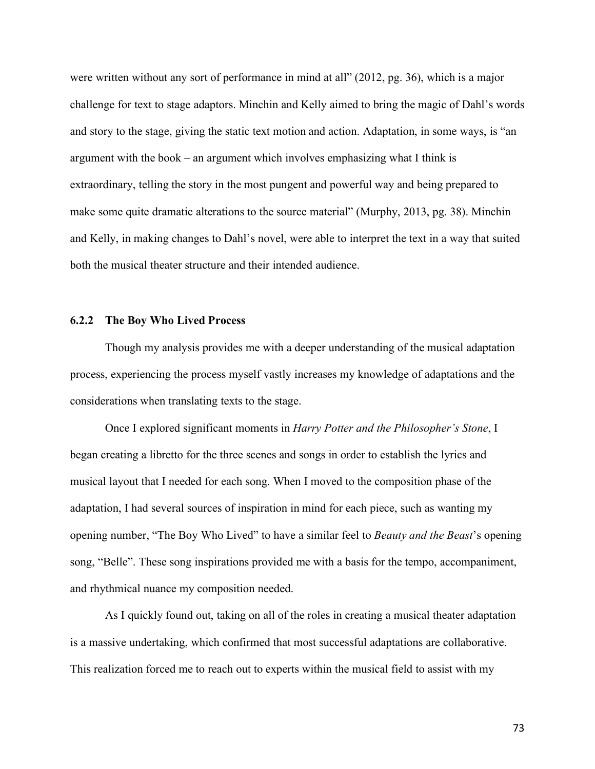were written without any sort of performance in mind at all" (2012, pg. 36), which is a major challenge for text to stage adaptors. Minchin and Kelly aimed to bring the magic of Dahl's words and story to the stage, giving the static text motion and action. Adaptation, in some ways, is "an argument with the book – an argument which involves emphasizing what I think is extraordinary, telling the story in the most pungent and powerful way and being prepared to make some quite dramatic alterations to the source material" (Murphy, 2013, pg. 38). Minchin and Kelly, in making changes to Dahl's novel, were able to interpret the text in a way that suited both the musical theater structure and their intended audience.

### 6.2.2 The Boy Who Lived Process

Though my analysis provides me with a deeper understanding of the musical adaptation process, experiencing the process myself vastly increases my knowledge of adaptations and the considerations when translating texts to the stage.

Once I explored significant moments in *Harry Potter and the Philosopher's Stone*, I began creating a libretto for the three scenes and songs in order to establish the lyrics and musical layout that I needed for each song. When I moved to the composition phase of the adaptation, I had several sources of inspiration in mind for each piece, such as wanting my opening number, "The Boy Who Lived" to have a similar feel to *Beauty and the Beast*'s opening song, "Belle". These song inspirations provided me with a basis for the tempo, accompaniment, and rhythmical nuance my composition needed.

As I quickly found out, taking on all of the roles in creating a musical theater adaptation is a massive undertaking, which confirmed that most successful adaptations are collaborative. This realization forced me to reach out to experts within the musical field to assist with my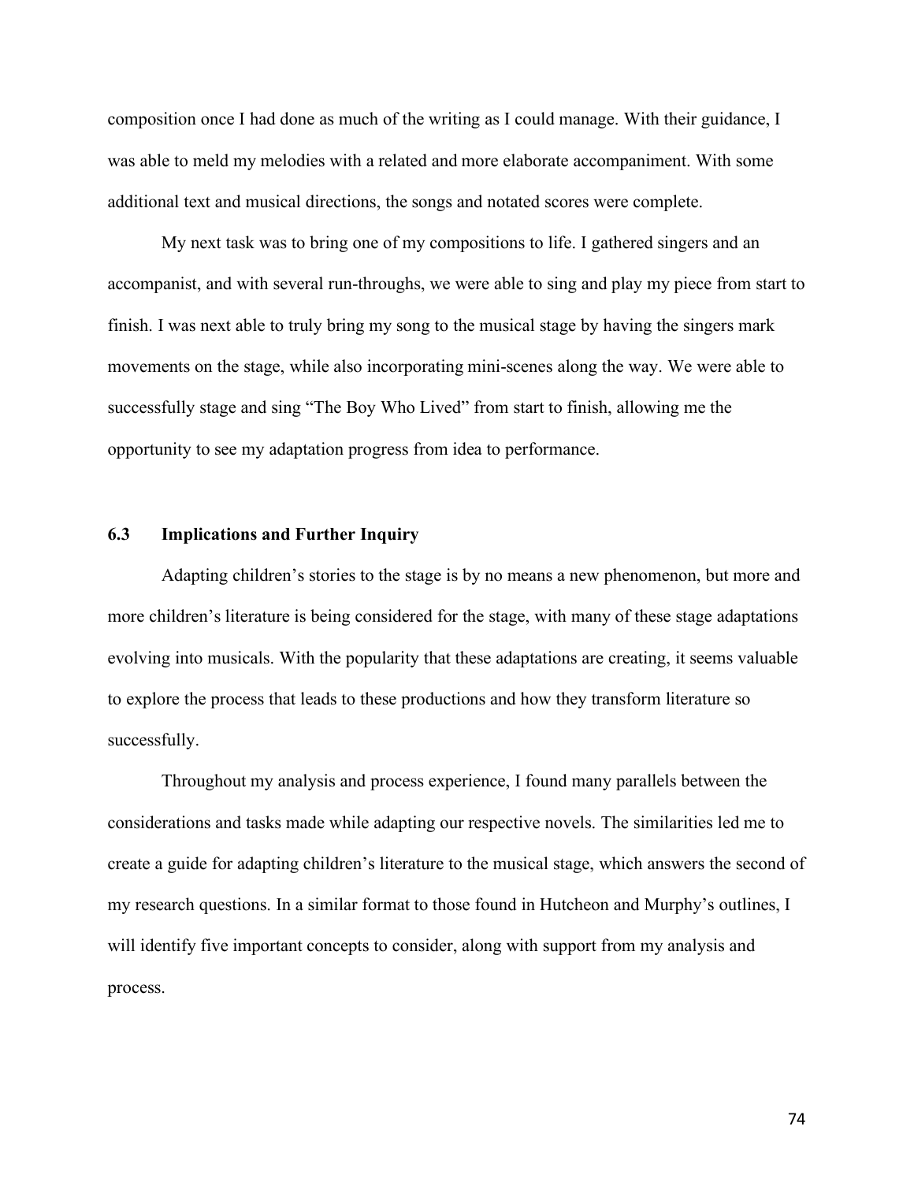composition once I had done as much of the writing as I could manage. With their guidance, I was able to meld my melodies with a related and more elaborate accompaniment. With some additional text and musical directions, the songs and notated scores were complete.

My next task was to bring one of my compositions to life. I gathered singers and an accompanist, and with several run-throughs, we were able to sing and play my piece from start to finish. I was next able to truly bring my song to the musical stage by having the singers mark movements on the stage, while also incorporating mini-scenes along the way. We were able to successfully stage and sing "The Boy Who Lived" from start to finish, allowing me the opportunity to see my adaptation progress from idea to performance.

### 6.3 Implications and Further Inquiry

Adapting children's stories to the stage is by no means a new phenomenon, but more and more children's literature is being considered for the stage, with many of these stage adaptations evolving into musicals. With the popularity that these adaptations are creating, it seems valuable to explore the process that leads to these productions and how they transform literature so successfully.

Throughout my analysis and process experience, I found many parallels between the considerations and tasks made while adapting our respective novels. The similarities led me to create a guide for adapting children's literature to the musical stage, which answers the second of my research questions. In a similar format to those found in Hutcheon and Murphy's outlines, I will identify five important concepts to consider, along with support from my analysis and process.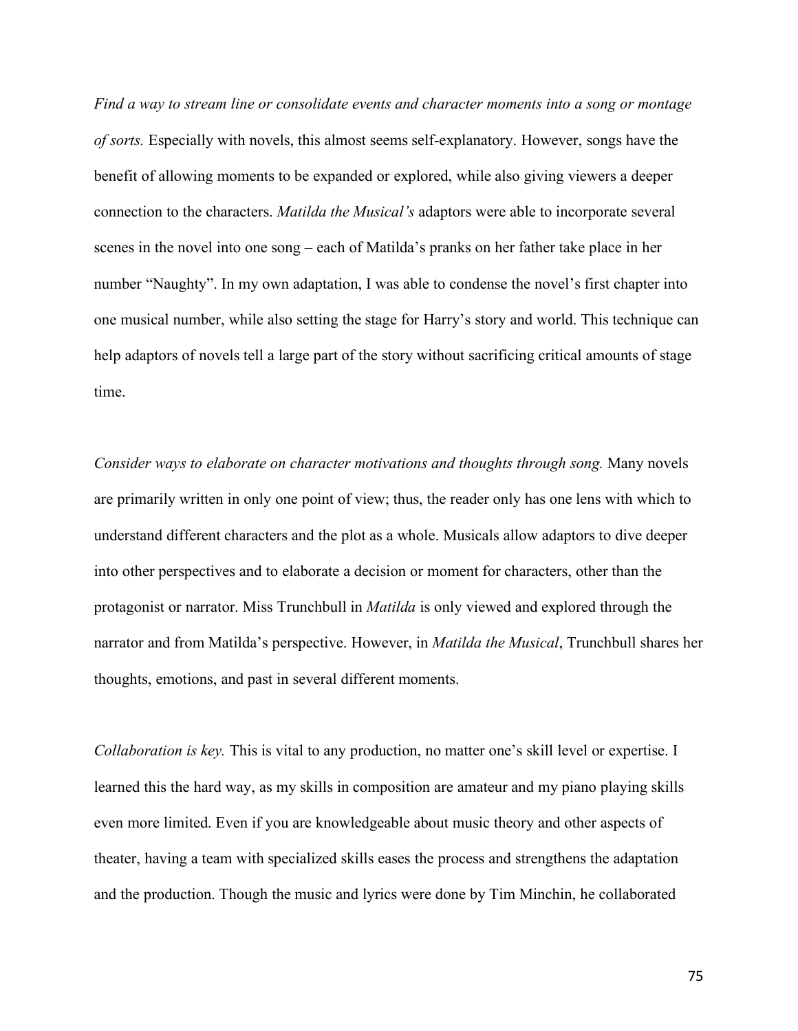*Find a way to stream line or consolidate events and character moments into a song or montage of sorts.* Especially with novels, this almost seems self-explanatory. However, songs have the benefit of allowing moments to be expanded or explored, while also giving viewers a deeper connection to the characters. *Matilda the Musical's* adaptors were able to incorporate several scenes in the novel into one song – each of Matilda's pranks on her father take place in her number "Naughty". In my own adaptation, I was able to condense the novel's first chapter into one musical number, while also setting the stage for Harry's story and world. This technique can help adaptors of novels tell a large part of the story without sacrificing critical amounts of stage time.

*Consider ways to elaborate on character motivations and thoughts through song.* Many novels are primarily written in only one point of view; thus, the reader only has one lens with which to understand different characters and the plot as a whole. Musicals allow adaptors to dive deeper into other perspectives and to elaborate a decision or moment for characters, other than the protagonist or narrator. Miss Trunchbull in *Matilda* is only viewed and explored through the narrator and from Matilda's perspective. However, in *Matilda the Musical*, Trunchbull shares her thoughts, emotions, and past in several different moments.

*Collaboration is key.* This is vital to any production, no matter one's skill level or expertise. I learned this the hard way, as my skills in composition are amateur and my piano playing skills even more limited. Even if you are knowledgeable about music theory and other aspects of theater, having a team with specialized skills eases the process and strengthens the adaptation and the production. Though the music and lyrics were done by Tim Minchin, he collaborated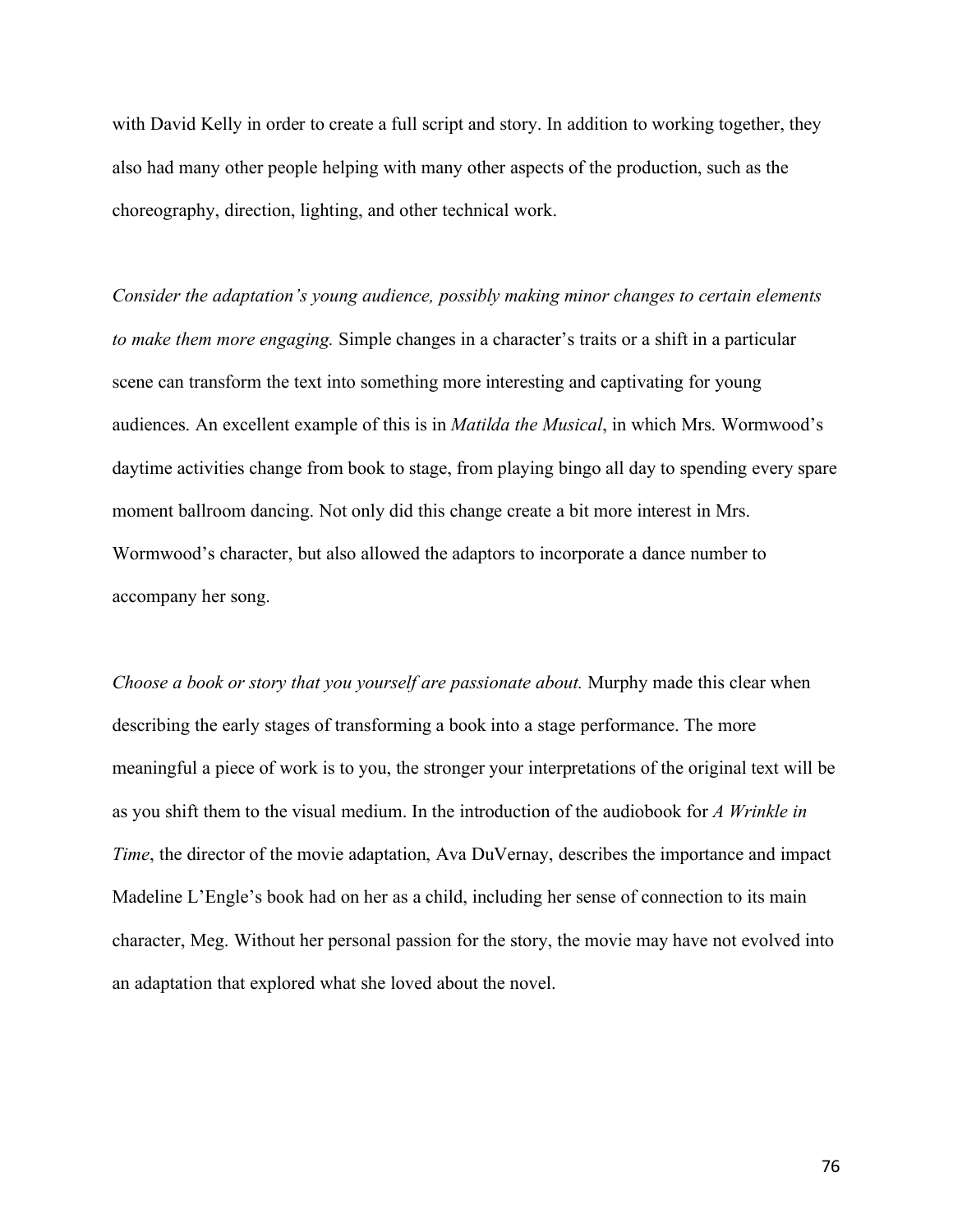with David Kelly in order to create a full script and story. In addition to working together, they also had many other people helping with many other aspects of the production, such as the choreography, direction, lighting, and other technical work.

*Consider the adaptation's young audience, possibly making minor changes to certain elements to make them more engaging.* Simple changes in a character's traits or a shift in a particular scene can transform the text into something more interesting and captivating for young audiences. An excellent example of this is in *Matilda the Musical*, in which Mrs. Wormwood's daytime activities change from book to stage, from playing bingo all day to spending every spare moment ballroom dancing. Not only did this change create a bit more interest in Mrs. Wormwood's character, but also allowed the adaptors to incorporate a dance number to accompany her song.

*Choose a book or story that you yourself are passionate about.* Murphy made this clear when describing the early stages of transforming a book into a stage performance. The more meaningful a piece of work is to you, the stronger your interpretations of the original text will be as you shift them to the visual medium. In the introduction of the audiobook for *A Wrinkle in Time*, the director of the movie adaptation, Ava DuVernay, describes the importance and impact Madeline L'Engle's book had on her as a child, including her sense of connection to its main character, Meg. Without her personal passion for the story, the movie may have not evolved into an adaptation that explored what she loved about the novel.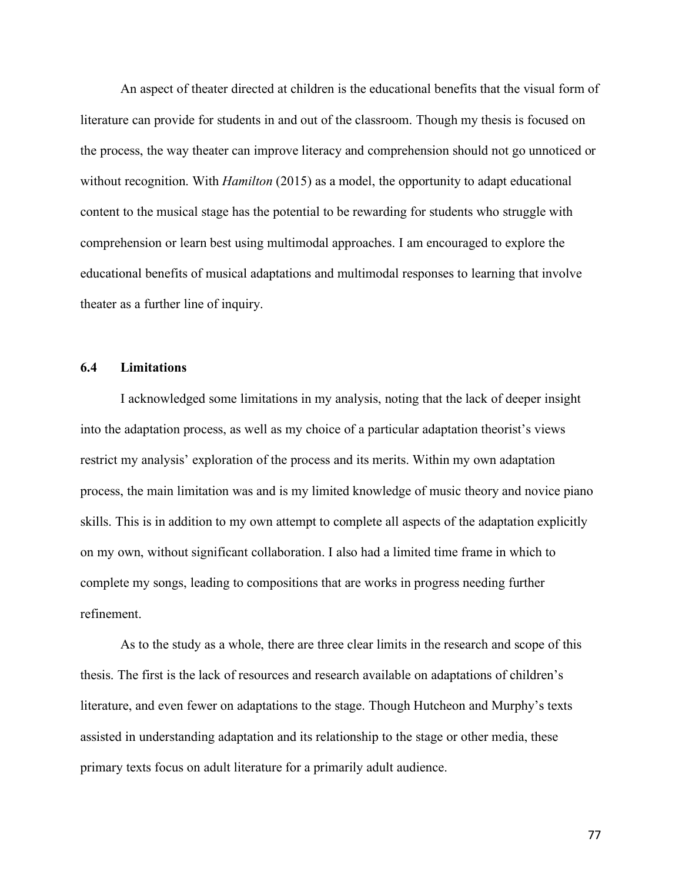An aspect of theater directed at children is the educational benefits that the visual form of literature can provide for students in and out of the classroom. Though my thesis is focused on the process, the way theater can improve literacy and comprehension should not go unnoticed or without recognition. With *Hamilton* (2015) as a model, the opportunity to adapt educational content to the musical stage has the potential to be rewarding for students who struggle with comprehension or learn best using multimodal approaches. I am encouraged to explore the educational benefits of musical adaptations and multimodal responses to learning that involve theater as a further line of inquiry.

### 6.4 Limitations

I acknowledged some limitations in my analysis, noting that the lack of deeper insight into the adaptation process, as well as my choice of a particular adaptation theorist's views restrict my analysis' exploration of the process and its merits. Within my own adaptation process, the main limitation was and is my limited knowledge of music theory and novice piano skills. This is in addition to my own attempt to complete all aspects of the adaptation explicitly on my own, without significant collaboration. I also had a limited time frame in which to complete my songs, leading to compositions that are works in progress needing further refinement.

As to the study as a whole, there are three clear limits in the research and scope of this thesis. The first is the lack of resources and research available on adaptations of children's literature, and even fewer on adaptations to the stage. Though Hutcheon and Murphy's texts assisted in understanding adaptation and its relationship to the stage or other media, these primary texts focus on adult literature for a primarily adult audience.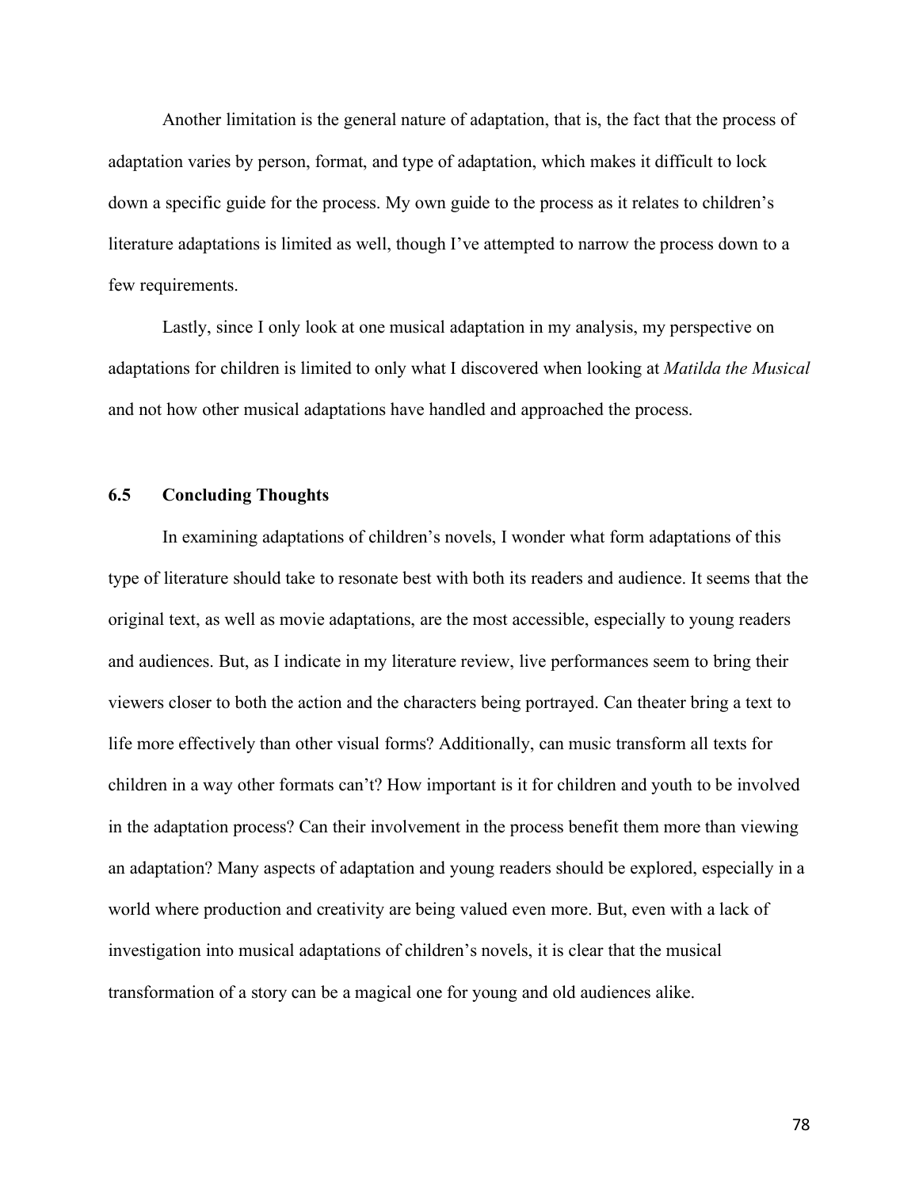Another limitation is the general nature of adaptation, that is, the fact that the process of adaptation varies by person, format, and type of adaptation, which makes it difficult to lock down a specific guide for the process. My own guide to the process as it relates to children's literature adaptations is limited as well, though I've attempted to narrow the process down to a few requirements.

Lastly, since I only look at one musical adaptation in my analysis, my perspective on adaptations for children is limited to only what I discovered when looking at *Matilda the Musical* and not how other musical adaptations have handled and approached the process.

### 6.5 Concluding Thoughts

In examining adaptations of children's novels, I wonder what form adaptations of this type of literature should take to resonate best with both its readers and audience. It seems that the original text, as well as movie adaptations, are the most accessible, especially to young readers and audiences. But, as I indicate in my literature review, live performances seem to bring their viewers closer to both the action and the characters being portrayed. Can theater bring a text to life more effectively than other visual forms? Additionally, can music transform all texts for children in a way other formats can't? How important is it for children and youth to be involved in the adaptation process? Can their involvement in the process benefit them more than viewing an adaptation? Many aspects of adaptation and young readers should be explored, especially in a world where production and creativity are being valued even more. But, even with a lack of investigation into musical adaptations of children's novels, it is clear that the musical transformation of a story can be a magical one for young and old audiences alike.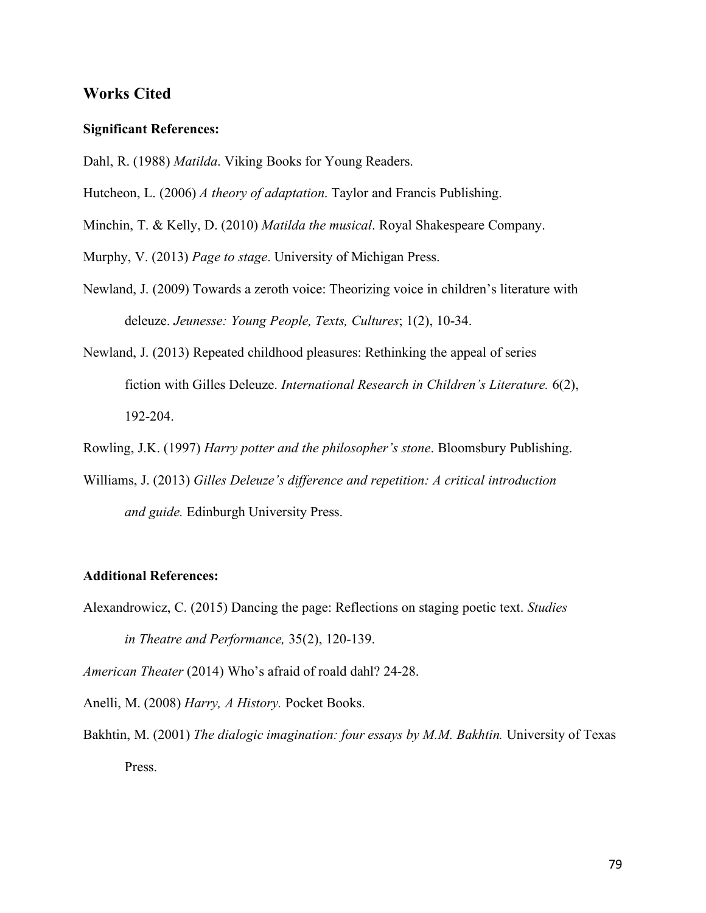## Works Cited

### Significant References:

Dahl, R. (1988) *Matilda*. Viking Books for Young Readers.

Hutcheon, L. (2006) *A theory of adaptation*. Taylor and Francis Publishing.

Minchin, T. & Kelly, D. (2010) *Matilda the musical*. Royal Shakespeare Company.

Murphy, V. (2013) *Page to stage*. University of Michigan Press.

Newland, J. (2009) Towards a zeroth voice: Theorizing voice in children's literature with deleuze. *Jeunesse: Young People, Texts, Cultures*; 1(2), 10-34.

Newland, J. (2013) Repeated childhood pleasures: Rethinking the appeal of series fiction with Gilles Deleuze. *International Research in Children's Literature.* 6(2), 192-204.

Rowling, J.K. (1997) *Harry potter and the philosopher's stone*. Bloomsbury Publishing.

Williams, J. (2013) *Gilles Deleuze's difference and repetition: A critical introduction and guide.* Edinburgh University Press.

### Additional References:

Alexandrowicz, C. (2015) Dancing the page: Reflections on staging poetic text. *Studies in Theatre and Performance,* 35(2), 120-139.

*American Theater* (2014) Who's afraid of roald dahl? 24-28.

Anelli, M. (2008) *Harry, A History.* Pocket Books.

Bakhtin, M. (2001) *The dialogic imagination: four essays by M.M. Bakhtin.* University of Texas Press.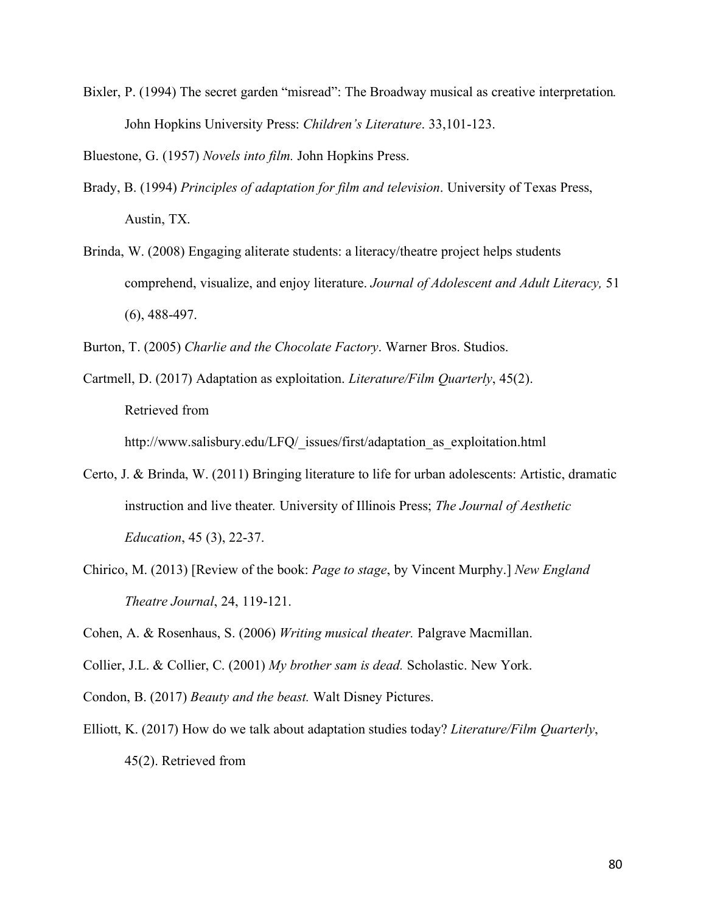Bixler, P. (1994) The secret garden "misread": The Broadway musical as creative interpretation*.* John Hopkins University Press: *Children's Literature*. 33,101-123.

Bluestone, G. (1957) *Novels into film.* John Hopkins Press.

Brady, B. (1994) *Principles of adaptation for film and television*. University of Texas Press, Austin, TX.

Brinda, W. (2008) Engaging aliterate students: a literacy/theatre project helps students comprehend, visualize, and enjoy literature. *Journal of Adolescent and Adult Literacy,* 51 (6), 488-497.

Burton, T. (2005) *Charlie and the Chocolate Factory*. Warner Bros. Studios.

Cartmell, D. (2017) Adaptation as exploitation. *Literature/Film Quarterly*, 45(2). Retrieved from http://www.salisbury.edu/LFQ/_issues/first/adaptation_as_exploitation.html

Certo, J. & Brinda, W. (2011) Bringing literature to life for urban adolescents: Artistic, dramatic instruction and live theater*.* University of Illinois Press; *The Journal of Aesthetic Education*, 45 (3), 22-37.

Chirico, M. (2013) [Review of the book: *Page to stage*, by Vincent Murphy.] *New England Theatre Journal*, 24, 119-121.

Cohen, A. & Rosenhaus, S. (2006) *Writing musical theater.* Palgrave Macmillan.

Collier, J.L. & Collier, C. (2001) *My brother sam is dead.* Scholastic. New York.

Condon, B. (2017) *Beauty and the beast.* Walt Disney Pictures.

Elliott, K. (2017) How do we talk about adaptation studies today? *Literature/Film Quarterly*, 45(2). Retrieved from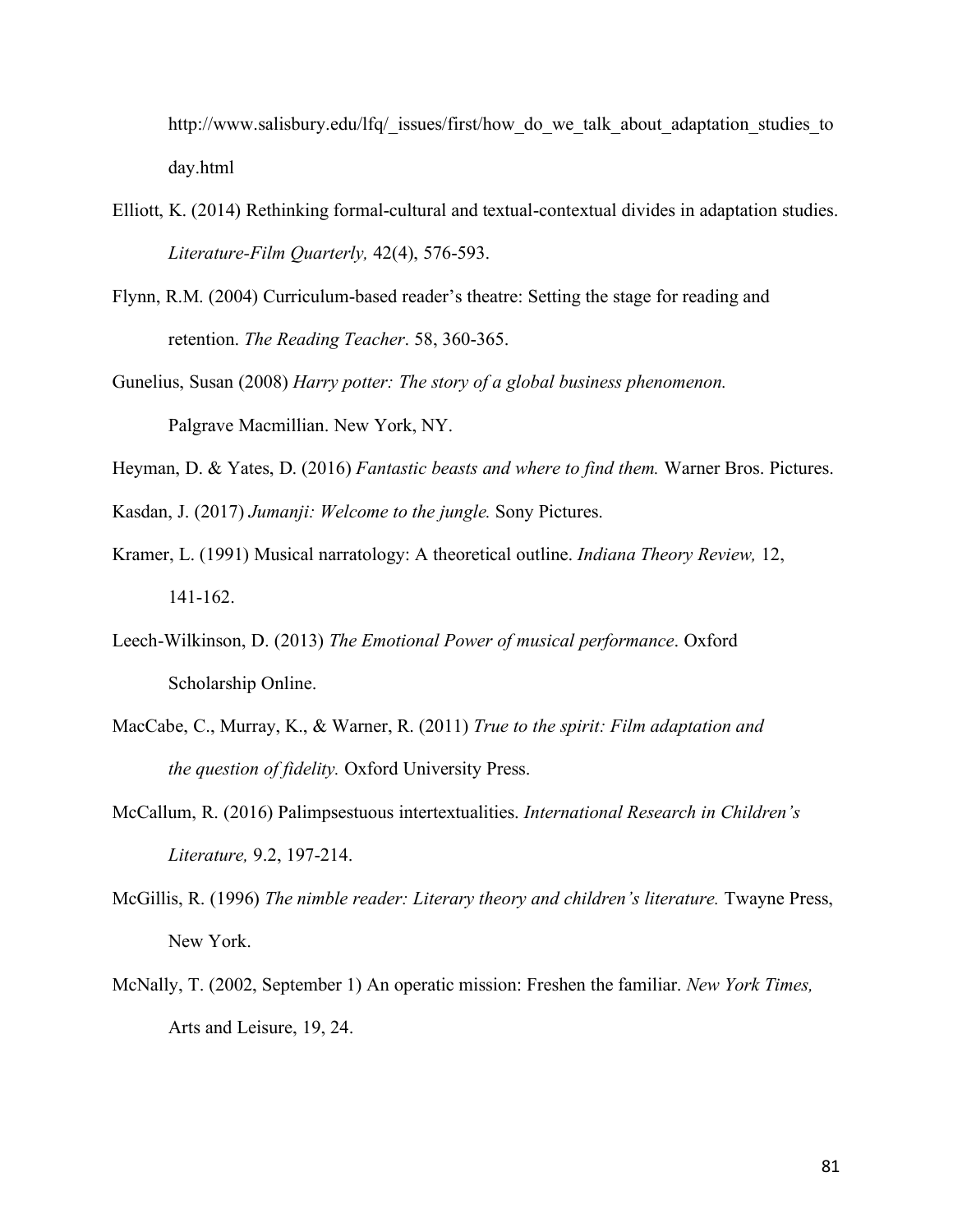http://www.salisbury.edu/lfq/_issues/first/how_do_we_talk_about_adaptation_studies_today.html

Elliott, K. (2014) Rethinking formal-cultural and textual-contextual divides in adaptation studies. *Literature-Film Quarterly,* 42(4), 576-593.

Flynn, R.M. (2004) Curriculum-based reader's theatre: Setting the stage for reading and retention. *The Reading Teacher*. 58, 360-365.

Gunelius, Susan (2008) *Harry potter: The story of a global business phenomenon.* Palgrave Macmillian. New York, NY.

Heyman, D. & Yates, D. (2016) *Fantastic beasts and where to find them.* Warner Bros. Pictures.

Kasdan, J. (2017) *Jumanji: Welcome to the jungle.* Sony Pictures.

Kramer, L. (1991) Musical narratology: A theoretical outline. *Indiana Theory Review,* 12, 141-162.

Leech-Wilkinson, D. (2013) *The Emotional Power of musical performance*. Oxford Scholarship Online.

MacCabe, C., Murray, K., & Warner, R. (2011) *True to the spirit: Film adaptation and the question of fidelity.* Oxford University Press.

McCallum, R. (2016) Palimpsestuous intertextualities. *International Research in Children's Literature,* 9.2, 197-214.

McGillis, R. (1996) *The nimble reader: Literary theory and children's literature.* Twayne Press, New York.

McNally, T. (2002, September 1) An operatic mission: Freshen the familiar. *New York Times,* Arts and Leisure, 19, 24.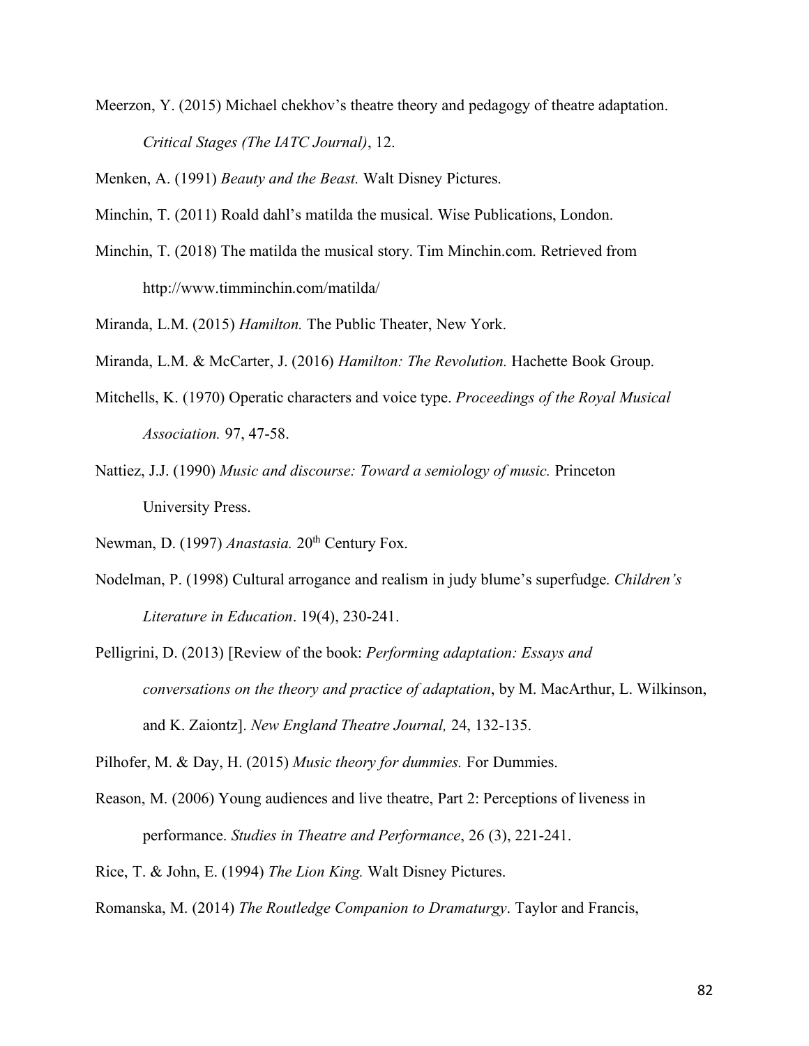Meerzon, Y. (2015) Michael chekhov's theatre theory and pedagogy of theatre adaptation. *Critical Stages (The IATC Journal)*, 12.

Menken, A. (1991) *Beauty and the Beast.* Walt Disney Pictures.

Minchin, T. (2011) Roald dahl's matilda the musical. Wise Publications, London.

Minchin, T. (2018) The matilda the musical story. Tim Minchin.com. Retrieved from http://www.timminchin.com/matilda/

Miranda, L.M. (2015) *Hamilton.* The Public Theater, New York.

Miranda, L.M. & McCarter, J. (2016) *Hamilton: The Revolution.* Hachette Book Group.

Mitchells, K. (1970) Operatic characters and voice type. *Proceedings of the Royal Musical Association.* 97, 47-58.

Nattiez, J.J. (1990) *Music and discourse: Toward a semiology of music.* Princeton University Press.

Newman, D. (1997) *Anastasia.* 20th Century Fox.

Nodelman, P. (1998) Cultural arrogance and realism in judy blume's superfudge. *Children's Literature in Education*. 19(4), 230-241.

Pelligrini, D. (2013) [Review of the book: *Performing adaptation: Essays and conversations on the theory and practice of adaptation*, by M. MacArthur, L. Wilkinson, and K. Zaiontz]. *New England Theatre Journal,* 24, 132-135.

Pilhofer, M. & Day, H. (2015) *Music theory for dummies.* For Dummies.

Reason, M. (2006) Young audiences and live theatre, Part 2: Perceptions of liveness in performance. *Studies in Theatre and Performance*, 26 (3), 221-241.

Rice, T. & John, E. (1994) *The Lion King.* Walt Disney Pictures.

Romanska, M. (2014) *The Routledge Companion to Dramaturgy*. Taylor and Francis,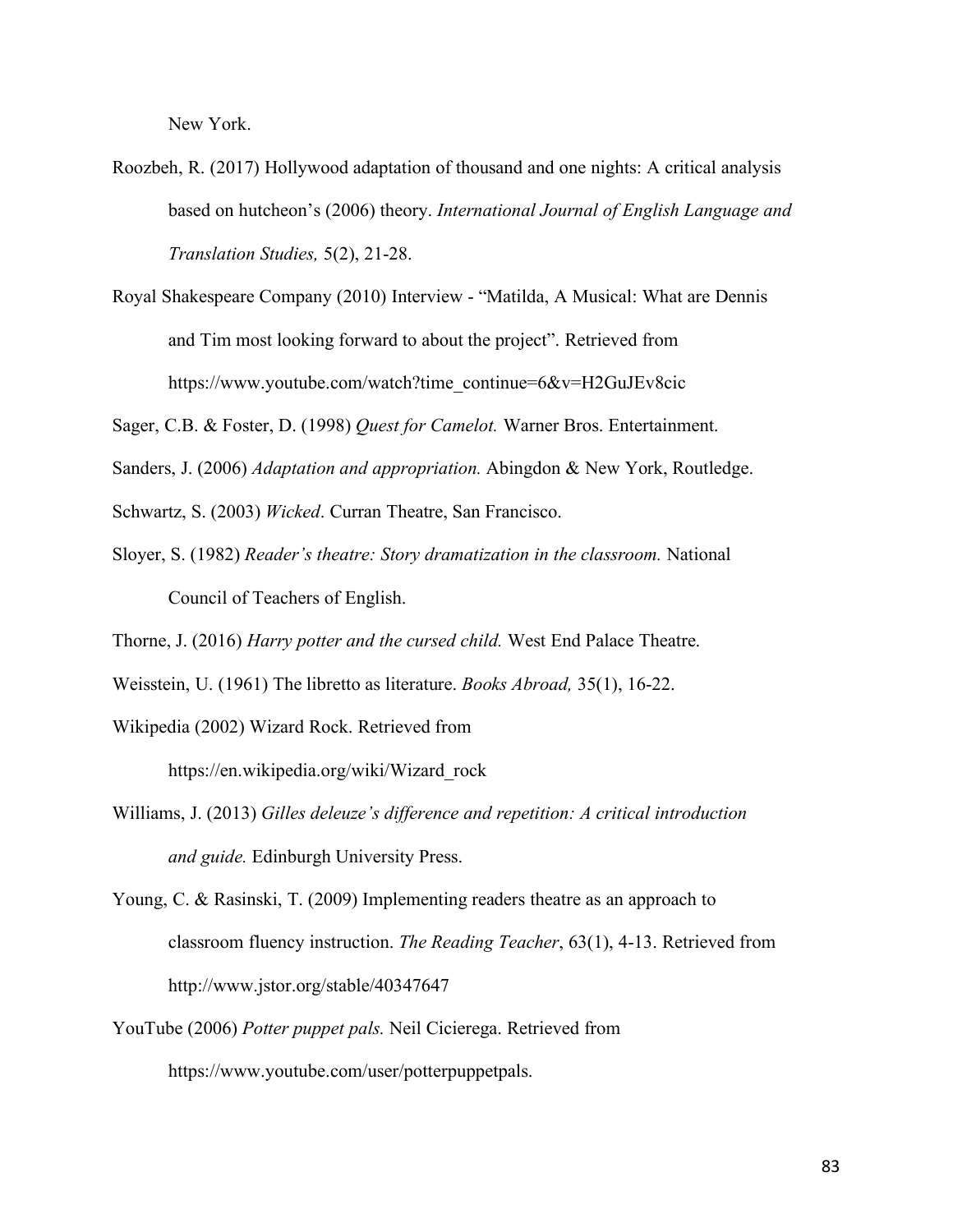New York.

Roozbeh, R. (2017) Hollywood adaptation of thousand and one nights: A critical analysis based on hutcheon's (2006) theory. *International Journal of English Language and Translation Studies,* 5(2), 21-28.

Royal Shakespeare Company (2010) Interview - "Matilda, A Musical: What are Dennis and Tim most looking forward to about the project". Retrieved from https://www.youtube.com/watch?time_continue=6&v=H2GuJEv8cic

Sager, C.B. & Foster, D. (1998) *Quest for Camelot.* Warner Bros. Entertainment.

Sanders, J. (2006) *Adaptation and appropriation.* Abingdon & New York, Routledge.

Schwartz, S. (2003) *Wicked*. Curran Theatre, San Francisco.

Sloyer, S. (1982) *Reader's theatre: Story dramatization in the classroom.* National Council of Teachers of English.

Thorne, J. (2016) *Harry potter and the cursed child.* West End Palace Theatre.

Weisstein, U. (1961) The libretto as literature. *Books Abroad,* 35(1), 16-22.

Wikipedia (2002) Wizard Rock. Retrieved from https://en.wikipedia.org/wiki/Wizard_rock

Williams, J. (2013) *Gilles deleuze's difference and repetition: A critical introduction and guide.* Edinburgh University Press.

Young, C. & Rasinski, T. (2009) Implementing readers theatre as an approach to classroom fluency instruction. *The Reading Teacher*, 63(1), 4-13. Retrieved from http://www.jstor.org/stable/40347647

YouTube (2006) *Potter puppet pals.* Neil Cicierega. Retrieved from https://www.youtube.com/user/potterpuppetpals.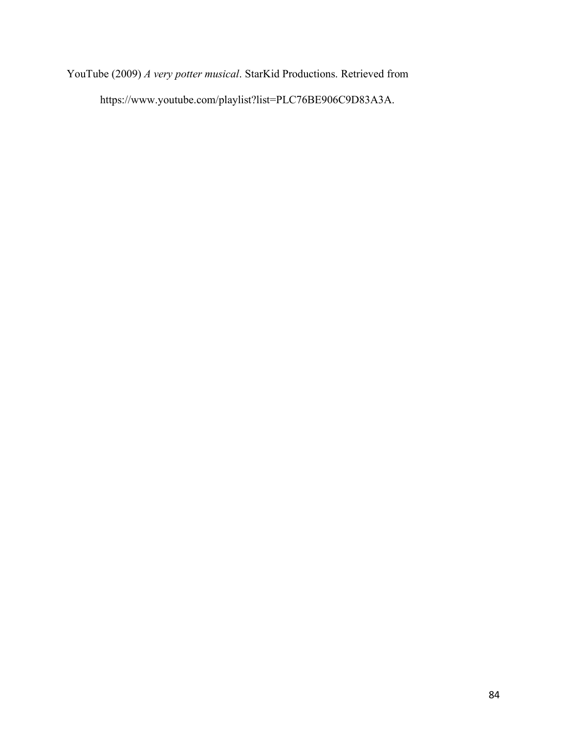YouTube (2009) *A very potter musical*. StarKid Productions. Retrieved from https://www.youtube.com/playlist?list=PLC76BE906C9D83A3A.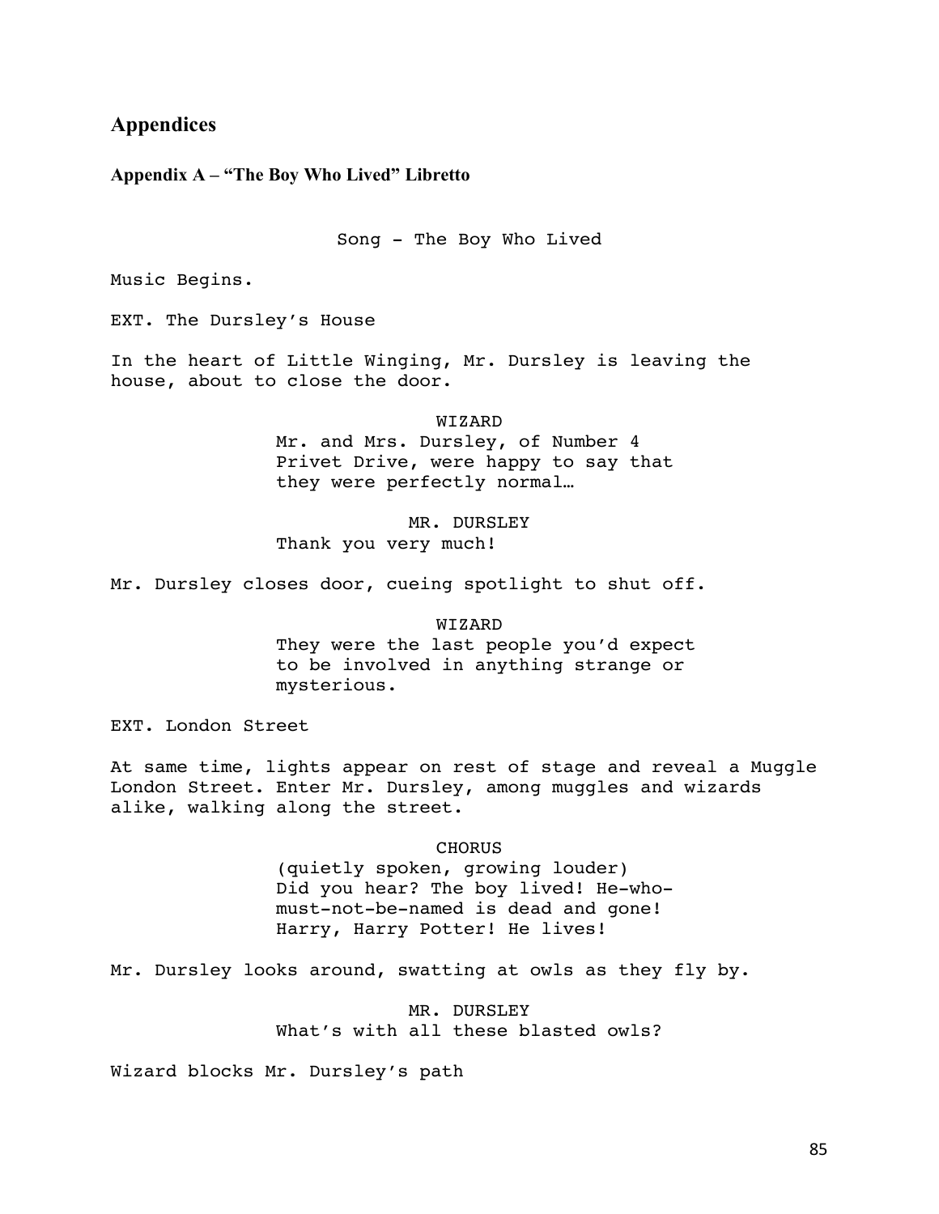## Appendices

### Appendix A – "The Boy Who Lived" Libretto

Song - The Boy Who Lived

Music Begins.

EXT. The Dursley's House

In the heart of Little Winging, Mr. Dursley is leaving the house, about to close the door.

WIZARD
Mr. and Mrs. Dursley, of Number 4 Privet Drive, were happy to say that they were perfectly normal…

MR. DURSLEY
Thank you very much!

Mr. Dursley closes door, cueing spotlight to shut off.

WIZARD
They were the last people you'd expect to be involved in anything strange or mysterious.

EXT. London Street

At same time, lights appear on rest of stage and reveal a Muggle London Street. Enter Mr. Dursley, among muggles and wizards alike, walking along the street.

CHORUS
(quietly spoken, growing louder)
Did you hear? The boy lived! He-who-must-not-be-named is dead and gone! Harry, Harry Potter! He lives!

Mr. Dursley looks around, swatting at owls as they fly by.

MR. DURSLEY
What's with all these blasted owls?

Wizard blocks Mr. Dursley's path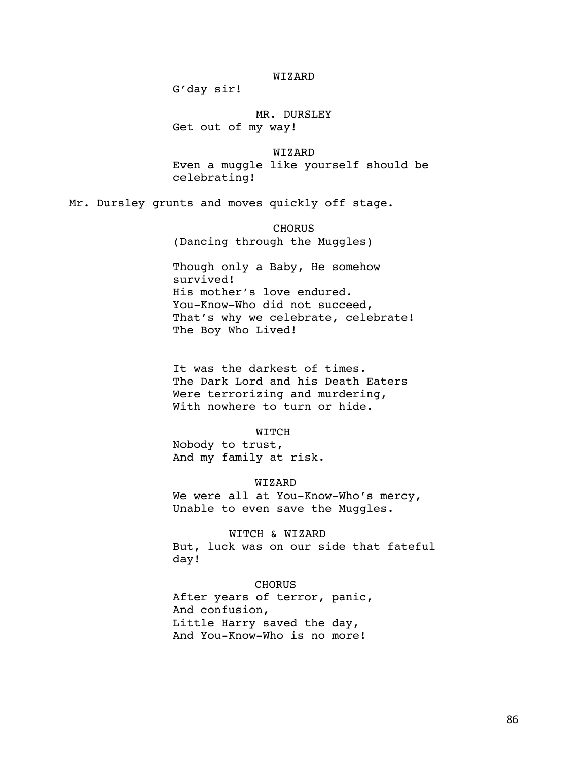WIZARD

G'day sir!

MR. DURSLEY

Get out of my way!

WIZARD

Even a muggle like yourself should be celebrating!

Mr. Dursley grunts and moves quickly off stage.

CHORUS

(Dancing through the Muggles)

Though only a Baby, He somehow survived!
His mother's love endured.
You-Know-Who did not succeed,
That's why we celebrate, celebrate!
The Boy Who Lived!

It was the darkest of times.
The Dark Lord and his Death Eaters
Were terrorizing and murdering,
With nowhere to turn or hide.

WITCH

Nobody to trust,
And my family at risk.

WIZARD

We were all at You-Know-Who's mercy,
Unable to even save the Muggles.

WITCH & WIZARD

But, luck was on our side that fateful day!

CHORUS

After years of terror, panic,
And confusion,
Little Harry saved the day,
And You-Know-Who is no more!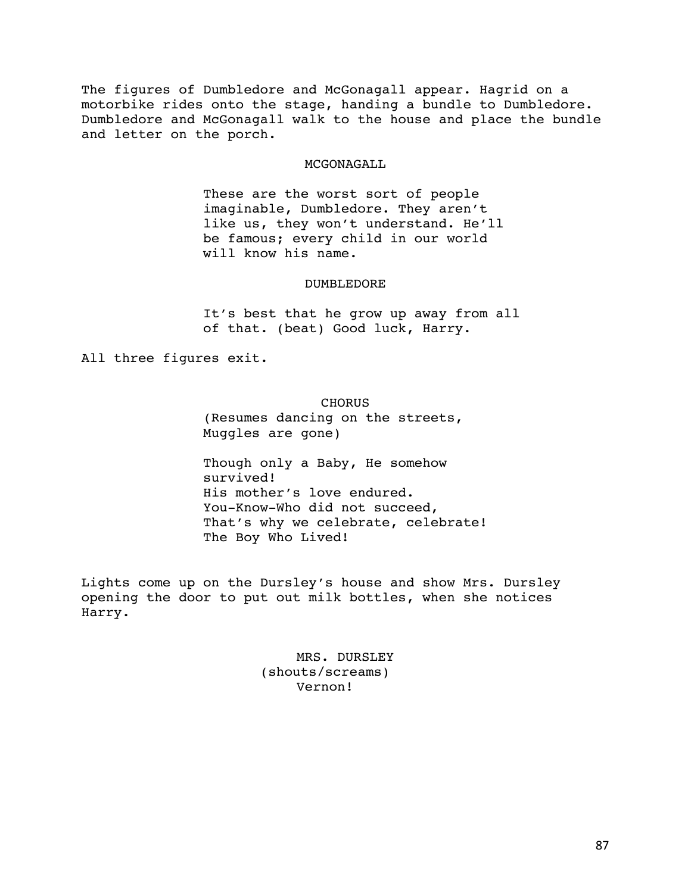The figures of Dumbledore and McGonagall appear. Hagrid on a motorbike rides onto the stage, handing a bundle to Dumbledore. Dumbledore and McGonagall walk to the house and place the bundle and letter on the porch.

MCGONAGALL

These are the worst sort of people imaginable, Dumbledore. They aren't like us, they won't understand. He'll be famous; every child in our world will know his name.

DUMBLEDORE

It's best that he grow up away from all of that. (beat) Good luck, Harry.

All three figures exit.

CHORUS

(Resumes dancing on the streets, Muggles are gone)

Though only a Baby, He somehow survived!
His mother's love endured.
You-Know-Who did not succeed,
That's why we celebrate, celebrate!
The Boy Who Lived!

Lights come up on the Dursley's house and show Mrs. Dursley opening the door to put out milk bottles, when she notices Harry.

MRS. DURSLEY

(shouts/screams)

Vernon!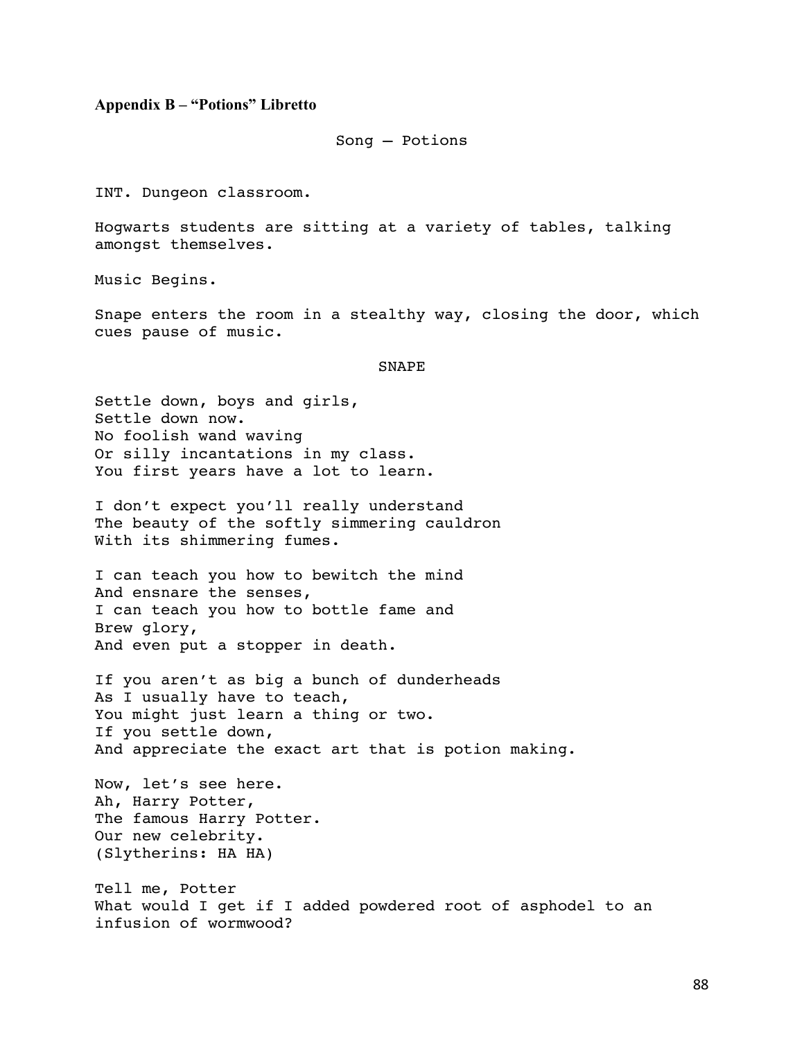**Appendix B – "Potions" Libretto**

Song – Potions

INT. Dungeon classroom.

Hogwarts students are sitting at a variety of tables, talking amongst themselves.

Music Begins.

Snape enters the room in a stealthy way, closing the door, which cues pause of music.

SNAPE

Settle down, boys and girls,
Settle down now.
No foolish wand waving
Or silly incantations in my class.
You first years have a lot to learn.

I don't expect you'll really understand
The beauty of the softly simmering cauldron
With its shimmering fumes.

I can teach you how to bewitch the mind
And ensnare the senses,
I can teach you how to bottle fame and
Brew glory,
And even put a stopper in death.

If you aren't as big a bunch of dunderheads
As I usually have to teach,
You might just learn a thing or two.
If you settle down,
And appreciate the exact art that is potion making.

Now, let's see here.
Ah, Harry Potter,
The famous Harry Potter.
Our new celebrity.
(Slytherins: HA HA)

Tell me, Potter
What would I get if I added powdered root of asphodel to an infusion of wormwood?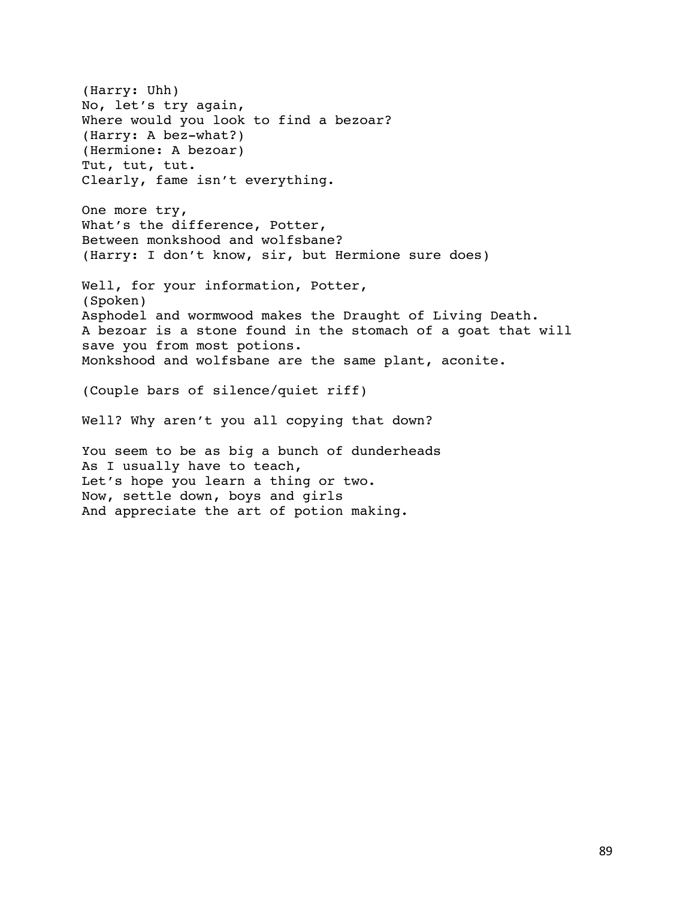(Harry: Uhh)
No, let's try again,
Where would you look to find a bezoar?
(Harry: A bez-what?)
(Hermione: A bezoar)
Tut, tut, tut.
Clearly, fame isn't everything.

One more try,
What's the difference, Potter,
Between monkshood and wolfsbane?
(Harry: I don't know, sir, but Hermione sure does)

Well, for your information, Potter,
(Spoken)
Asphodel and wormwood makes the Draught of Living Death.
A bezoar is a stone found in the stomach of a goat that will save you from most potions.
Monkshood and wolfsbane are the same plant, aconite.

(Couple bars of silence/quiet riff)

Well? Why aren't you all copying that down?

You seem to be as big a bunch of dunderheads
As I usually have to teach,
Let's hope you learn a thing or two.
Now, settle down, boys and girls
And appreciate the art of potion making.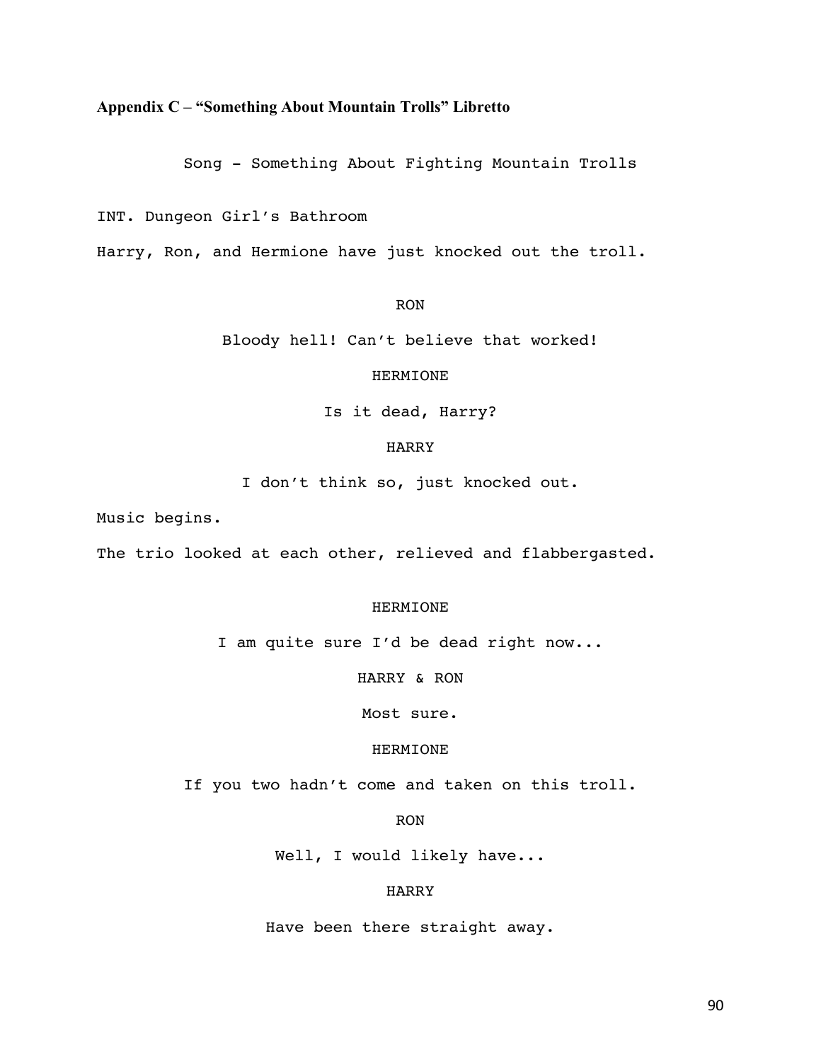**Appendix C – "Something About Mountain Trolls" Libretto**

Song - Something About Fighting Mountain Trolls

INT. Dungeon Girl's Bathroom

Harry, Ron, and Hermione have just knocked out the troll.

RON

Bloody hell! Can't believe that worked!

HERMIONE

Is it dead, Harry?

HARRY

I don't think so, just knocked out.

Music begins.

The trio looked at each other, relieved and flabbergasted.

HERMIONE

I am quite sure I'd be dead right now...

HARRY & RON

Most sure.

HERMIONE

If you two hadn't come and taken on this troll.

RON

Well, I would likely have...

HARRY

Have been there straight away.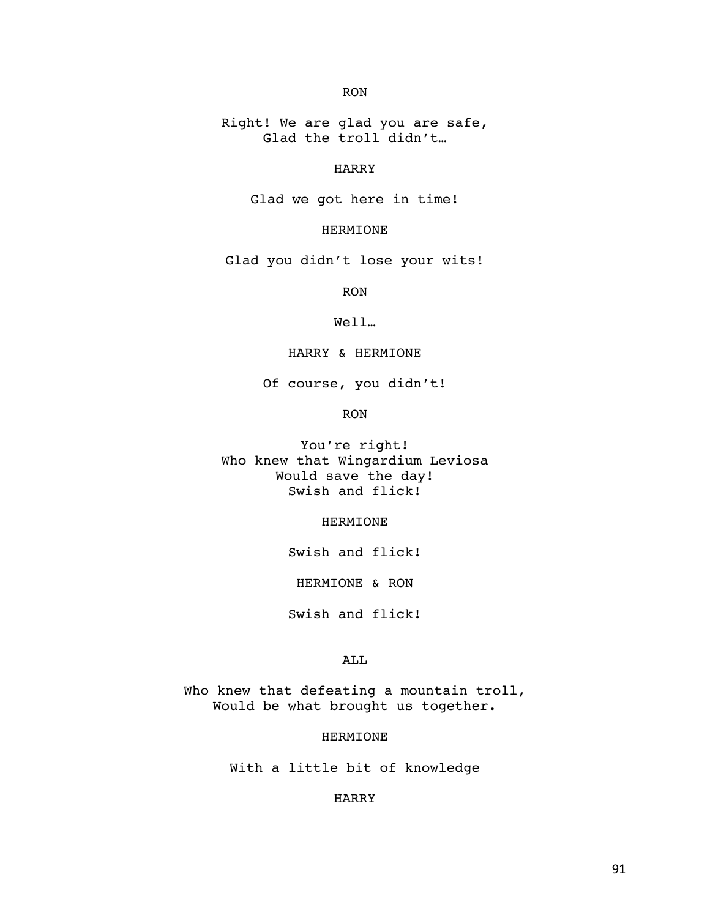RON

Right! We are glad you are safe,
Glad the troll didn't…

HARRY

Glad we got here in time!

HERMIONE

Glad you didn't lose your wits!

RON

Well…

HARRY & HERMIONE

Of course, you didn't!

RON

You're right!
Who knew that Wingardium Leviosa
Would save the day!
Swish and flick!

HERMIONE

Swish and flick!

HERMIONE & RON

Swish and flick!

ALL

Who knew that defeating a mountain troll,
Would be what brought us together.

HERMIONE

With a little bit of knowledge

HARRY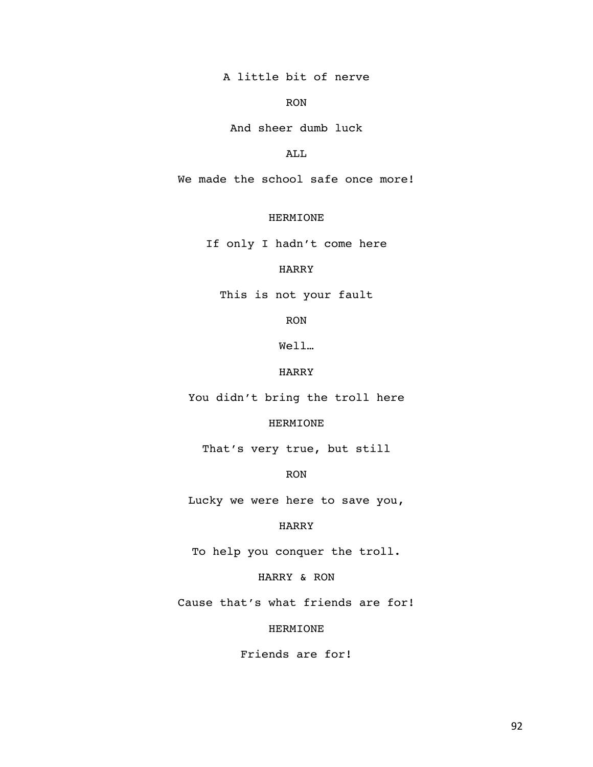A little bit of nerve

RON

And sheer dumb luck

ALL

We made the school safe once more!

HERMIONE

If only I hadn't come here

HARRY

This is not your fault

RON

Well…

HARRY

You didn't bring the troll here

HERMIONE

That's very true, but still

RON

Lucky we were here to save you,

HARRY

To help you conquer the troll.

HARRY & RON

Cause that's what friends are for!

HERMIONE

Friends are for!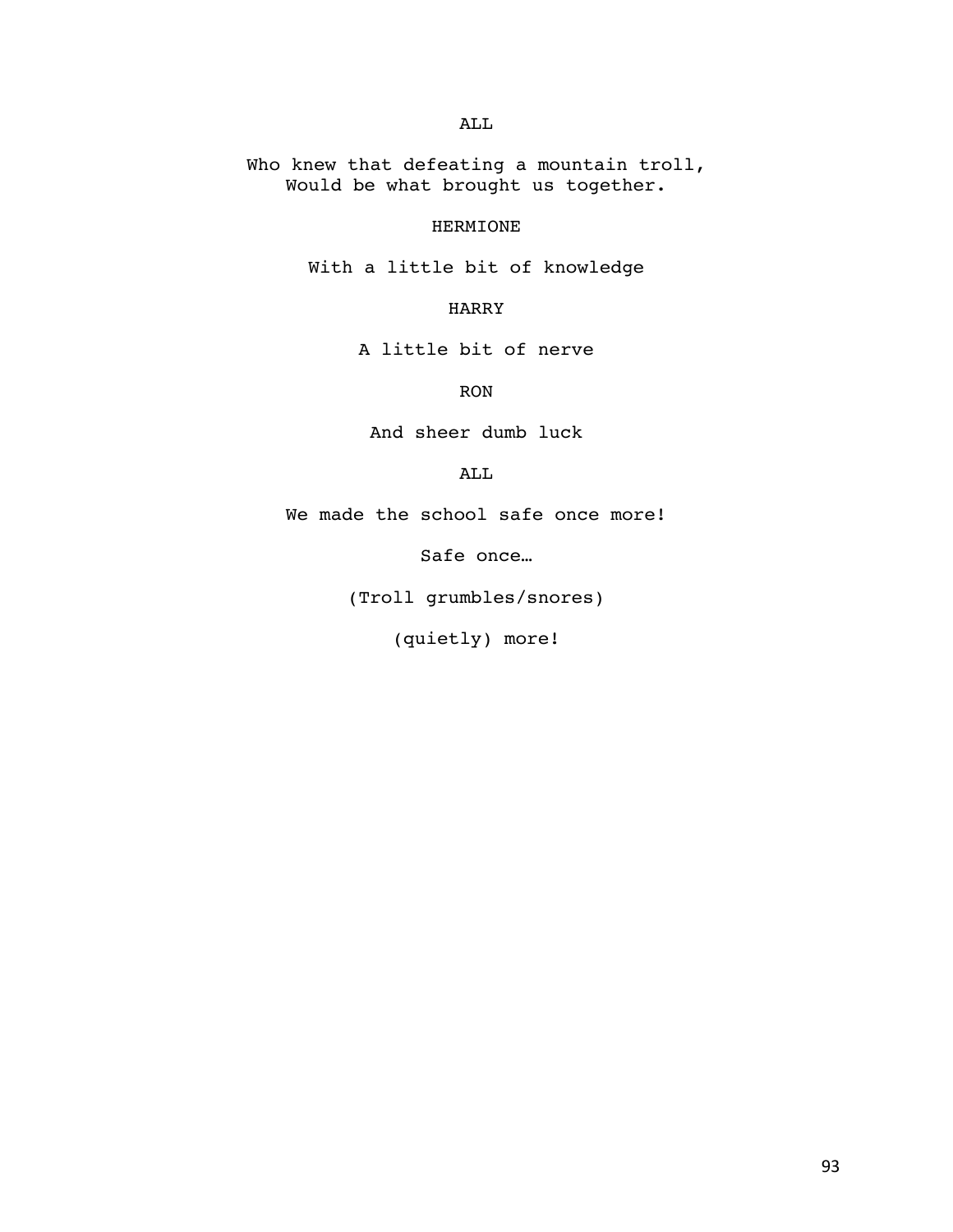ALL

Who knew that defeating a mountain troll,
Would be what brought us together.

HERMIONE

With a little bit of knowledge

HARRY

A little bit of nerve

RON

And sheer dumb luck

ALL

We made the school safe once more!

Safe once…

(Troll grumbles/snores)

(quietly) more!